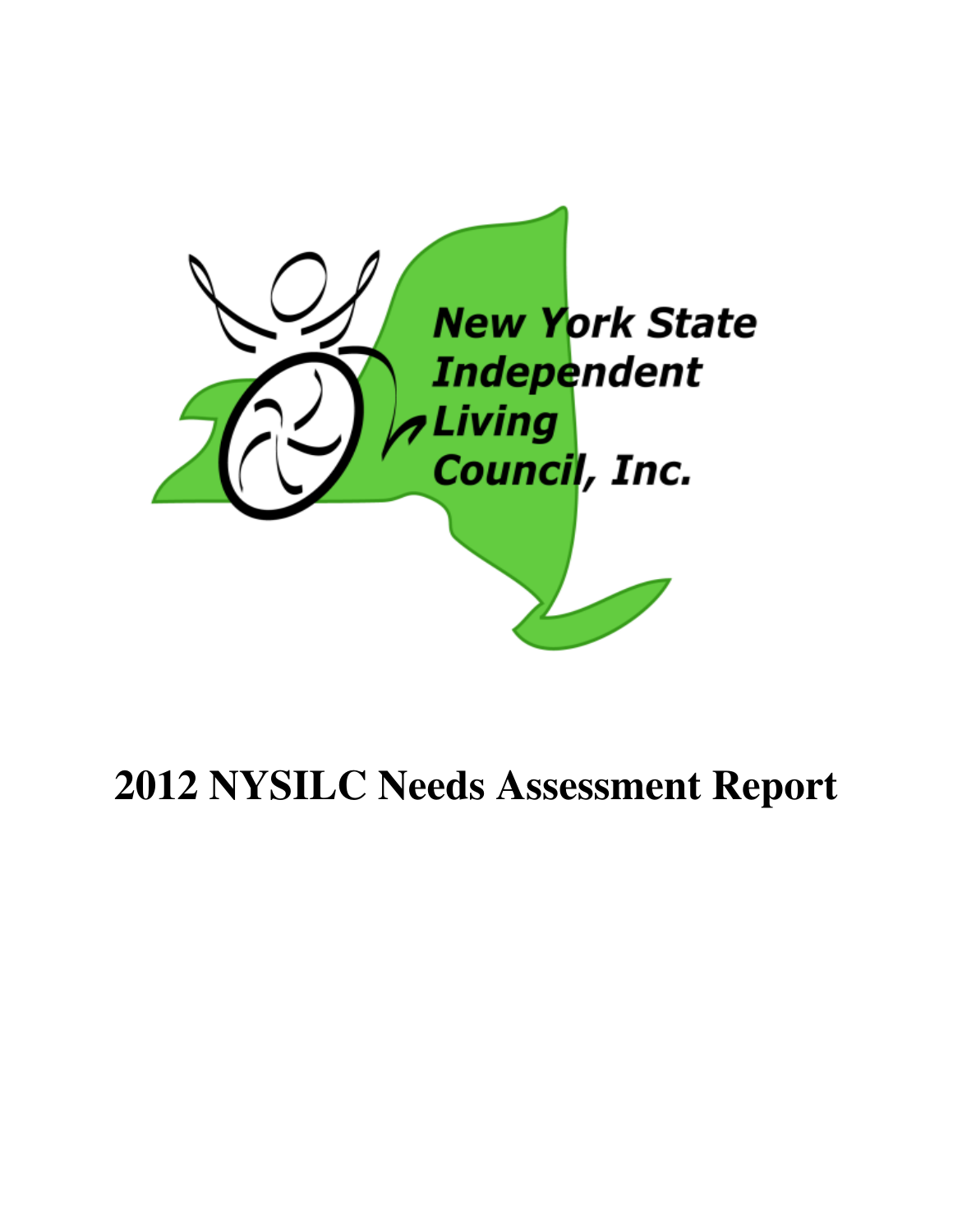New York State Independent Living Council, Inc.

# 2012 NYSILC Needs Assessment Report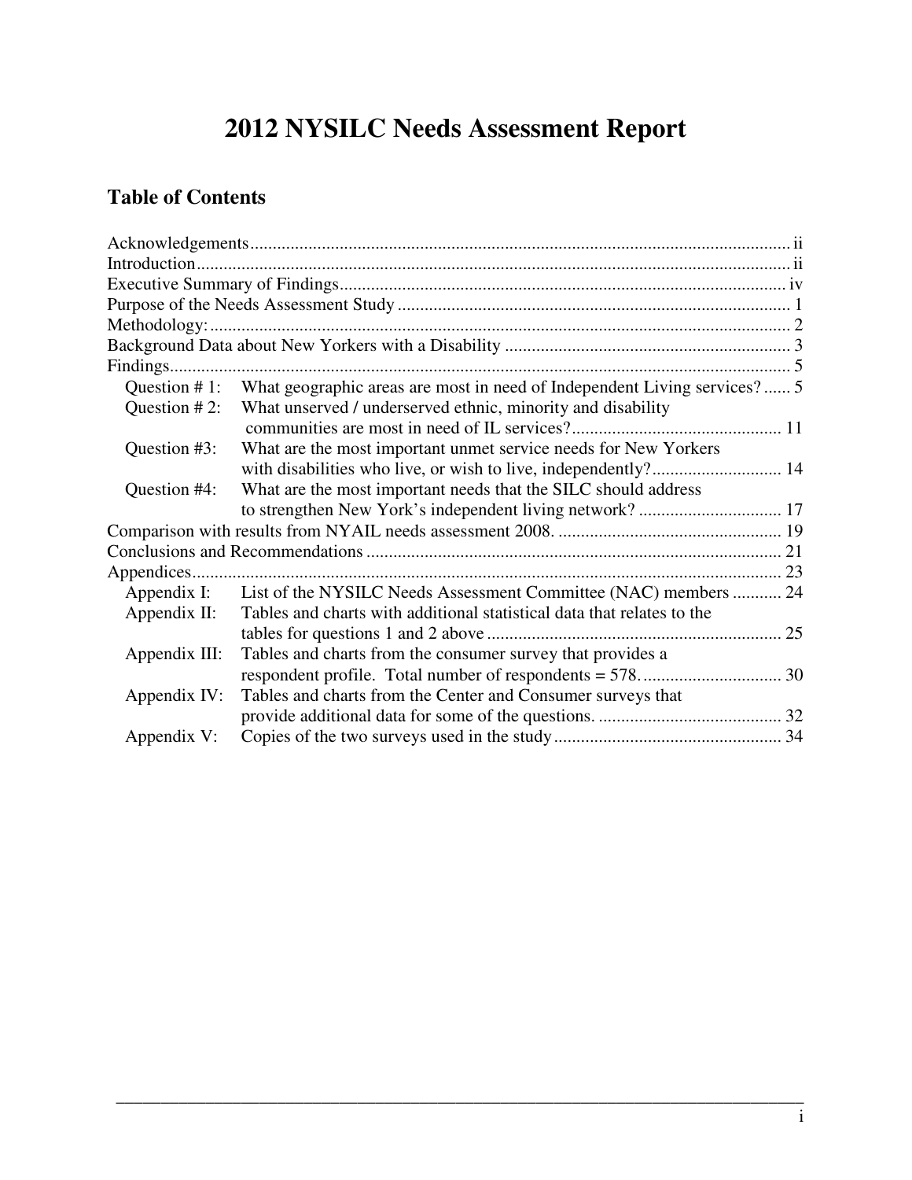# 2012 NYSILC Needs Assessment Report

## Table of Contents

Acknowledgements ........ ii
Introduction ........ ii
Executive Summary of Findings ........ iv
Purpose of the Needs Assessment Study ........ 1
Methodology: ........ 2
Background Data about New Yorkers with a Disability ........ 3
Findings ........ 5

- Question # 1: What geographic areas are most in need of Independent Living services? ...... 5
- Question # 2: What unserved / underserved ethnic, minority and disability communities are most in need of IL services? ........ 11
- Question #3: What are the most important unmet service needs for New Yorkers with disabilities who live, or wish to live, independently? ........ 14
- Question #4: What are the most important needs that the SILC should address to strengthen New York's independent living network? ........ 17

Comparison with results from NYAIL needs assessment 2008. ........ 19
Conclusions and Recommendations ........ 21
Appendices ........ 23

- Appendix I: List of the NYSILC Needs Assessment Committee (NAC) members ........ 24
- Appendix II: Tables and charts with additional statistical data that relates to the tables for questions 1 and 2 above ........ 25
- Appendix III: Tables and charts from the consumer survey that provides a respondent profile. Total number of respondents = 578. ........ 30
- Appendix IV: Tables and charts from the Center and Consumer surveys that provide additional data for some of the questions. ........ 32
- Appendix V: Copies of the two surveys used in the study ........ 34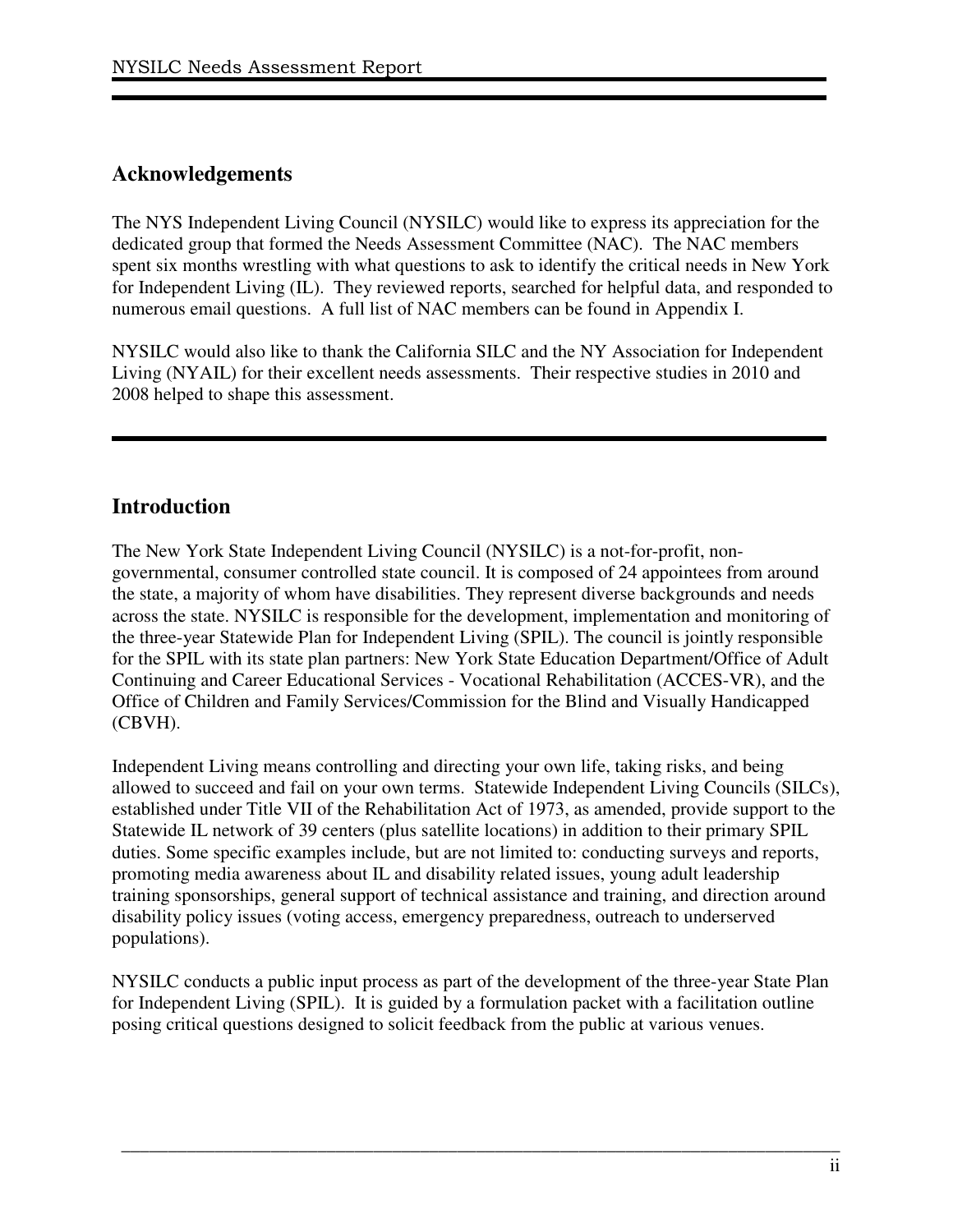## Acknowledgements

The NYS Independent Living Council (NYSILC) would like to express its appreciation for the dedicated group that formed the Needs Assessment Committee (NAC). The NAC members spent six months wrestling with what questions to ask to identify the critical needs in New York for Independent Living (IL). They reviewed reports, searched for helpful data, and responded to numerous email questions. A full list of NAC members can be found in Appendix I.

NYSILC would also like to thank the California SILC and the NY Association for Independent Living (NYAIL) for their excellent needs assessments. Their respective studies in 2010 and 2008 helped to shape this assessment.

## Introduction

The New York State Independent Living Council (NYSILC) is a not-for-profit, non-governmental, consumer controlled state council. It is composed of 24 appointees from around the state, a majority of whom have disabilities. They represent diverse backgrounds and needs across the state. NYSILC is responsible for the development, implementation and monitoring of the three-year Statewide Plan for Independent Living (SPIL). The council is jointly responsible for the SPIL with its state plan partners: New York State Education Department/Office of Adult Continuing and Career Educational Services - Vocational Rehabilitation (ACCES-VR), and the Office of Children and Family Services/Commission for the Blind and Visually Handicapped (CBVH).

Independent Living means controlling and directing your own life, taking risks, and being allowed to succeed and fail on your own terms. Statewide Independent Living Councils (SILCs), established under Title VII of the Rehabilitation Act of 1973, as amended, provide support to the Statewide IL network of 39 centers (plus satellite locations) in addition to their primary SPIL duties. Some specific examples include, but are not limited to: conducting surveys and reports, promoting media awareness about IL and disability related issues, young adult leadership training sponsorships, general support of technical assistance and training, and direction around disability policy issues (voting access, emergency preparedness, outreach to underserved populations).

NYSILC conducts a public input process as part of the development of the three-year State Plan for Independent Living (SPIL). It is guided by a formulation packet with a facilitation outline posing critical questions designed to solicit feedback from the public at various venues.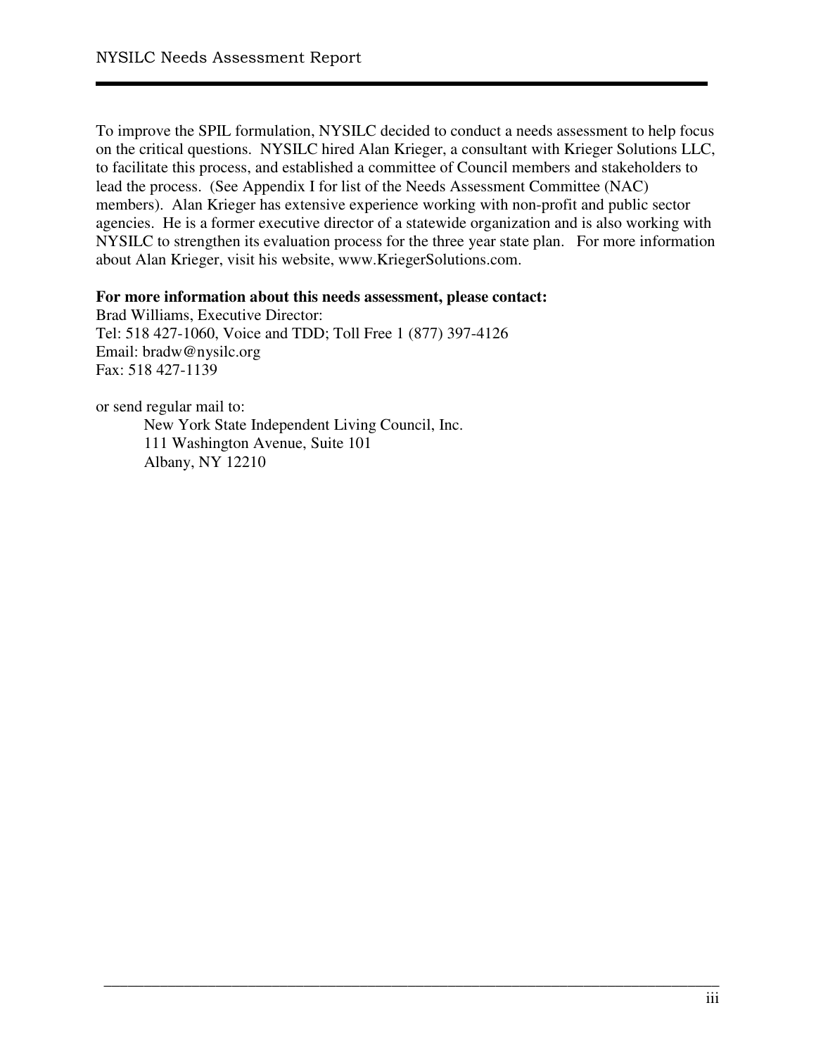To improve the SPIL formulation, NYSILC decided to conduct a needs assessment to help focus on the critical questions. NYSILC hired Alan Krieger, a consultant with Krieger Solutions LLC, to facilitate this process, and established a committee of Council members and stakeholders to lead the process. (See Appendix I for list of the Needs Assessment Committee (NAC) members). Alan Krieger has extensive experience working with non-profit and public sector agencies. He is a former executive director of a statewide organization and is also working with NYSILC to strengthen its evaluation process for the three year state plan. For more information about Alan Krieger, visit his website, www.KriegerSolutions.com.

**For more information about this needs assessment, please contact:**
Brad Williams, Executive Director:
Tel: 518 427-1060, Voice and TDD; Toll Free 1 (877) 397-4126
Email: bradw@nysilc.org
Fax: 518 427-1139

or send regular mail to:

New York State Independent Living Council, Inc.
111 Washington Avenue, Suite 101
Albany, NY 12210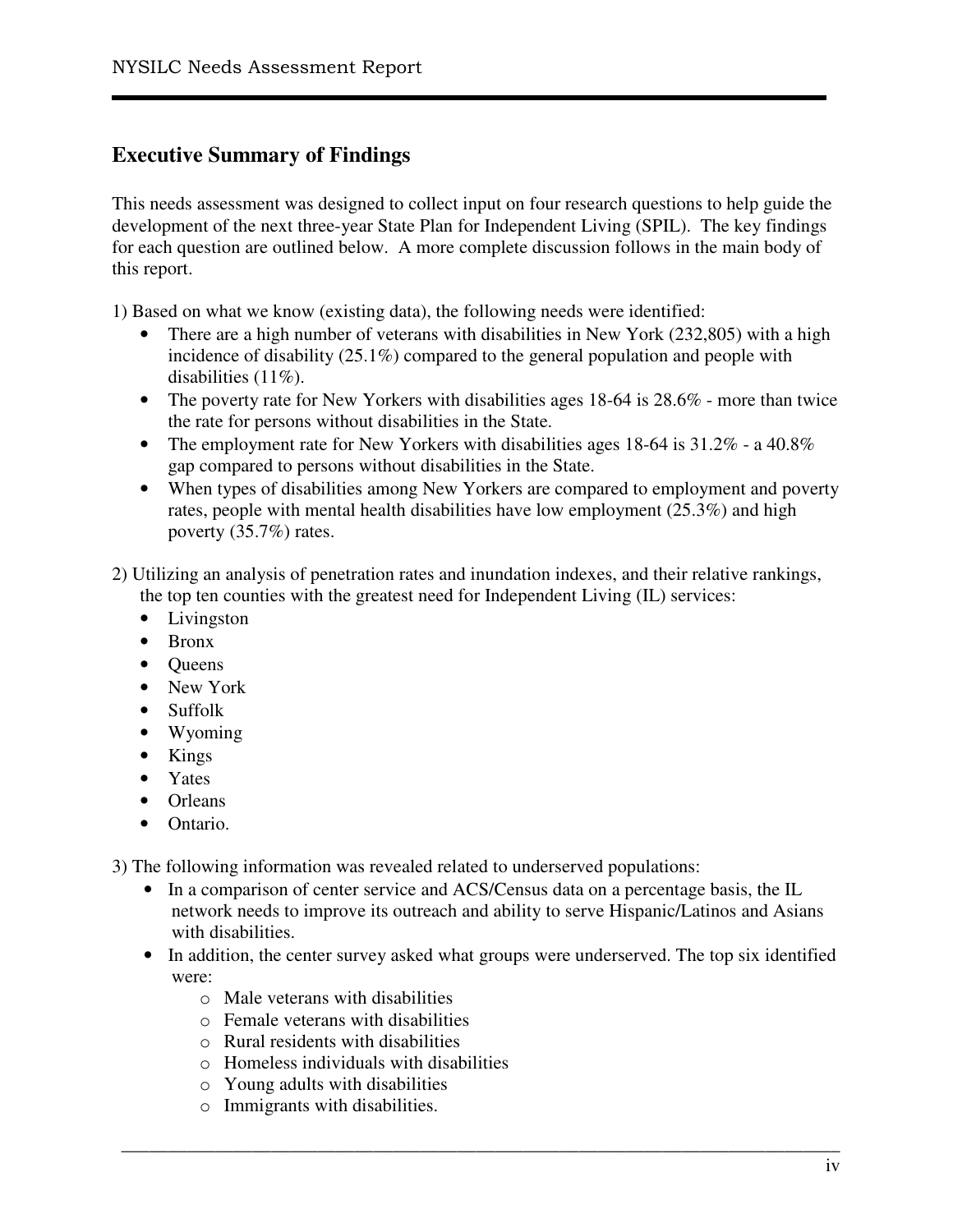## Executive Summary of Findings

This needs assessment was designed to collect input on four research questions to help guide the development of the next three-year State Plan for Independent Living (SPIL). The key findings for each question are outlined below. A more complete discussion follows in the main body of this report.

1) Based on what we know (existing data), the following needs were identified:

- There are a high number of veterans with disabilities in New York (232,805) with a high incidence of disability (25.1%) compared to the general population and people with disabilities (11%).
- The poverty rate for New Yorkers with disabilities ages 18-64 is 28.6% - more than twice the rate for persons without disabilities in the State.
- The employment rate for New Yorkers with disabilities ages 18-64 is 31.2% - a 40.8% gap compared to persons without disabilities in the State.
- When types of disabilities among New Yorkers are compared to employment and poverty rates, people with mental health disabilities have low employment (25.3%) and high poverty (35.7%) rates.

2) Utilizing an analysis of penetration rates and inundation indexes, and their relative rankings, the top ten counties with the greatest need for Independent Living (IL) services:

- Livingston
- Bronx
- Queens
- New York
- Suffolk
- Wyoming
- Kings
- Yates
- Orleans
- Ontario.

3) The following information was revealed related to underserved populations:

- In a comparison of center service and ACS/Census data on a percentage basis, the IL network needs to improve its outreach and ability to serve Hispanic/Latinos and Asians with disabilities.
- In addition, the center survey asked what groups were underserved. The top six identified were:
  - Male veterans with disabilities
  - Female veterans with disabilities
  - Rural residents with disabilities
  - Homeless individuals with disabilities
  - Young adults with disabilities
  - Immigrants with disabilities.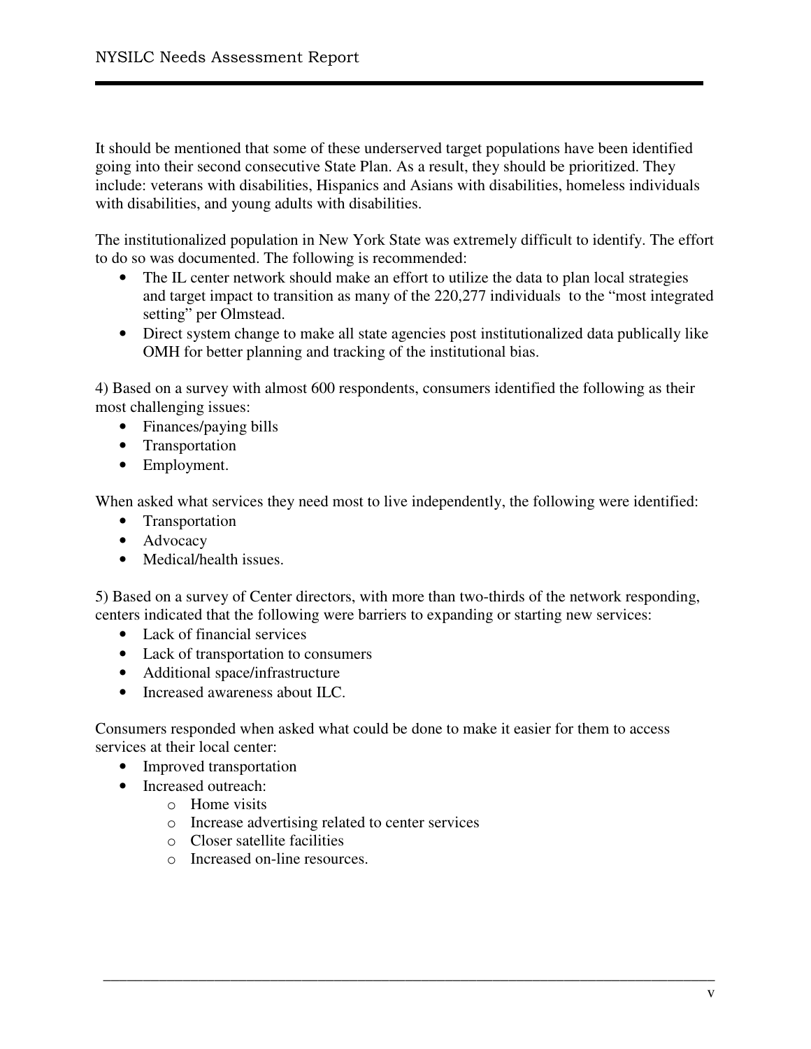It should be mentioned that some of these underserved target populations have been identified going into their second consecutive State Plan. As a result, they should be prioritized. They include: veterans with disabilities, Hispanics and Asians with disabilities, homeless individuals with disabilities, and young adults with disabilities.

The institutionalized population in New York State was extremely difficult to identify. The effort to do so was documented. The following is recommended:

- The IL center network should make an effort to utilize the data to plan local strategies and target impact to transition as many of the 220,277 individuals to the "most integrated setting" per Olmstead.
- Direct system change to make all state agencies post institutionalized data publically like OMH for better planning and tracking of the institutional bias.

4) Based on a survey with almost 600 respondents, consumers identified the following as their most challenging issues:

- Finances/paying bills
- Transportation
- Employment.

When asked what services they need most to live independently, the following were identified:

- Transportation
- Advocacy
- Medical/health issues.

5) Based on a survey of Center directors, with more than two-thirds of the network responding, centers indicated that the following were barriers to expanding or starting new services:

- Lack of financial services
- Lack of transportation to consumers
- Additional space/infrastructure
- Increased awareness about ILC.

Consumers responded when asked what could be done to make it easier for them to access services at their local center:

- Improved transportation
- Increased outreach:
  - Home visits
  - Increase advertising related to center services
  - Closer satellite facilities
  - Increased on-line resources.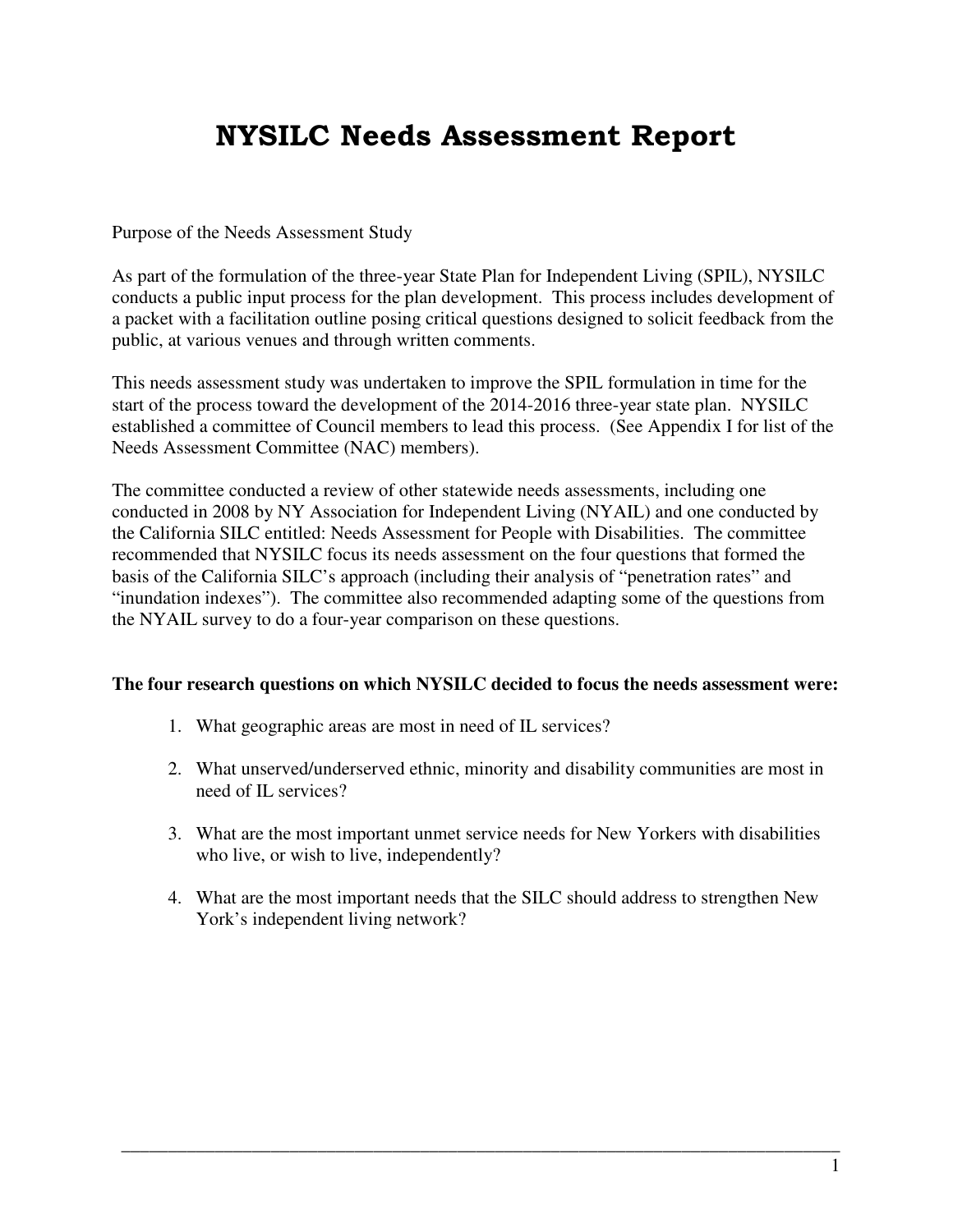# NYSILC Needs Assessment Report

Purpose of the Needs Assessment Study

As part of the formulation of the three-year State Plan for Independent Living (SPIL), NYSILC conducts a public input process for the plan development. This process includes development of a packet with a facilitation outline posing critical questions designed to solicit feedback from the public, at various venues and through written comments.

This needs assessment study was undertaken to improve the SPIL formulation in time for the start of the process toward the development of the 2014-2016 three-year state plan. NYSILC established a committee of Council members to lead this process. (See Appendix I for list of the Needs Assessment Committee (NAC) members).

The committee conducted a review of other statewide needs assessments, including one conducted in 2008 by NY Association for Independent Living (NYAIL) and one conducted by the California SILC entitled: Needs Assessment for People with Disabilities. The committee recommended that NYSILC focus its needs assessment on the four questions that formed the basis of the California SILC's approach (including their analysis of "penetration rates" and "inundation indexes"). The committee also recommended adapting some of the questions from the NYAIL survey to do a four-year comparison on these questions.

**The four research questions on which NYSILC decided to focus the needs assessment were:**

1. What geographic areas are most in need of IL services?
2. What unserved/underserved ethnic, minority and disability communities are most in need of IL services?
3. What are the most important unmet service needs for New Yorkers with disabilities who live, or wish to live, independently?
4. What are the most important needs that the SILC should address to strengthen New York's independent living network?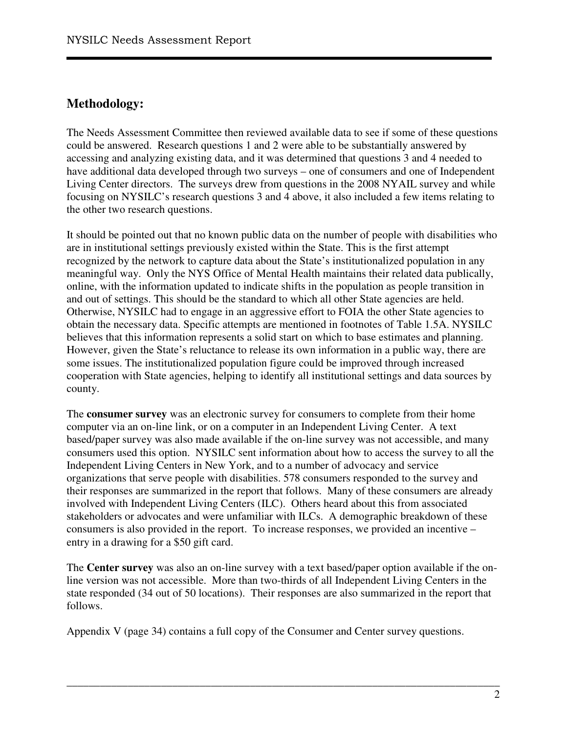## Methodology:

The Needs Assessment Committee then reviewed available data to see if some of these questions could be answered. Research questions 1 and 2 were able to be substantially answered by accessing and analyzing existing data, and it was determined that questions 3 and 4 needed to have additional data developed through two surveys – one of consumers and one of Independent Living Center directors. The surveys drew from questions in the 2008 NYAIL survey and while focusing on NYSILC's research questions 3 and 4 above, it also included a few items relating to the other two research questions.

It should be pointed out that no known public data on the number of people with disabilities who are in institutional settings previously existed within the State. This is the first attempt recognized by the network to capture data about the State's institutionalized population in any meaningful way. Only the NYS Office of Mental Health maintains their related data publically, online, with the information updated to indicate shifts in the population as people transition in and out of settings. This should be the standard to which all other State agencies are held. Otherwise, NYSILC had to engage in an aggressive effort to FOIA the other State agencies to obtain the necessary data. Specific attempts are mentioned in footnotes of Table 1.5A. NYSILC believes that this information represents a solid start on which to base estimates and planning. However, given the State's reluctance to release its own information in a public way, there are some issues. The institutionalized population figure could be improved through increased cooperation with State agencies, helping to identify all institutional settings and data sources by county.

The **consumer survey** was an electronic survey for consumers to complete from their home computer via an on-line link, or on a computer in an Independent Living Center. A text based/paper survey was also made available if the on-line survey was not accessible, and many consumers used this option. NYSILC sent information about how to access the survey to all the Independent Living Centers in New York, and to a number of advocacy and service organizations that serve people with disabilities. 578 consumers responded to the survey and their responses are summarized in the report that follows. Many of these consumers are already involved with Independent Living Centers (ILC). Others heard about this from associated stakeholders or advocates and were unfamiliar with ILCs. A demographic breakdown of these consumers is also provided in the report. To increase responses, we provided an incentive – entry in a drawing for a $50 gift card.

The **Center survey** was also an on-line survey with a text based/paper option available if the on-line version was not accessible. More than two-thirds of all Independent Living Centers in the state responded (34 out of 50 locations). Their responses are also summarized in the report that follows.

Appendix V (page 34) contains a full copy of the Consumer and Center survey questions.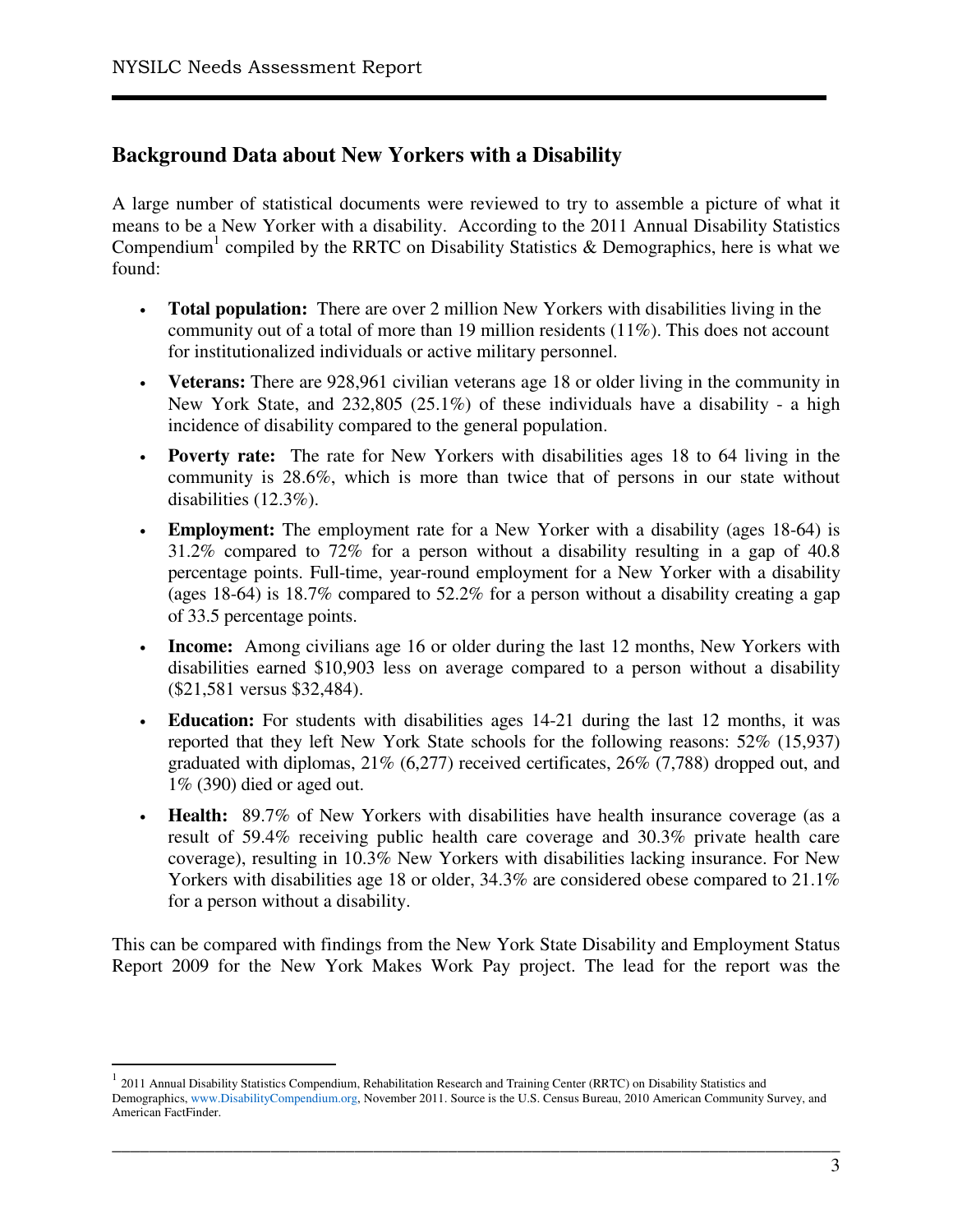## Background Data about New Yorkers with a Disability

A large number of statistical documents were reviewed to try to assemble a picture of what it means to be a New Yorker with a disability. According to the 2011 Annual Disability Statistics Compendium[1] compiled by the RRTC on Disability Statistics & Demographics, here is what we found:

- **Total population:** There are over 2 million New Yorkers with disabilities living in the community out of a total of more than 19 million residents (11%). This does not account for institutionalized individuals or active military personnel.
- **Veterans:** There are 928,961 civilian veterans age 18 or older living in the community in New York State, and 232,805 (25.1%) of these individuals have a disability - a high incidence of disability compared to the general population.
- **Poverty rate:** The rate for New Yorkers with disabilities ages 18 to 64 living in the community is 28.6%, which is more than twice that of persons in our state without disabilities (12.3%).
- **Employment:** The employment rate for a New Yorker with a disability (ages 18-64) is 31.2% compared to 72% for a person without a disability resulting in a gap of 40.8 percentage points. Full-time, year-round employment for a New Yorker with a disability (ages 18-64) is 18.7% compared to 52.2% for a person without a disability creating a gap of 33.5 percentage points.
- **Income:** Among civilians age 16 or older during the last 12 months, New Yorkers with disabilities earned $10,903 less on average compared to a person without a disability ($21,581 versus $32,484).
- **Education:** For students with disabilities ages 14-21 during the last 12 months, it was reported that they left New York State schools for the following reasons: 52% (15,937) graduated with diplomas, 21% (6,277) received certificates, 26% (7,788) dropped out, and 1% (390) died or aged out.
- **Health:** 89.7% of New Yorkers with disabilities have health insurance coverage (as a result of 59.4% receiving public health care coverage and 30.3% private health care coverage), resulting in 10.3% New Yorkers with disabilities lacking insurance. For New Yorkers with disabilities age 18 or older, 34.3% are considered obese compared to 21.1% for a person without a disability.

This can be compared with findings from the New York State Disability and Employment Status Report 2009 for the New York Makes Work Pay project. The lead for the report was the

---

[1] 2011 Annual Disability Statistics Compendium, Rehabilitation Research and Training Center (RRTC) on Disability Statistics and Demographics, www.DisabilityCompendium.org, November 2011. Source is the U.S. Census Bureau, 2010 American Community Survey, and American FactFinder.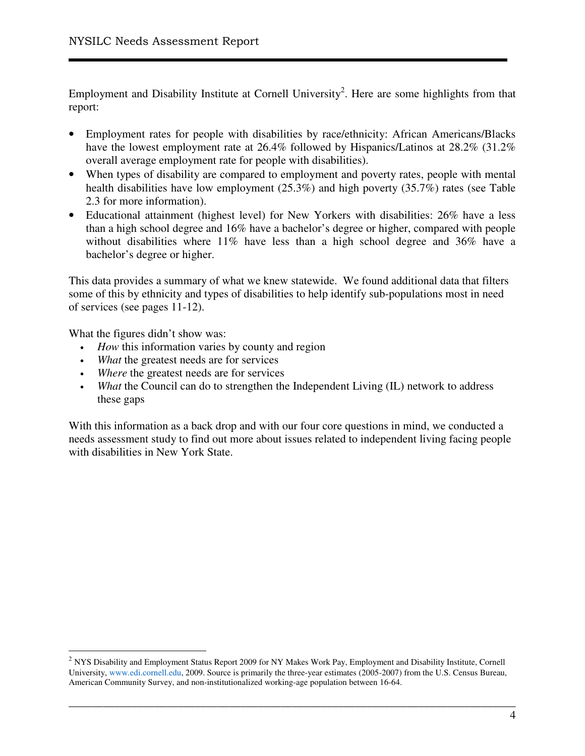Employment and Disability Institute at Cornell University[2]. Here are some highlights from that report:

- Employment rates for people with disabilities by race/ethnicity: African Americans/Blacks have the lowest employment rate at 26.4% followed by Hispanics/Latinos at 28.2% (31.2% overall average employment rate for people with disabilities).
- When types of disability are compared to employment and poverty rates, people with mental health disabilities have low employment (25.3%) and high poverty (35.7%) rates (see Table 2.3 for more information).
- Educational attainment (highest level) for New Yorkers with disabilities: 26% have a less than a high school degree and 16% have a bachelor's degree or higher, compared with people without disabilities where 11% have less than a high school degree and 36% have a bachelor's degree or higher.

This data provides a summary of what we knew statewide. We found additional data that filters some of this by ethnicity and types of disabilities to help identify sub-populations most in need of services (see pages 11-12).

What the figures didn't show was:

- *How* this information varies by county and region
- *What* the greatest needs are for services
- *Where* the greatest needs are for services
- *What* the Council can do to strengthen the Independent Living (IL) network to address these gaps

With this information as a back drop and with our four core questions in mind, we conducted a needs assessment study to find out more about issues related to independent living facing people with disabilities in New York State.

[2] NYS Disability and Employment Status Report 2009 for NY Makes Work Pay, Employment and Disability Institute, Cornell University, www.edi.cornell.edu, 2009. Source is primarily the three-year estimates (2005-2007) from the U.S. Census Bureau, American Community Survey, and non-institutionalized working-age population between 16-64.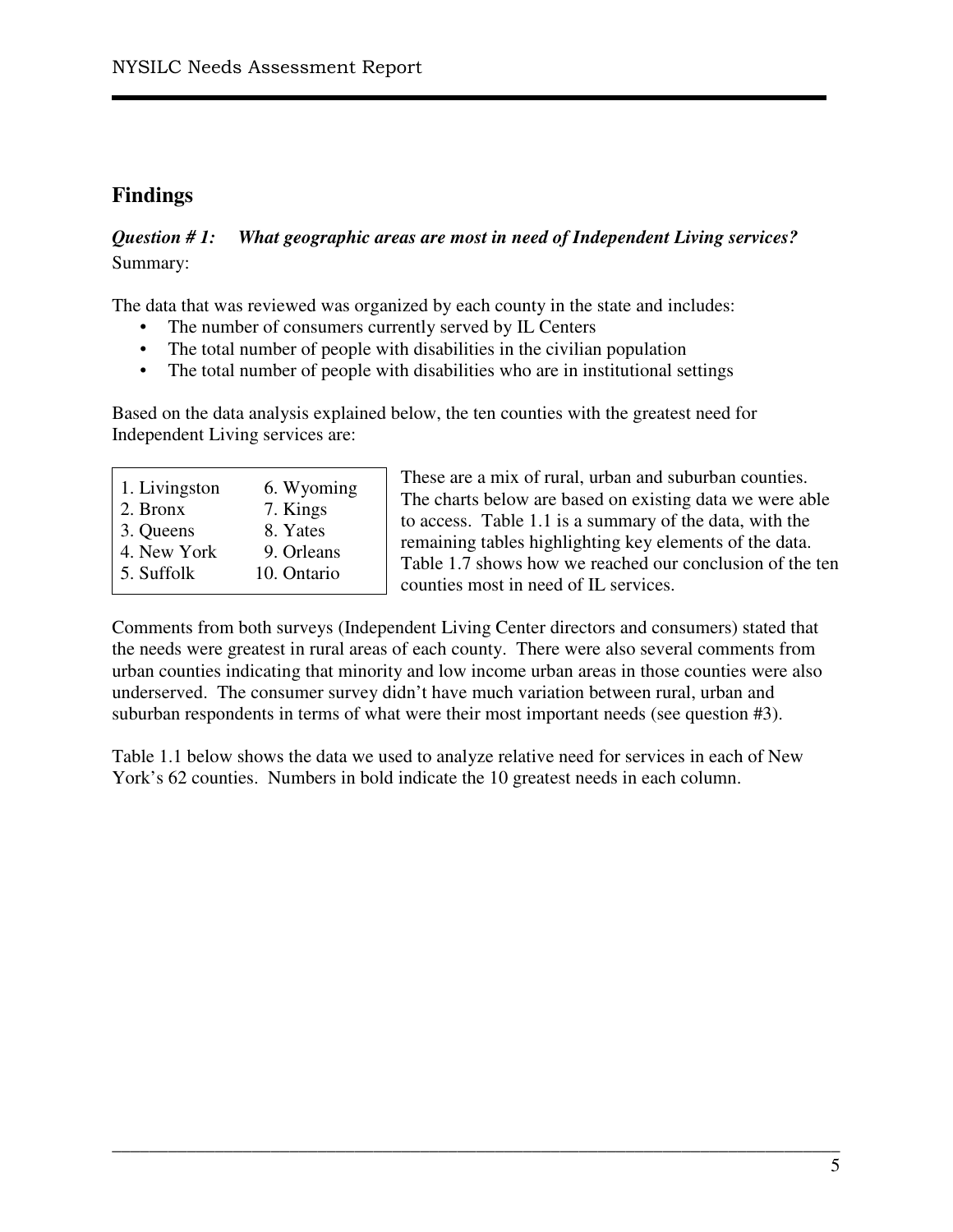## Findings

***Question # 1: What geographic areas are most in need of Independent Living services?***

Summary:

The data that was reviewed was organized by each county in the state and includes:

- The number of consumers currently served by IL Centers
- The total number of people with disabilities in the civilian population
- The total number of people with disabilities who are in institutional settings

Based on the data analysis explained below, the ten counties with the greatest need for Independent Living services are:

| | |
|---|---|
| 1. Livingston | 6. Wyoming |
| 2. Bronx | 7. Kings |
| 3. Queens | 8. Yates |
| 4. New York | 9. Orleans |
| 5. Suffolk | 10. Ontario |

These are a mix of rural, urban and suburban counties. The charts below are based on existing data we were able to access. Table 1.1 is a summary of the data, with the remaining tables highlighting key elements of the data. Table 1.7 shows how we reached our conclusion of the ten counties most in need of IL services.

Comments from both surveys (Independent Living Center directors and consumers) stated that the needs were greatest in rural areas of each county. There were also several comments from urban counties indicating that minority and low income urban areas in those counties were also underserved. The consumer survey didn't have much variation between rural, urban and suburban respondents in terms of what were their most important needs (see question #3).

Table 1.1 below shows the data we used to analyze relative need for services in each of New York's 62 counties. Numbers in bold indicate the 10 greatest needs in each column.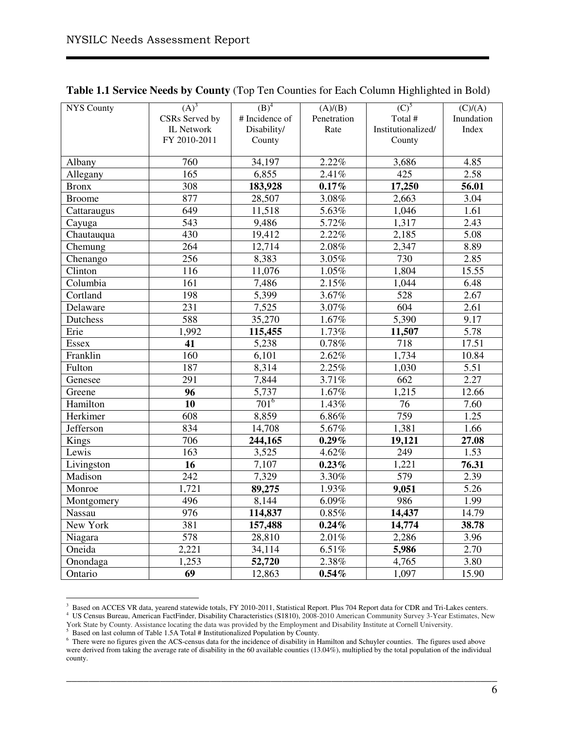**Table 1.1 Service Needs by County** (Top Ten Counties for Each Column Highlighted in Bold)

| NYS County | (A)[3] CSRs Served by IL Network FY 2010-2011 | (B)[4] # Incidence of Disability/ County | (A)/(B) Penetration Rate | (C)[5] Total # Institutionalized/ County | (C)/(A) Inundation Index |
|---|---|---|---|---|---|
| Albany | 760 | 34,197 | 2.22% | 3,686 | 4.85 |
| Allegany | 165 | 6,855 | 2.41% | 425 | 2.58 |
| Bronx | 308 | **183,928** | **0.17%** | **17,250** | **56.01** |
| Broome | 877 | 28,507 | 3.08% | 2,663 | 3.04 |
| Cattaraugus | 649 | 11,518 | 5.63% | 1,046 | 1.61 |
| Cayuga | 543 | 9,486 | 5.72% | 1,317 | 2.43 |
| Chautauqua | 430 | 19,412 | 2.22% | 2,185 | 5.08 |
| Chemung | 264 | 12,714 | 2.08% | 2,347 | 8.89 |
| Chenango | 256 | 8,383 | 3.05% | 730 | 2.85 |
| Clinton | 116 | 11,076 | 1.05% | 1,804 | 15.55 |
| Columbia | 161 | 7,486 | 2.15% | 1,044 | 6.48 |
| Cortland | 198 | 5,399 | 3.67% | 528 | 2.67 |
| Delaware | 231 | 7,525 | 3.07% | 604 | 2.61 |
| Dutchess | 588 | 35,270 | 1.67% | 5,390 | 9.17 |
| Erie | 1,992 | **115,455** | 1.73% | **11,507** | 5.78 |
| Essex | **41** | 5,238 | 0.78% | 718 | 17.51 |
| Franklin | 160 | 6,101 | 2.62% | 1,734 | 10.84 |
| Fulton | 187 | 8,314 | 2.25% | 1,030 | 5.51 |
| Genesee | 291 | 7,844 | 3.71% | 662 | 2.27 |
| Greene | **96** | 5,737 | 1.67% | 1,215 | 12.66 |
| Hamilton | **10** | 701[6] | 1.43% | 76 | 7.60 |
| Herkimer | 608 | 8,859 | 6.86% | 759 | 1.25 |
| Jefferson | 834 | 14,708 | 5.67% | 1,381 | 1.66 |
| Kings | 706 | **244,165** | **0.29%** | **19,121** | **27.08** |
| Lewis | 163 | 3,525 | 4.62% | 249 | 1.53 |
| Livingston | **16** | 7,107 | **0.23%** | 1,221 | **76.31** |
| Madison | 242 | 7,329 | 3.30% | 579 | 2.39 |
| Monroe | 1,721 | **89,275** | 1.93% | **9,051** | 5.26 |
| Montgomery | 496 | 8,144 | 6.09% | 986 | 1.99 |
| Nassau | 976 | **114,837** | 0.85% | **14,437** | 14.79 |
| New York | 381 | **157,488** | **0.24%** | **14,774** | **38.78** |
| Niagara | 578 | 28,810 | 2.01% | 2,286 | 3.96 |
| Oneida | 2,221 | 34,114 | 6.51% | **5,986** | 2.70 |
| Onondaga | 1,253 | **52,720** | 2.38% | 4,765 | 3.80 |
| Ontario | **69** | 12,863 | **0.54%** | 1,097 | 15.90 |

[3] Based on ACCES VR data, yearend statewide totals, FY 2010-2011, Statistical Report. Plus 704 Report data for CDR and Tri-Lakes centers.

[4] US Census Bureau, American FactFinder, Disability Characteristics (S1810), 2008-2010 American Community Survey 3-Year Estimates, New York State by County. Assistance locating the data was provided by the Employment and Disability Institute at Cornell University.

[5] Based on last column of Table 1.5A Total # Institutionalized Population by County.

[6] There were no figures given the ACS-census data for the incidence of disability in Hamilton and Schuyler counties. The figures used above were derived from taking the average rate of disability in the 60 available counties (13.04%), multiplied by the total population of the individual county.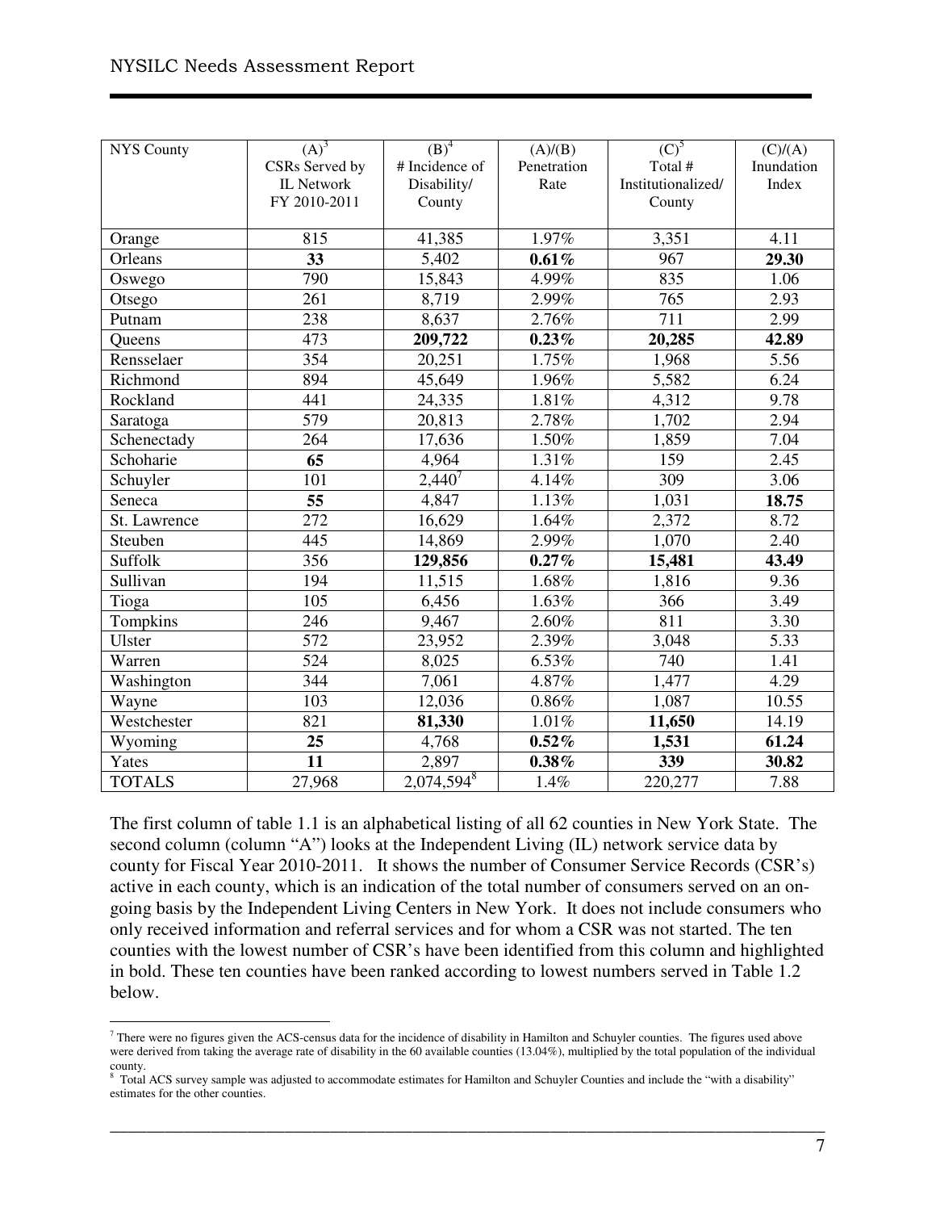| NYS County | (A)[3] CSRs Served by IL Network FY 2010-2011 | (B)[4] # Incidence of Disability/ County | (A)/(B) Penetration Rate | (C)[5] Total # Institutionalized/ County | (C)/(A) Inundation Index |
|---|---|---|---|---|---|
| Orange | 815 | 41,385 | 1.97% | 3,351 | 4.11 |
| Orleans | **33** | 5,402 | **0.61%** | 967 | **29.30** |
| Oswego | 790 | 15,843 | 4.99% | 835 | 1.06 |
| Otsego | 261 | 8,719 | 2.99% | 765 | 2.93 |
| Putnam | 238 | 8,637 | 2.76% | 711 | 2.99 |
| Queens | 473 | **209,722** | **0.23%** | **20,285** | **42.89** |
| Rensselaer | 354 | 20,251 | 1.75% | 1,968 | 5.56 |
| Richmond | 894 | 45,649 | 1.96% | 5,582 | 6.24 |
| Rockland | 441 | 24,335 | 1.81% | 4,312 | 9.78 |
| Saratoga | 579 | 20,813 | 2.78% | 1,702 | 2.94 |
| Schenectady | 264 | 17,636 | 1.50% | 1,859 | 7.04 |
| Schoharie | **65** | 4,964 | 1.31% | 159 | 2.45 |
| Schuyler | 101 | 2,440[7] | 4.14% | 309 | 3.06 |
| Seneca | **55** | 4,847 | 1.13% | 1,031 | **18.75** |
| St. Lawrence | 272 | 16,629 | 1.64% | 2,372 | 8.72 |
| Steuben | 445 | 14,869 | 2.99% | 1,070 | 2.40 |
| Suffolk | 356 | **129,856** | **0.27%** | **15,481** | **43.49** |
| Sullivan | 194 | 11,515 | 1.68% | 1,816 | 9.36 |
| Tioga | 105 | 6,456 | 1.63% | 366 | 3.49 |
| Tompkins | 246 | 9,467 | 2.60% | 811 | 3.30 |
| Ulster | 572 | 23,952 | 2.39% | 3,048 | 5.33 |
| Warren | 524 | 8,025 | 6.53% | 740 | 1.41 |
| Washington | 344 | 7,061 | 4.87% | 1,477 | 4.29 |
| Wayne | 103 | 12,036 | 0.86% | 1,087 | 10.55 |
| Westchester | 821 | **81,330** | 1.01% | **11,650** | 14.19 |
| Wyoming | **25** | 4,768 | **0.52%** | **1,531** | **61.24** |
| Yates | **11** | 2,897 | **0.38%** | **339** | **30.82** |
| TOTALS | 27,968 | 2,074,594[8] | 1.4% | 220,277 | 7.88 |

The first column of table 1.1 is an alphabetical listing of all 62 counties in New York State. The second column (column "A") looks at the Independent Living (IL) network service data by county for Fiscal Year 2010-2011. It shows the number of Consumer Service Records (CSR's) active in each county, which is an indication of the total number of consumers served on an on-going basis by the Independent Living Centers in New York. It does not include consumers who only received information and referral services and for whom a CSR was not started. The ten counties with the lowest number of CSR's have been identified from this column and highlighted in bold. These ten counties have been ranked according to lowest numbers served in Table 1.2 below.

[7] There were no figures given the ACS-census data for the incidence of disability in Hamilton and Schuyler counties. The figures used above were derived from taking the average rate of disability in the 60 available counties (13.04%), multiplied by the total population of the individual county.

[8] Total ACS survey sample was adjusted to accommodate estimates for Hamilton and Schuyler Counties and include the "with a disability" estimates for the other counties.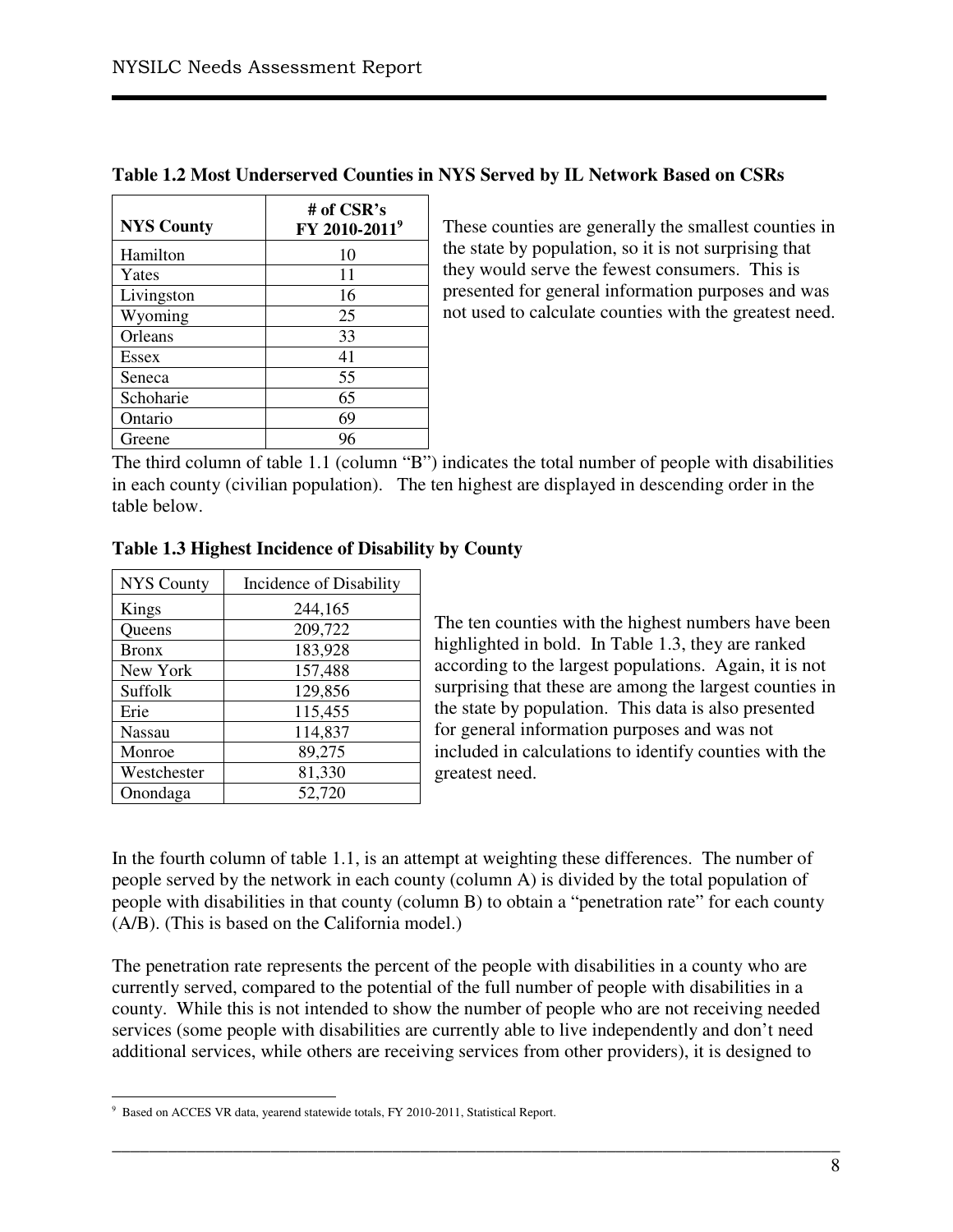**Table 1.2 Most Underserved Counties in NYS Served by IL Network Based on CSRs**

| NYS County | # of CSR's FY 2010-2011[9] |
|---|---|
| Hamilton | 10 |
| Yates | 11 |
| Livingston | 16 |
| Wyoming | 25 |
| Orleans | 33 |
| Essex | 41 |
| Seneca | 55 |
| Schoharie | 65 |
| Ontario | 69 |
| Greene | 96 |

These counties are generally the smallest counties in the state by population, so it is not surprising that they would serve the fewest consumers. This is presented for general information purposes and was not used to calculate counties with the greatest need.

The third column of table 1.1 (column "B") indicates the total number of people with disabilities in each county (civilian population). The ten highest are displayed in descending order in the table below.

**Table 1.3 Highest Incidence of Disability by County**

| NYS County | Incidence of Disability |
|---|---|
| Kings | 244,165 |
| Queens | 209,722 |
| Bronx | 183,928 |
| New York | 157,488 |
| Suffolk | 129,856 |
| Erie | 115,455 |
| Nassau | 114,837 |
| Monroe | 89,275 |
| Westchester | 81,330 |
| Onondaga | 52,720 |

The ten counties with the highest numbers have been highlighted in bold. In Table 1.3, they are ranked according to the largest populations. Again, it is not surprising that these are among the largest counties in the state by population. This data is also presented for general information purposes and was not included in calculations to identify counties with the greatest need.

In the fourth column of table 1.1, is an attempt at weighting these differences. The number of people served by the network in each county (column A) is divided by the total population of people with disabilities in that county (column B) to obtain a "penetration rate" for each county (A/B). (This is based on the California model.)

The penetration rate represents the percent of the people with disabilities in a county who are currently served, compared to the potential of the full number of people with disabilities in a county. While this is not intended to show the number of people who are not receiving needed services (some people with disabilities are currently able to live independently and don't need additional services, while others are receiving services from other providers), it is designed to

[9] Based on ACCES VR data, yearend statewide totals, FY 2010-2011, Statistical Report.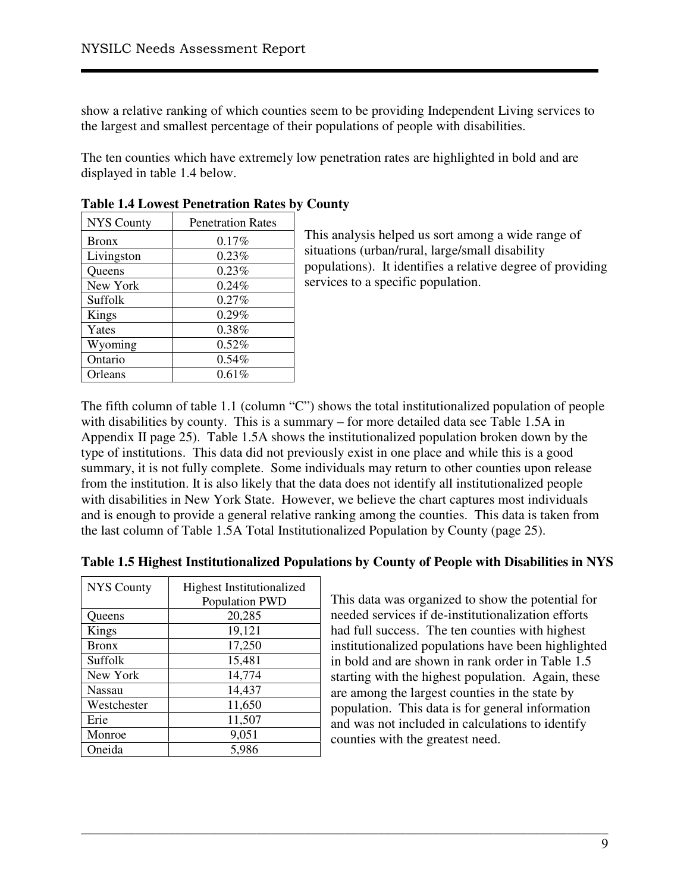show a relative ranking of which counties seem to be providing Independent Living services to the largest and smallest percentage of their populations of people with disabilities.

The ten counties which have extremely low penetration rates are highlighted in bold and are displayed in table 1.4 below.

**Table 1.4 Lowest Penetration Rates by County**

| NYS County | Penetration Rates |
|---|---|
| Bronx | 0.17% |
| Livingston | 0.23% |
| Queens | 0.23% |
| New York | 0.24% |
| Suffolk | 0.27% |
| Kings | 0.29% |
| Yates | 0.38% |
| Wyoming | 0.52% |
| Ontario | 0.54% |
| Orleans | 0.61% |

This analysis helped us sort among a wide range of situations (urban/rural, large/small disability populations). It identifies a relative degree of providing services to a specific population.

The fifth column of table 1.1 (column "C") shows the total institutionalized population of people with disabilities by county. This is a summary – for more detailed data see Table 1.5A in Appendix II page 25). Table 1.5A shows the institutionalized population broken down by the type of institutions. This data did not previously exist in one place and while this is a good summary, it is not fully complete. Some individuals may return to other counties upon release from the institution. It is also likely that the data does not identify all institutionalized people with disabilities in New York State. However, we believe the chart captures most individuals and is enough to provide a general relative ranking among the counties. This data is taken from the last column of Table 1.5A Total Institutionalized Population by County (page 25).

**Table 1.5 Highest Institutionalized Populations by County of People with Disabilities in NYS**

| NYS County | Highest Institutionalized Population PWD |
|---|---|
| Queens | 20,285 |
| Kings | 19,121 |
| Bronx | 17,250 |
| Suffolk | 15,481 |
| New York | 14,774 |
| Nassau | 14,437 |
| Westchester | 11,650 |
| Erie | 11,507 |
| Monroe | 9,051 |
| Oneida | 5,986 |

This data was organized to show the potential for needed services if de-institutionalization efforts had full success. The ten counties with highest institutionalized populations have been highlighted in bold and are shown in rank order in Table 1.5 starting with the highest population. Again, these are among the largest counties in the state by population. This data is for general information and was not included in calculations to identify counties with the greatest need.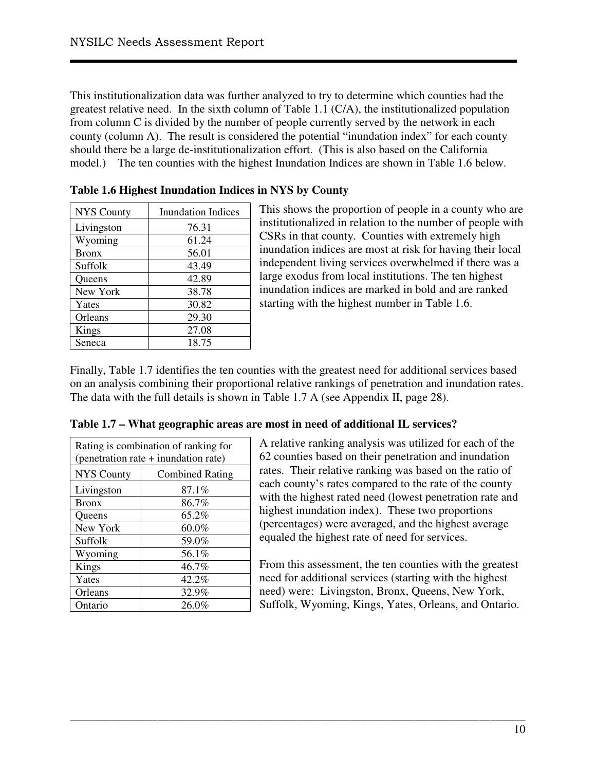This institutionalization data was further analyzed to try to determine which counties had the greatest relative need. In the sixth column of Table 1.1 (C/A), the institutionalized population from column C is divided by the number of people currently served by the network in each county (column A). The result is considered the potential "inundation index" for each county should there be a large de-institutionalization effort. (This is also based on the California model.) The ten counties with the highest Inundation Indices are shown in Table 1.6 below.

**Table 1.6 Highest Inundation Indices in NYS by County**

| NYS County | Inundation Indices |
|---|---|
| Livingston | 76.31 |
| Wyoming | 61.24 |
| Bronx | 56.01 |
| Suffolk | 43.49 |
| Queens | 42.89 |
| New York | 38.78 |
| Yates | 30.82 |
| Orleans | 29.30 |
| Kings | 27.08 |
| Seneca | 18.75 |

This shows the proportion of people in a county who are institutionalized in relation to the number of people with CSRs in that county. Counties with extremely high inundation indices are most at risk for having their local independent living services overwhelmed if there was a large exodus from local institutions. The ten highest inundation indices are marked in bold and are ranked starting with the highest number in Table 1.6.

Finally, Table 1.7 identifies the ten counties with the greatest need for additional services based on an analysis combining their proportional relative rankings of penetration and inundation rates. The data with the full details is shown in Table 1.7 A (see Appendix II, page 28).

**Table 1.7 – What geographic areas are most in need of additional IL services?**

| Rating is combination of ranking for (penetration rate + inundation rate) | |
|---|---|
| NYS County | Combined Rating |
| Livingston | 87.1% |
| Bronx | 86.7% |
| Queens | 65.2% |
| New York | 60.0% |
| Suffolk | 59.0% |
| Wyoming | 56.1% |
| Kings | 46.7% |
| Yates | 42.2% |
| Orleans | 32.9% |
| Ontario | 26.0% |

A relative ranking analysis was utilized for each of the 62 counties based on their penetration and inundation rates. Their relative ranking was based on the ratio of each county's rates compared to the rate of the county with the highest rated need (lowest penetration rate and highest inundation index). These two proportions (percentages) were averaged, and the highest average equaled the highest rate of need for services.

From this assessment, the ten counties with the greatest need for additional services (starting with the highest need) were: Livingston, Bronx, Queens, New York, Suffolk, Wyoming, Kings, Yates, Orleans, and Ontario.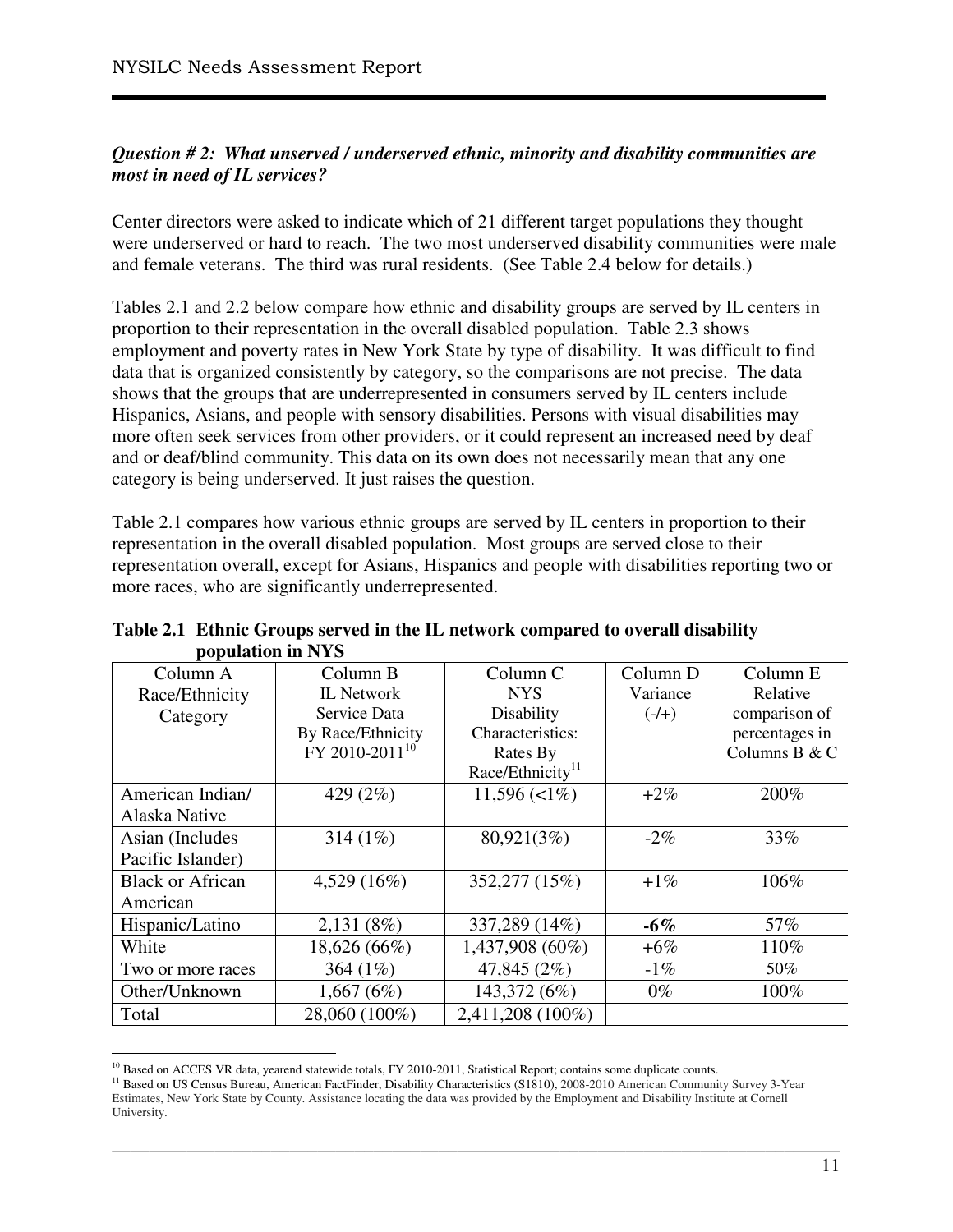***Question # 2: What unserved / underserved ethnic, minority and disability communities are most in need of IL services?***

Center directors were asked to indicate which of 21 different target populations they thought were underserved or hard to reach. The two most underserved disability communities were male and female veterans. The third was rural residents. (See Table 2.4 below for details.)

Tables 2.1 and 2.2 below compare how ethnic and disability groups are served by IL centers in proportion to their representation in the overall disabled population. Table 2.3 shows employment and poverty rates in New York State by type of disability. It was difficult to find data that is organized consistently by category, so the comparisons are not precise. The data shows that the groups that are underrepresented in consumers served by IL centers include Hispanics, Asians, and people with sensory disabilities. Persons with visual disabilities may more often seek services from other providers, or it could represent an increased need by deaf and or deaf/blind community. This data on its own does not necessarily mean that any one category is being underserved. It just raises the question.

Table 2.1 compares how various ethnic groups are served by IL centers in proportion to their representation in the overall disabled population. Most groups are served close to their representation overall, except for Asians, Hispanics and people with disabilities reporting two or more races, who are significantly underrepresented.

**Table 2.1 Ethnic Groups served in the IL network compared to overall disability population in NYS**

| Column A Race/Ethnicity Category | Column B IL Network Service Data By Race/Ethnicity FY 2010-2011[10] | Column C NYS Disability Characteristics: Rates By Race/Ethnicity[11] | Column D Variance (-/+) | Column E Relative comparison of percentages in Columns B & C |
|---|---|---|---|---|
| American Indian/ Alaska Native | 429 (2%) | 11,596 (<1%) | +2% | 200% |
| Asian (Includes Pacific Islander) | 314 (1%) | 80,921(3%) | -2% | 33% |
| Black or African American | 4,529 (16%) | 352,277 (15%) | +1% | 106% |
| Hispanic/Latino | 2,131 (8%) | 337,289 (14%) | **-6%** | 57% |
| White | 18,626 (66%) | 1,437,908 (60%) | +6% | 110% |
| Two or more races | 364 (1%) | 47,845 (2%) | -1% | 50% |
| Other/Unknown | 1,667 (6%) | 143,372 (6%) | 0% | 100% |
| Total | 28,060 (100%) | 2,411,208 (100%) | | |

[10] Based on ACCES VR data, yearend statewide totals, FY 2010-2011, Statistical Report; contains some duplicate counts.

[11] Based on US Census Bureau, American FactFinder, Disability Characteristics (S1810), 2008-2010 American Community Survey 3-Year Estimates, New York State by County. Assistance locating the data was provided by the Employment and Disability Institute at Cornell University.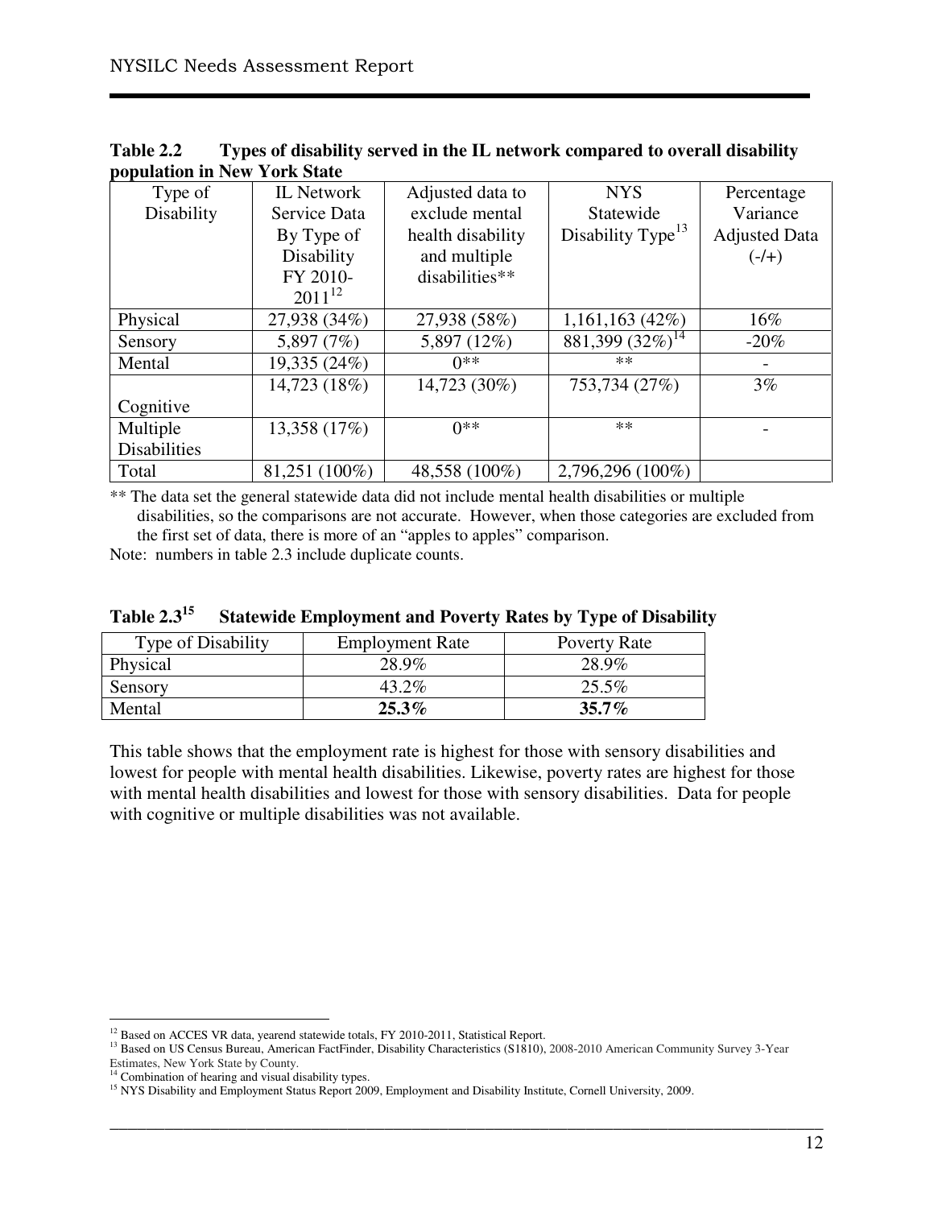**Table 2.2 Types of disability served in the IL network compared to overall disability population in New York State**

| Type of Disability | IL Network Service Data By Type of Disability FY 2010-2011[12] | Adjusted data to exclude mental health disability and multiple disabilities** | NYS Statewide Disability Type[13] | Percentage Variance Adjusted Data (-/+) |
|---|---|---|---|---|
| Physical | 27,938 (34%) | 27,938 (58%) | 1,161,163 (42%) | 16% |
| Sensory | 5,897 (7%) | 5,897 (12%) | 881,399 (32%)[14] | -20% |
| Mental | 19,335 (24%) | 0** | ** | - |
| Cognitive | 14,723 (18%) | 14,723 (30%) | 753,734 (27%) | 3% |
| Multiple Disabilities | 13,358 (17%) | 0** | ** | - |
| Total | 81,251 (100%) | 48,558 (100%) | 2,796,296 (100%) | |

** The data set the general statewide data did not include mental health disabilities or multiple disabilities, so the comparisons are not accurate. However, when those categories are excluded from the first set of data, there is more of an "apples to apples" comparison.

Note: numbers in table 2.3 include duplicate counts.

**Table 2.3[15] Statewide Employment and Poverty Rates by Type of Disability**

| Type of Disability | Employment Rate | Poverty Rate |
|---|---|---|
| Physical | 28.9% | 28.9% |
| Sensory | 43.2% | 25.5% |
| Mental | **25.3%** | **35.7%** |

This table shows that the employment rate is highest for those with sensory disabilities and lowest for people with mental health disabilities. Likewise, poverty rates are highest for those with mental health disabilities and lowest for those with sensory disabilities. Data for people with cognitive or multiple disabilities was not available.

---

[12] Based on ACCES VR data, yearend statewide totals, FY 2010-2011, Statistical Report.

[13] Based on US Census Bureau, American FactFinder, Disability Characteristics (S1810), 2008-2010 American Community Survey 3-Year Estimates, New York State by County.

[14] Combination of hearing and visual disability types.

[15] NYS Disability and Employment Status Report 2009, Employment and Disability Institute, Cornell University, 2009.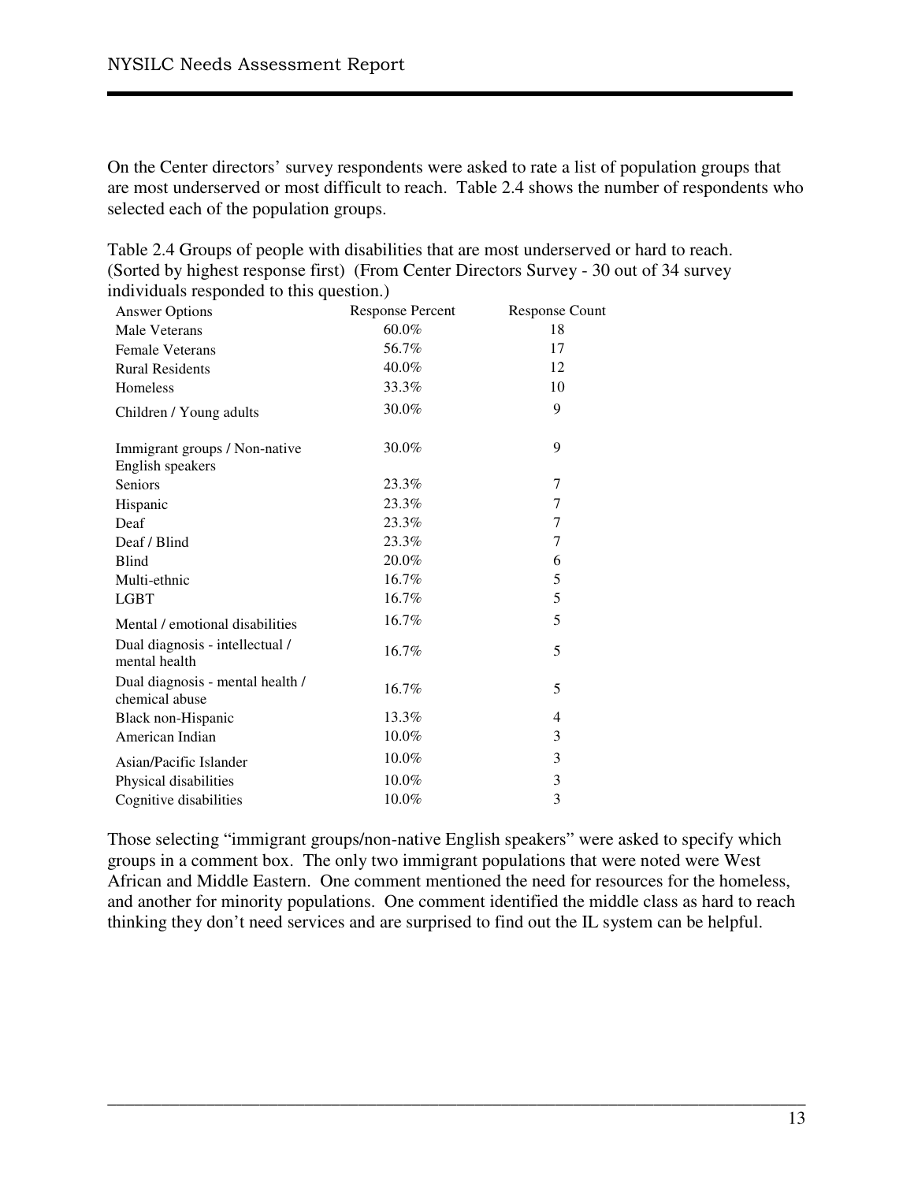On the Center directors' survey respondents were asked to rate a list of population groups that are most underserved or most difficult to reach. Table 2.4 shows the number of respondents who selected each of the population groups.

Table 2.4 Groups of people with disabilities that are most underserved or hard to reach. (Sorted by highest response first) (From Center Directors Survey - 30 out of 34 survey individuals responded to this question.)

| Answer Options | Response Percent | Response Count |
|---|---|---|
| Male Veterans | 60.0% | 18 |
| Female Veterans | 56.7% | 17 |
| Rural Residents | 40.0% | 12 |
| Homeless | 33.3% | 10 |
| Children / Young adults | 30.0% | 9 |
| Immigrant groups / Non-native English speakers | 30.0% | 9 |
| Seniors | 23.3% | 7 |
| Hispanic | 23.3% | 7 |
| Deaf | 23.3% | 7 |
| Deaf / Blind | 23.3% | 7 |
| Blind | 20.0% | 6 |
| Multi-ethnic | 16.7% | 5 |
| LGBT | 16.7% | 5 |
| Mental / emotional disabilities | 16.7% | 5 |
| Dual diagnosis - intellectual / mental health | 16.7% | 5 |
| Dual diagnosis - mental health / chemical abuse | 16.7% | 5 |
| Black non-Hispanic | 13.3% | 4 |
| American Indian | 10.0% | 3 |
| Asian/Pacific Islander | 10.0% | 3 |
| Physical disabilities | 10.0% | 3 |
| Cognitive disabilities | 10.0% | 3 |

Those selecting "immigrant groups/non-native English speakers" were asked to specify which groups in a comment box. The only two immigrant populations that were noted were West African and Middle Eastern. One comment mentioned the need for resources for the homeless, and another for minority populations. One comment identified the middle class as hard to reach thinking they don't need services and are surprised to find out the IL system can be helpful.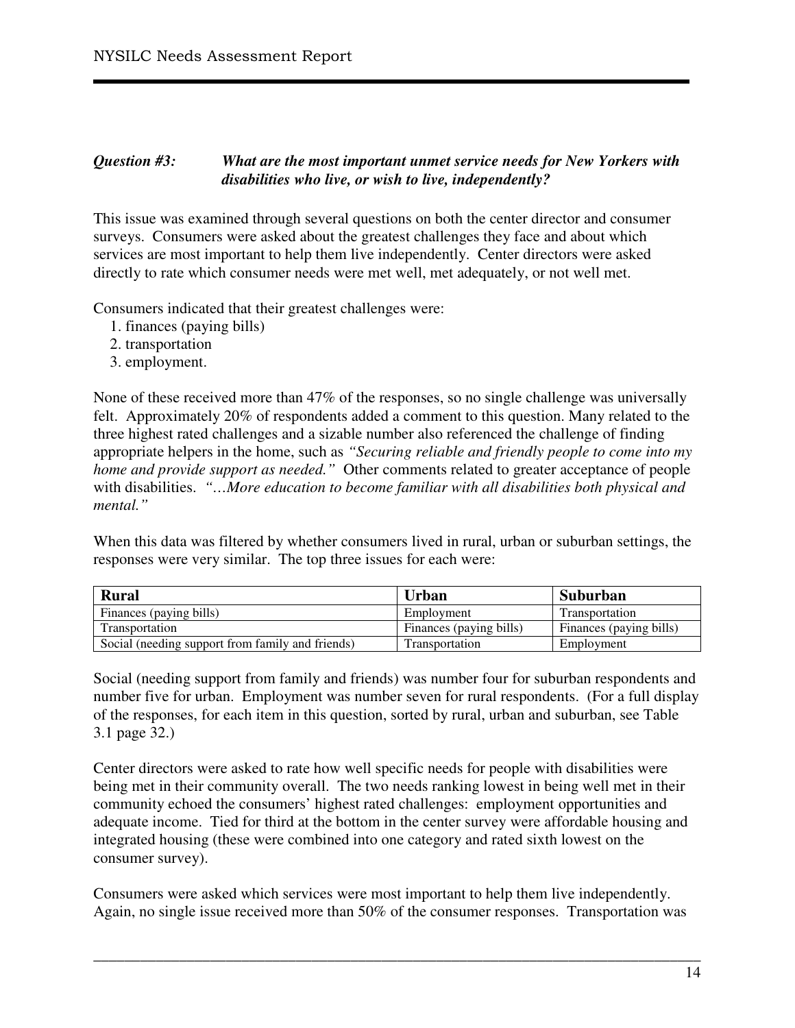***Question #3: What are the most important unmet service needs for New Yorkers with disabilities who live, or wish to live, independently?***

This issue was examined through several questions on both the center director and consumer surveys. Consumers were asked about the greatest challenges they face and about which services are most important to help them live independently. Center directors were asked directly to rate which consumer needs were met well, met adequately, or not well met.

Consumers indicated that their greatest challenges were:

1. finances (paying bills)
2. transportation
3. employment.

None of these received more than 47% of the responses, so no single challenge was universally felt. Approximately 20% of respondents added a comment to this question. Many related to the three highest rated challenges and a sizable number also referenced the challenge of finding appropriate helpers in the home, such as *"Securing reliable and friendly people to come into my home and provide support as needed."* Other comments related to greater acceptance of people with disabilities. *"…More education to become familiar with all disabilities both physical and mental."*

When this data was filtered by whether consumers lived in rural, urban or suburban settings, the responses were very similar. The top three issues for each were:

| Rural | Urban | Suburban |
|---|---|---|
| Finances (paying bills) | Employment | Transportation |
| Transportation | Finances (paying bills) | Finances (paying bills) |
| Social (needing support from family and friends) | Transportation | Employment |

Social (needing support from family and friends) was number four for suburban respondents and number five for urban. Employment was number seven for rural respondents. (For a full display of the responses, for each item in this question, sorted by rural, urban and suburban, see Table 3.1 page 32.)

Center directors were asked to rate how well specific needs for people with disabilities were being met in their community overall. The two needs ranking lowest in being well met in their community echoed the consumers' highest rated challenges: employment opportunities and adequate income. Tied for third at the bottom in the center survey were affordable housing and integrated housing (these were combined into one category and rated sixth lowest on the consumer survey).

Consumers were asked which services were most important to help them live independently. Again, no single issue received more than 50% of the consumer responses. Transportation was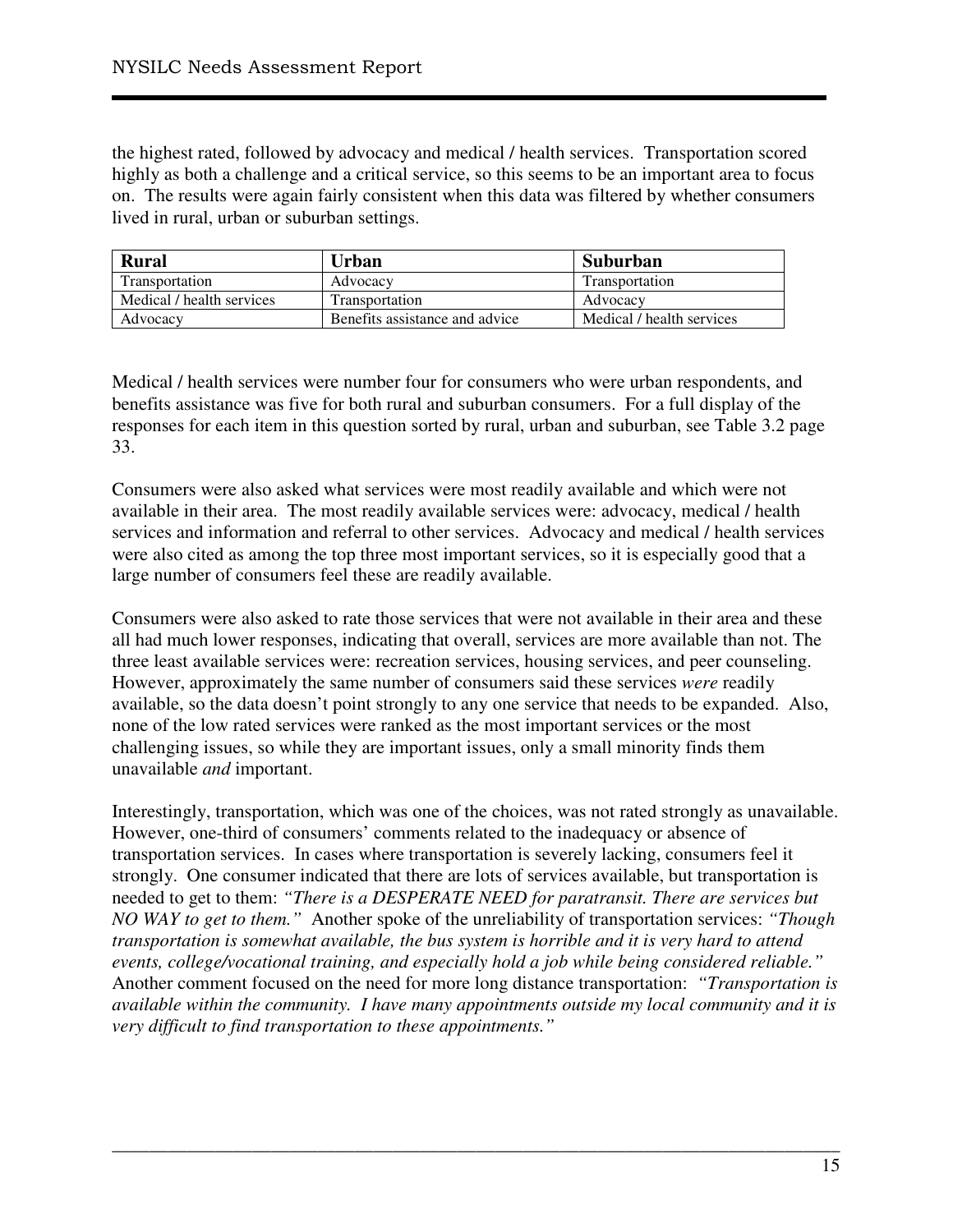the highest rated, followed by advocacy and medical / health services. Transportation scored highly as both a challenge and a critical service, so this seems to be an important area to focus on. The results were again fairly consistent when this data was filtered by whether consumers lived in rural, urban or suburban settings.

| Rural | Urban | Suburban |
|---|---|---|
| Transportation | Advocacy | Transportation |
| Medical / health services | Transportation | Advocacy |
| Advocacy | Benefits assistance and advice | Medical / health services |

Medical / health services were number four for consumers who were urban respondents, and benefits assistance was five for both rural and suburban consumers. For a full display of the responses for each item in this question sorted by rural, urban and suburban, see Table 3.2 page 33.

Consumers were also asked what services were most readily available and which were not available in their area. The most readily available services were: advocacy, medical / health services and information and referral to other services. Advocacy and medical / health services were also cited as among the top three most important services, so it is especially good that a large number of consumers feel these are readily available.

Consumers were also asked to rate those services that were not available in their area and these all had much lower responses, indicating that overall, services are more available than not. The three least available services were: recreation services, housing services, and peer counseling. However, approximately the same number of consumers said these services *were* readily available, so the data doesn't point strongly to any one service that needs to be expanded. Also, none of the low rated services were ranked as the most important services or the most challenging issues, so while they are important issues, only a small minority finds them unavailable *and* important.

Interestingly, transportation, which was one of the choices, was not rated strongly as unavailable. However, one-third of consumers' comments related to the inadequacy or absence of transportation services. In cases where transportation is severely lacking, consumers feel it strongly. One consumer indicated that there are lots of services available, but transportation is needed to get to them: *"There is a DESPERATE NEED for paratransit. There are services but NO WAY to get to them."* Another spoke of the unreliability of transportation services: *"Though transportation is somewhat available, the bus system is horrible and it is very hard to attend events, college/vocational training, and especially hold a job while being considered reliable."* Another comment focused on the need for more long distance transportation: *"Transportation is available within the community. I have many appointments outside my local community and it is very difficult to find transportation to these appointments."*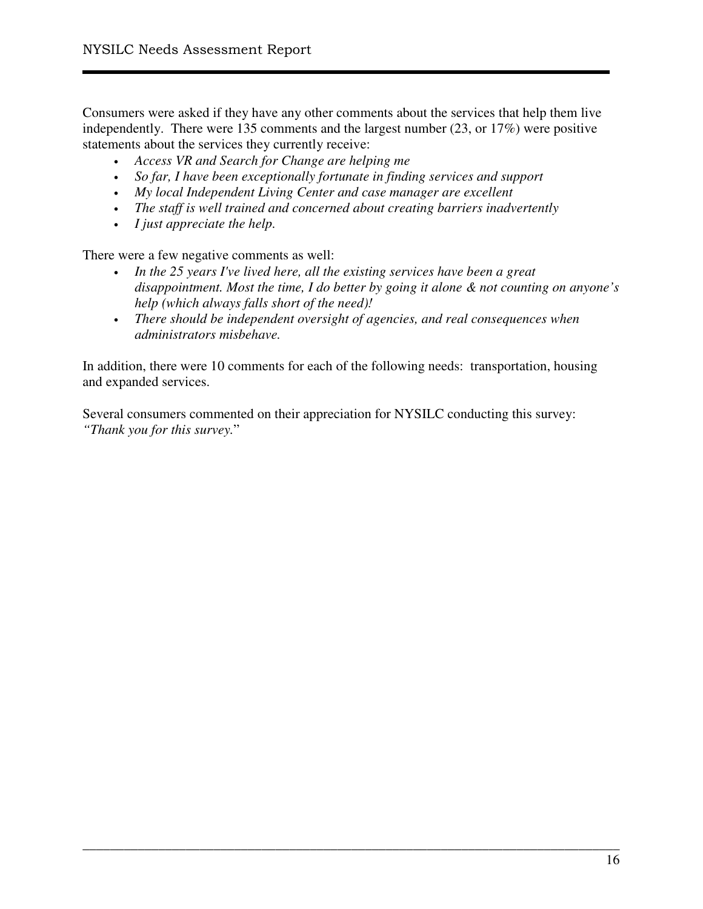Consumers were asked if they have any other comments about the services that help them live independently. There were 135 comments and the largest number (23, or 17%) were positive statements about the services they currently receive:

- *Access VR and Search for Change are helping me*
- *So far, I have been exceptionally fortunate in finding services and support*
- *My local Independent Living Center and case manager are excellent*
- *The staff is well trained and concerned about creating barriers inadvertently*
- *I just appreciate the help.*

There were a few negative comments as well:

- *In the 25 years I've lived here, all the existing services have been a great disappointment. Most the time, I do better by going it alone & not counting on anyone's help (which always falls short of the need)!*
- *There should be independent oversight of agencies, and real consequences when administrators misbehave.*

In addition, there were 10 comments for each of the following needs: transportation, housing and expanded services.

Several consumers commented on their appreciation for NYSILC conducting this survey: *"Thank you for this survey.*"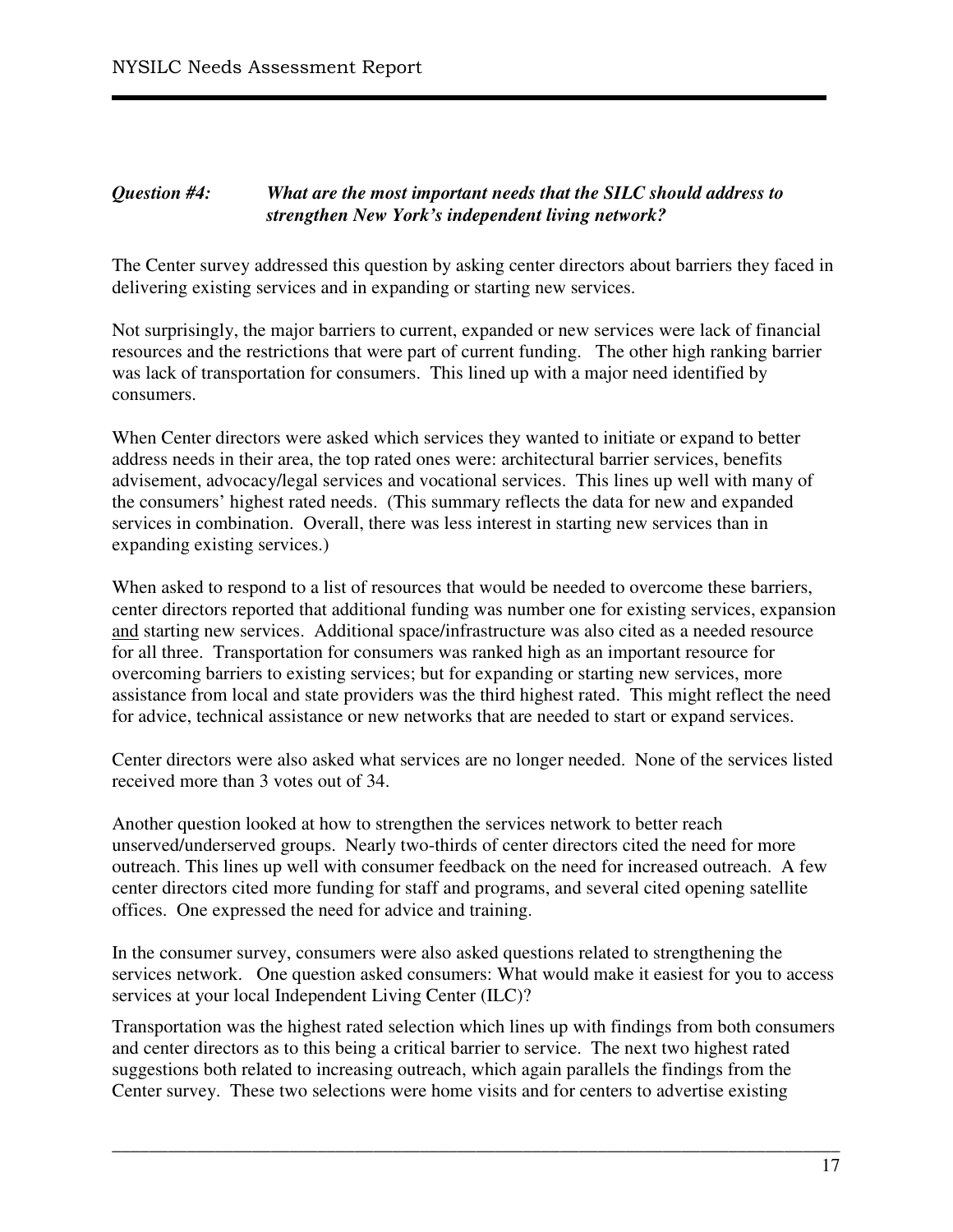***Question #4: What are the most important needs that the SILC should address to strengthen New York's independent living network?***

The Center survey addressed this question by asking center directors about barriers they faced in delivering existing services and in expanding or starting new services.

Not surprisingly, the major barriers to current, expanded or new services were lack of financial resources and the restrictions that were part of current funding. The other high ranking barrier was lack of transportation for consumers. This lined up with a major need identified by consumers.

When Center directors were asked which services they wanted to initiate or expand to better address needs in their area, the top rated ones were: architectural barrier services, benefits advisement, advocacy/legal services and vocational services. This lines up well with many of the consumers' highest rated needs. (This summary reflects the data for new and expanded services in combination. Overall, there was less interest in starting new services than in expanding existing services.)

When asked to respond to a list of resources that would be needed to overcome these barriers, center directors reported that additional funding was number one for existing services, expansion <u>and</u> starting new services. Additional space/infrastructure was also cited as a needed resource for all three. Transportation for consumers was ranked high as an important resource for overcoming barriers to existing services; but for expanding or starting new services, more assistance from local and state providers was the third highest rated. This might reflect the need for advice, technical assistance or new networks that are needed to start or expand services.

Center directors were also asked what services are no longer needed. None of the services listed received more than 3 votes out of 34.

Another question looked at how to strengthen the services network to better reach unserved/underserved groups. Nearly two-thirds of center directors cited the need for more outreach. This lines up well with consumer feedback on the need for increased outreach. A few center directors cited more funding for staff and programs, and several cited opening satellite offices. One expressed the need for advice and training.

In the consumer survey, consumers were also asked questions related to strengthening the services network. One question asked consumers: What would make it easiest for you to access services at your local Independent Living Center (ILC)?

Transportation was the highest rated selection which lines up with findings from both consumers and center directors as to this being a critical barrier to service. The next two highest rated suggestions both related to increasing outreach, which again parallels the findings from the Center survey. These two selections were home visits and for centers to advertise existing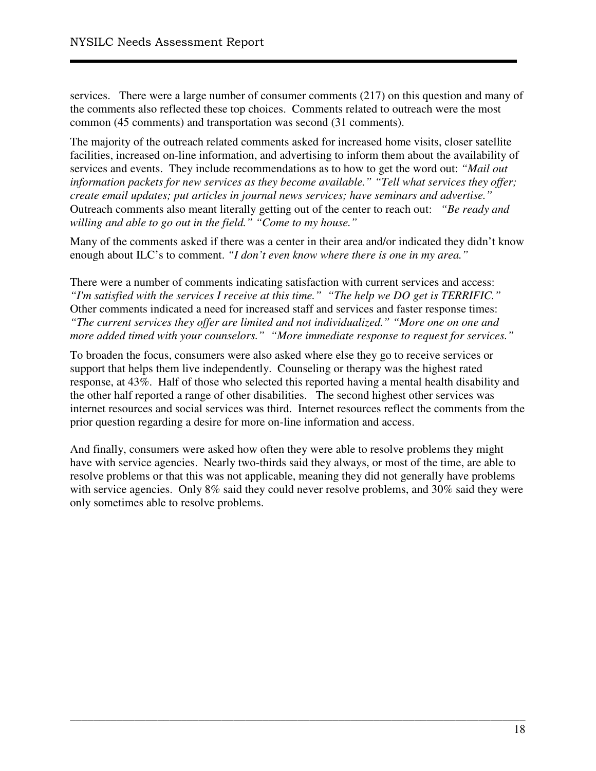services. There were a large number of consumer comments (217) on this question and many of the comments also reflected these top choices. Comments related to outreach were the most common (45 comments) and transportation was second (31 comments).

The majority of the outreach related comments asked for increased home visits, closer satellite facilities, increased on-line information, and advertising to inform them about the availability of services and events. They include recommendations as to how to get the word out: *"Mail out information packets for new services as they become available." "Tell what services they offer; create email updates; put articles in journal news services; have seminars and advertise."* Outreach comments also meant literally getting out of the center to reach out: *"Be ready and willing and able to go out in the field." "Come to my house."*

Many of the comments asked if there was a center in their area and/or indicated they didn't know enough about ILC's to comment. *"I don't even know where there is one in my area."*

There were a number of comments indicating satisfaction with current services and access: *"I'm satisfied with the services I receive at this time." "The help we DO get is TERRIFIC."* Other comments indicated a need for increased staff and services and faster response times: *"The current services they offer are limited and not individualized." "More one on one and more added timed with your counselors." "More immediate response to request for services."*

To broaden the focus, consumers were also asked where else they go to receive services or support that helps them live independently. Counseling or therapy was the highest rated response, at 43%. Half of those who selected this reported having a mental health disability and the other half reported a range of other disabilities. The second highest other services was internet resources and social services was third. Internet resources reflect the comments from the prior question regarding a desire for more on-line information and access.

And finally, consumers were asked how often they were able to resolve problems they might have with service agencies. Nearly two-thirds said they always, or most of the time, are able to resolve problems or that this was not applicable, meaning they did not generally have problems with service agencies. Only 8% said they could never resolve problems, and 30% said they were only sometimes able to resolve problems.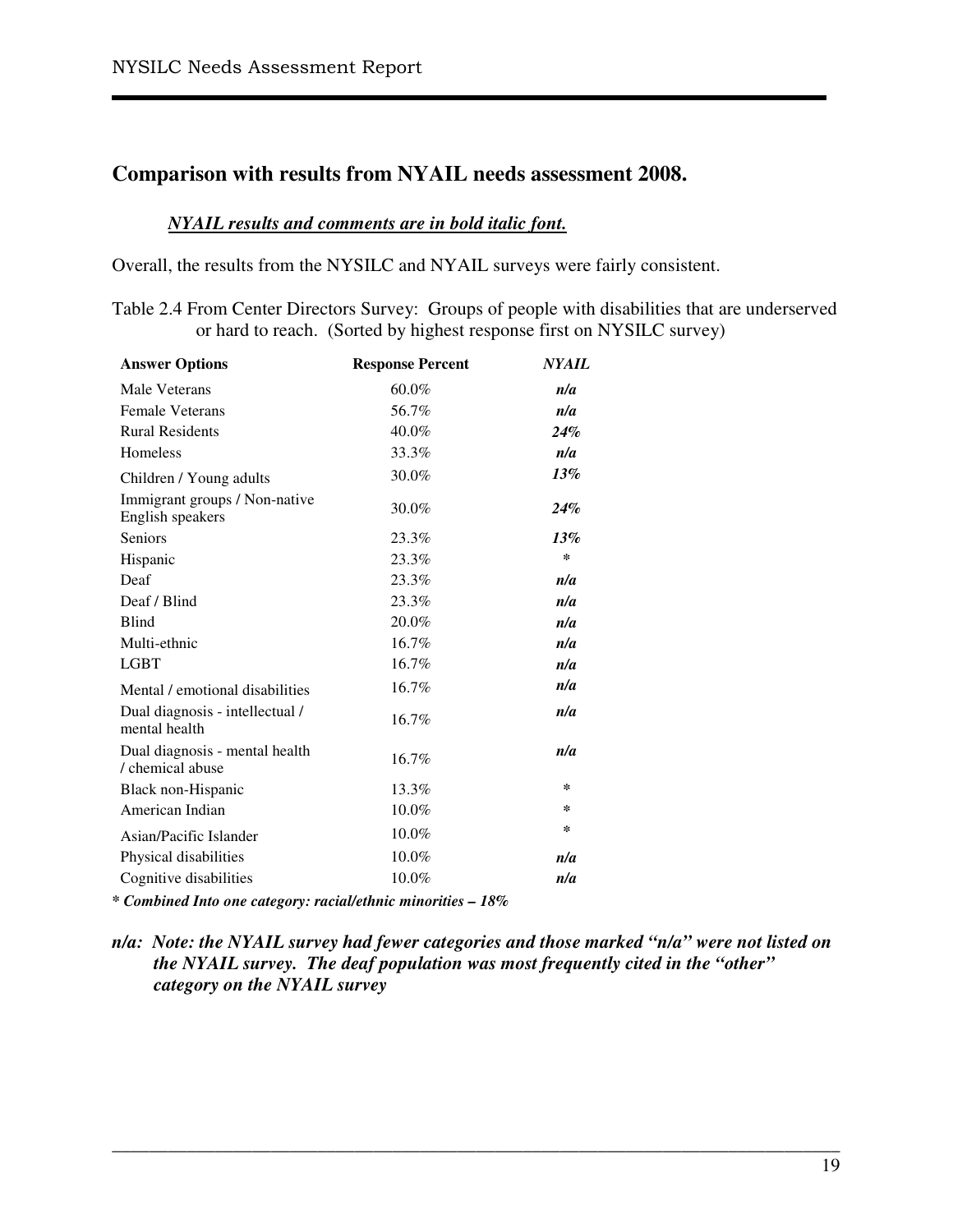## Comparison with results from NYAIL needs assessment 2008.

***NYAIL results and comments are in bold italic font.***

Overall, the results from the NYSILC and NYAIL surveys were fairly consistent.

Table 2.4 From Center Directors Survey: Groups of people with disabilities that are underserved or hard to reach. (Sorted by highest response first on NYSILC survey)

| Answer Options | Response Percent | ***NYAIL*** |
|---|---|---|
| Male Veterans | 60.0% | ***n/a*** |
| Female Veterans | 56.7% | ***n/a*** |
| Rural Residents | 40.0% | ***24%*** |
| Homeless | 33.3% | ***n/a*** |
| Children / Young adults | 30.0% | ***13%*** |
| Immigrant groups / Non-native English speakers | 30.0% | ***24%*** |
| Seniors | 23.3% | ***13%*** |
| Hispanic | 23.3% | * |
| Deaf | 23.3% | ***n/a*** |
| Deaf / Blind | 23.3% | ***n/a*** |
| Blind | 20.0% | ***n/a*** |
| Multi-ethnic | 16.7% | ***n/a*** |
| LGBT | 16.7% | ***n/a*** |
| Mental / emotional disabilities | 16.7% | ***n/a*** |
| Dual diagnosis - intellectual / mental health | 16.7% | ***n/a*** |
| Dual diagnosis - mental health / chemical abuse | 16.7% | ***n/a*** |
| Black non-Hispanic | 13.3% | * |
| American Indian | 10.0% | * |
| Asian/Pacific Islander | 10.0% | * |
| Physical disabilities | 10.0% | ***n/a*** |
| Cognitive disabilities | 10.0% | ***n/a*** |

***\* Combined Into one category: racial/ethnic minorities – 18%***

***n/a: Note: the NYAIL survey had fewer categories and those marked "n/a" were not listed on the NYAIL survey. The deaf population was most frequently cited in the "other" category on the NYAIL survey***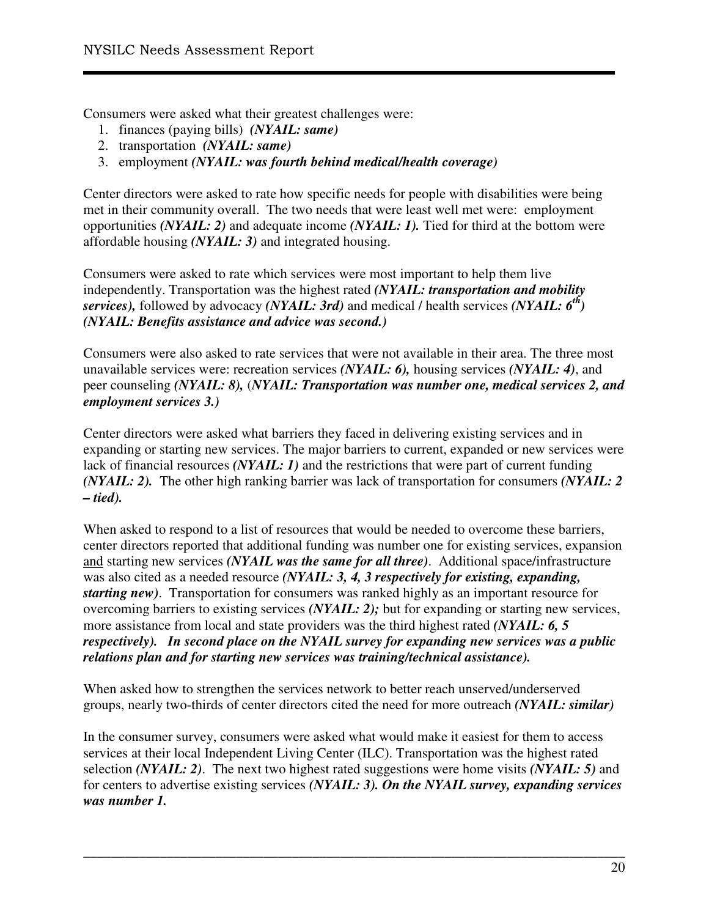Consumers were asked what their greatest challenges were:

1. finances (paying bills) ***(NYAIL: same)***
2. transportation ***(NYAIL: same)***
3. employment ***(NYAIL: was fourth behind medical/health coverage)***

Center directors were asked to rate how specific needs for people with disabilities were being met in their community overall. The two needs that were least well met were: employment opportunities ***(NYAIL: 2)*** and adequate income ***(NYAIL: 1).*** Tied for third at the bottom were affordable housing ***(NYAIL: 3)*** and integrated housing.

Consumers were asked to rate which services were most important to help them live independently. Transportation was the highest rated ***(NYAIL: transportation and mobility services),*** followed by advocacy ***(NYAIL: 3rd)*** and medical / health services ***(NYAIL: 6th)*** ***(NYAIL: Benefits assistance and advice was second.)***

Consumers were also asked to rate services that were not available in their area. The three most unavailable services were: recreation services ***(NYAIL: 6),*** housing services ***(NYAIL: 4)***, and peer counseling ***(NYAIL: 8),*** (***NYAIL: Transportation was number one, medical services 2, and employment services 3.)***

Center directors were asked what barriers they faced in delivering existing services and in expanding or starting new services. The major barriers to current, expanded or new services were lack of financial resources ***(NYAIL: 1)*** and the restrictions that were part of current funding ***(NYAIL: 2).*** The other high ranking barrier was lack of transportation for consumers ***(NYAIL: 2 – tied).***

When asked to respond to a list of resources that would be needed to overcome these barriers, center directors reported that additional funding was number one for existing services, expansion and starting new services ***(NYAIL was the same for all three)***. Additional space/infrastructure was also cited as a needed resource ***(NYAIL: 3, 4, 3 respectively for existing, expanding, starting new)***. Transportation for consumers was ranked highly as an important resource for overcoming barriers to existing services ***(NYAIL: 2);*** but for expanding or starting new services, more assistance from local and state providers was the third highest rated ***(NYAIL: 6, 5 respectively). In second place on the NYAIL survey for expanding new services was a public relations plan and for starting new services was training/technical assistance).***

When asked how to strengthen the services network to better reach unserved/underserved groups, nearly two-thirds of center directors cited the need for more outreach ***(NYAIL: similar)***

In the consumer survey, consumers were asked what would make it easiest for them to access services at their local Independent Living Center (ILC). Transportation was the highest rated selection ***(NYAIL: 2)***. The next two highest rated suggestions were home visits ***(NYAIL: 5)*** and for centers to advertise existing services ***(NYAIL: 3). On the NYAIL survey, expanding services was number 1.***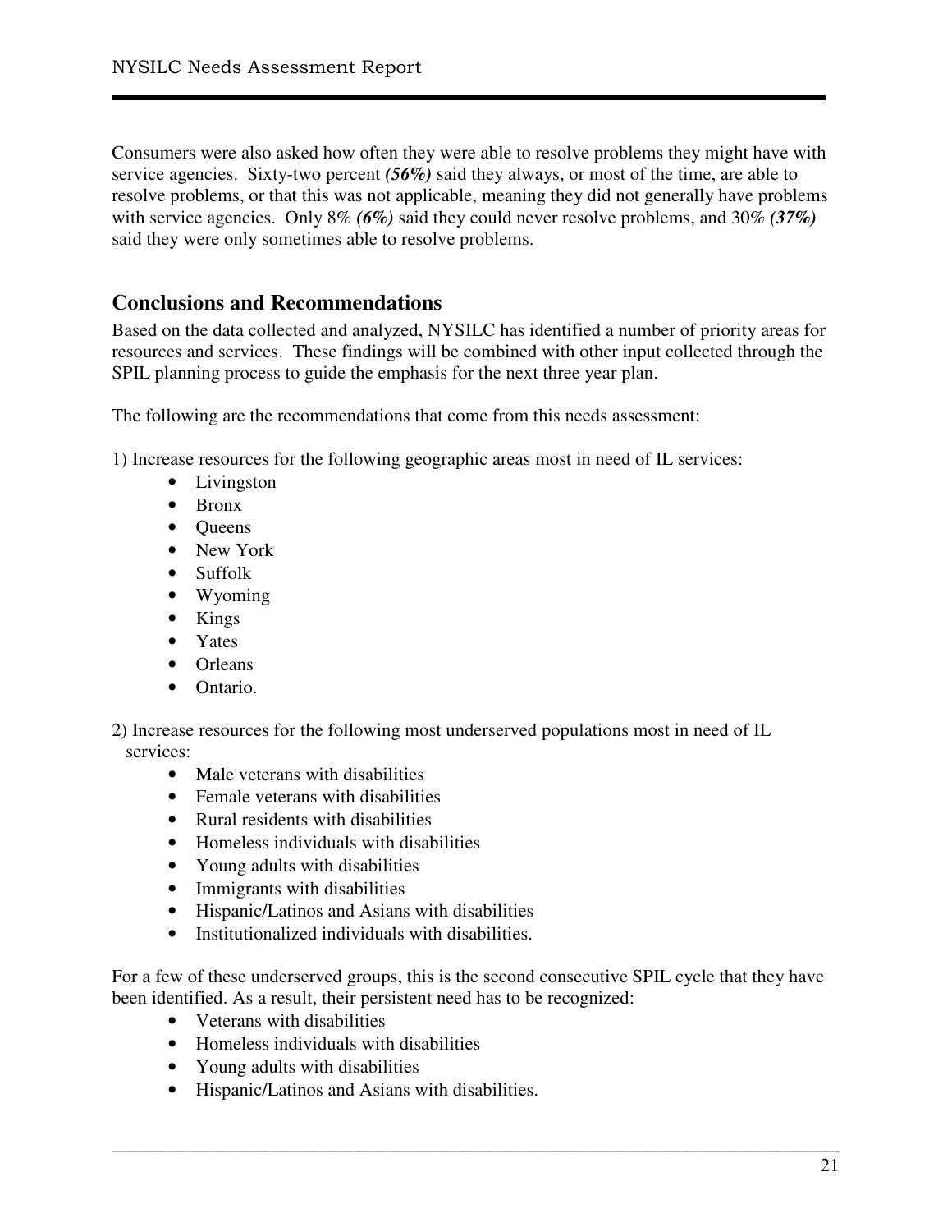Consumers were also asked how often they were able to resolve problems they might have with service agencies. Sixty-two percent ***(56%)*** said they always, or most of the time, are able to resolve problems, or that this was not applicable, meaning they did not generally have problems with service agencies. Only 8% ***(6%)*** said they could never resolve problems, and 30% ***(37%)*** said they were only sometimes able to resolve problems.

## Conclusions and Recommendations

Based on the data collected and analyzed, NYSILC has identified a number of priority areas for resources and services. These findings will be combined with other input collected through the SPIL planning process to guide the emphasis for the next three year plan.

The following are the recommendations that come from this needs assessment:

1) Increase resources for the following geographic areas most in need of IL services:

- Livingston
- Bronx
- Queens
- New York
- Suffolk
- Wyoming
- Kings
- Yates
- Orleans
- Ontario.

2) Increase resources for the following most underserved populations most in need of IL services:

- Male veterans with disabilities
- Female veterans with disabilities
- Rural residents with disabilities
- Homeless individuals with disabilities
- Young adults with disabilities
- Immigrants with disabilities
- Hispanic/Latinos and Asians with disabilities
- Institutionalized individuals with disabilities.

For a few of these underserved groups, this is the second consecutive SPIL cycle that they have been identified. As a result, their persistent need has to be recognized:

- Veterans with disabilities
- Homeless individuals with disabilities
- Young adults with disabilities
- Hispanic/Latinos and Asians with disabilities.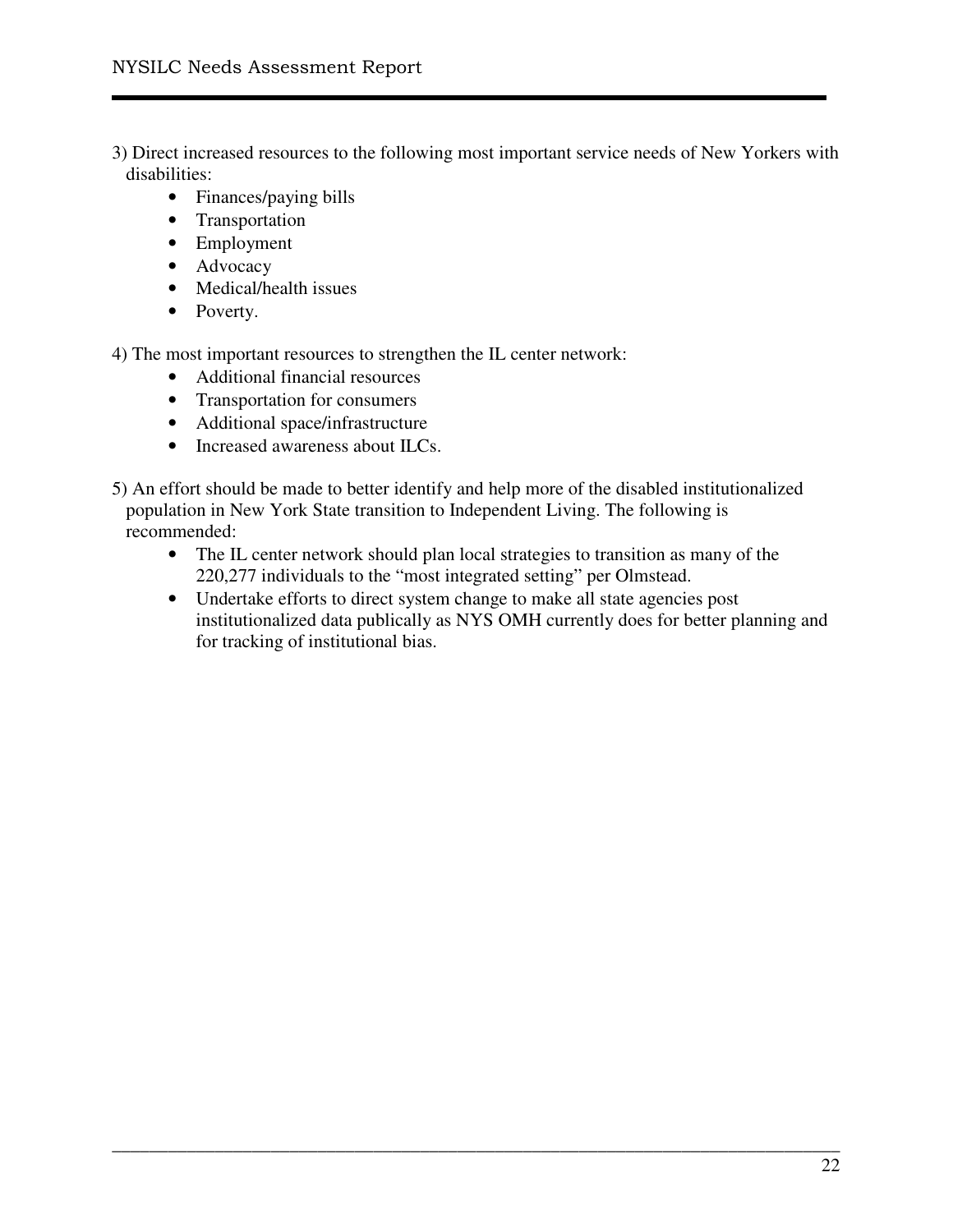3) Direct increased resources to the following most important service needs of New Yorkers with disabilities:

- Finances/paying bills
- Transportation
- Employment
- Advocacy
- Medical/health issues
- Poverty.

4) The most important resources to strengthen the IL center network:

- Additional financial resources
- Transportation for consumers
- Additional space/infrastructure
- Increased awareness about ILCs.

5) An effort should be made to better identify and help more of the disabled institutionalized population in New York State transition to Independent Living. The following is recommended:

- The IL center network should plan local strategies to transition as many of the 220,277 individuals to the "most integrated setting" per Olmstead.
- Undertake efforts to direct system change to make all state agencies post institutionalized data publically as NYS OMH currently does for better planning and for tracking of institutional bias.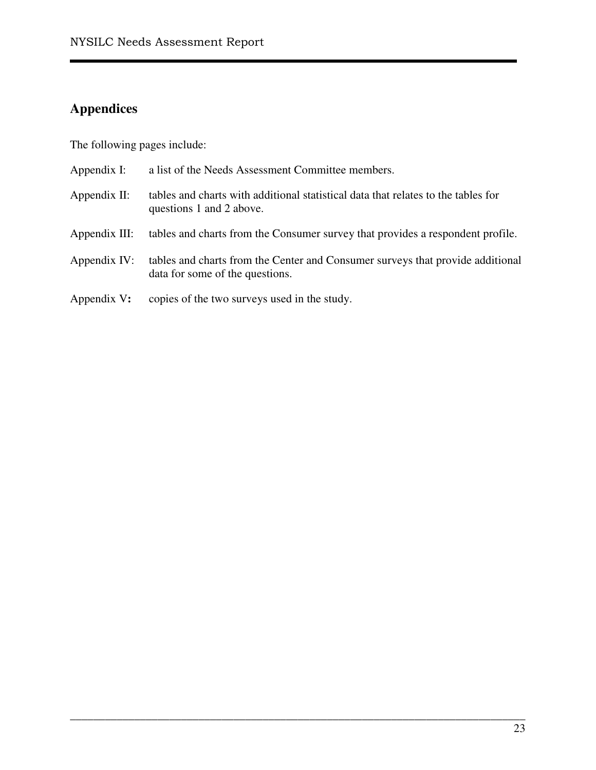## Appendices

The following pages include:

Appendix I: a list of the Needs Assessment Committee members.

Appendix II: tables and charts with additional statistical data that relates to the tables for questions 1 and 2 above.

Appendix III: tables and charts from the Consumer survey that provides a respondent profile.

Appendix IV: tables and charts from the Center and Consumer surveys that provide additional data for some of the questions.

Appendix V**:** copies of the two surveys used in the study.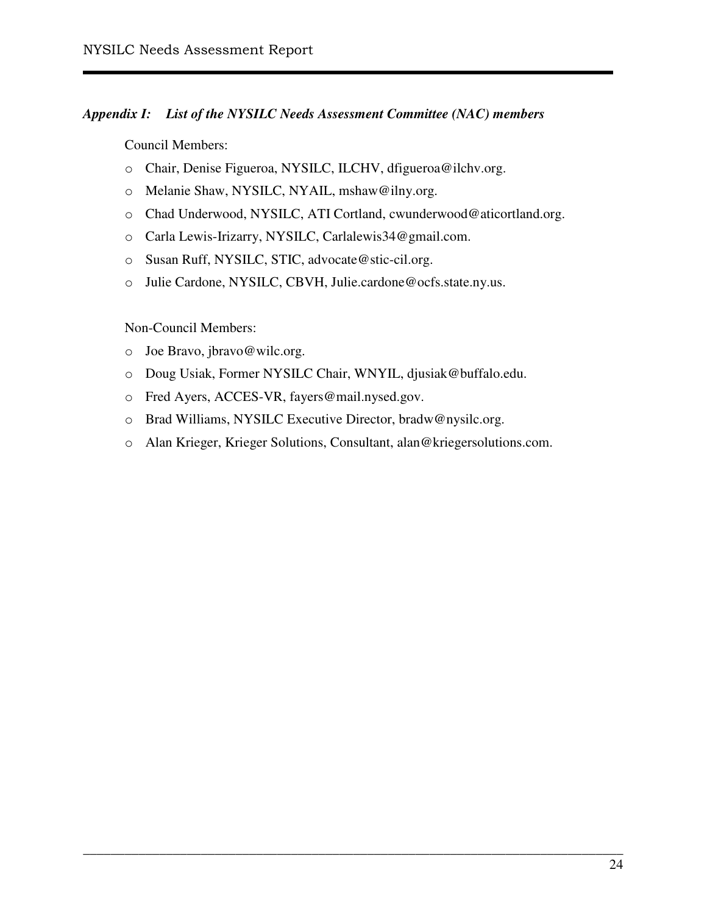### *Appendix I: List of the NYSILC Needs Assessment Committee (NAC) members*

Council Members:

- Chair, Denise Figueroa, NYSILC, ILCHV, dfigueroa@ilchv.org.
- Melanie Shaw, NYSILC, NYAIL, mshaw@ilny.org.
- Chad Underwood, NYSILC, ATI Cortland, cwunderwood@aticortland.org.
- Carla Lewis-Irizarry, NYSILC, Carlalewis34@gmail.com.
- Susan Ruff, NYSILC, STIC, advocate@stic-cil.org.
- Julie Cardone, NYSILC, CBVH, Julie.cardone@ocfs.state.ny.us.

Non-Council Members:

- Joe Bravo, jbravo@wilc.org.
- Doug Usiak, Former NYSILC Chair, WNYIL, djusiak@buffalo.edu.
- Fred Ayers, ACCES-VR, fayers@mail.nysed.gov.
- Brad Williams, NYSILC Executive Director, bradw@nysilc.org.
- Alan Krieger, Krieger Solutions, Consultant, alan@kriegersolutions.com.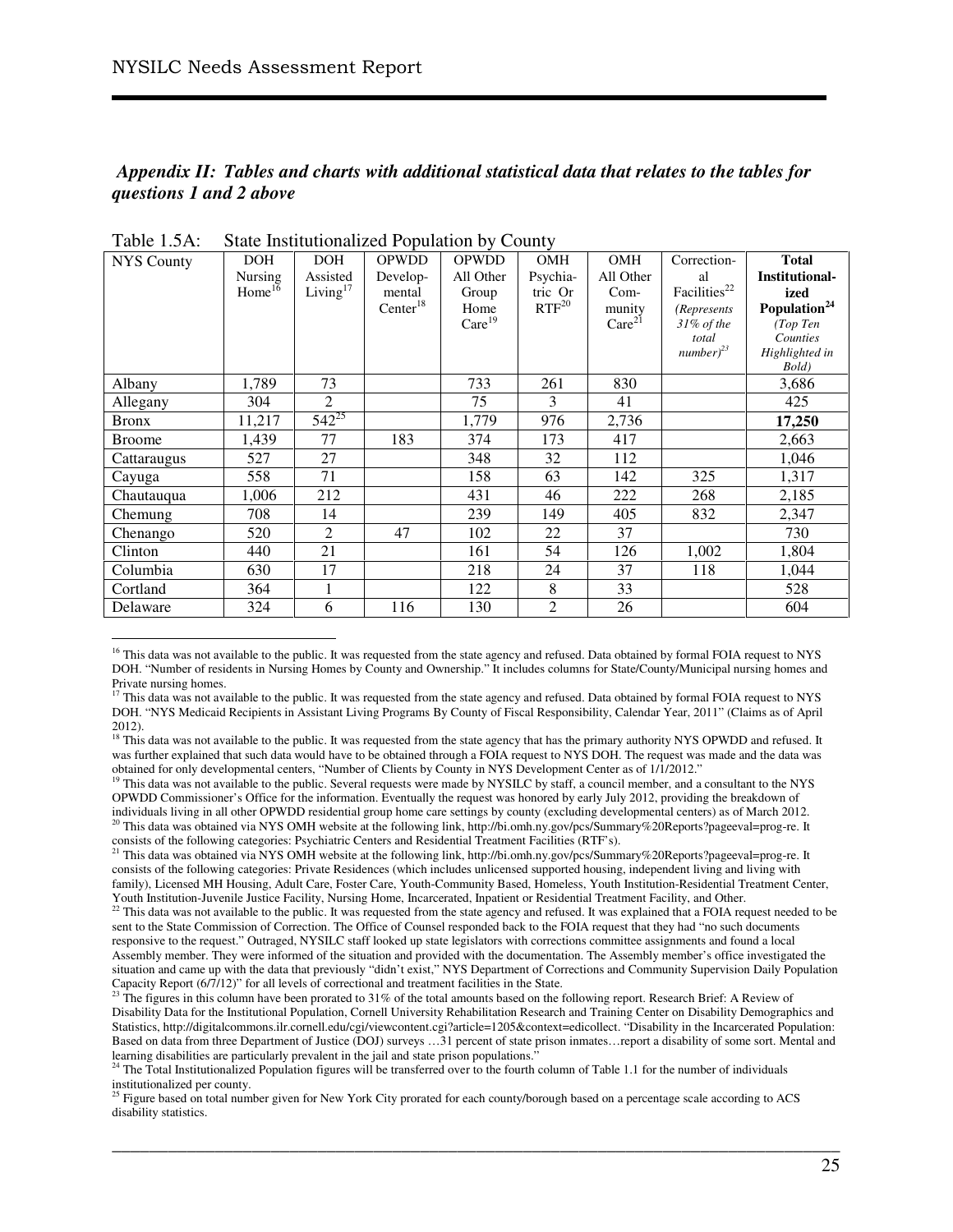***Appendix II: Tables and charts with additional statistical data that relates to the tables for questions 1 and 2 above***

Table 1.5A: State Institutionalized Population by County

| NYS County | DOH Nursing Home[16] | DOH Assisted Living[17] | OPWDD Develop-mental Center[18] | OPWDD All Other Group Home Care[19] | OMH Psychia-tric Or RTF[20] | OMH All Other Com-munity Care[21] | Correction-al Facilities[22] *(Represents 31% of the total number)*[23] | **Total Institutional-ized Population[24]** *(Top Ten Counties Highlighted in Bold)* |
|---|---|---|---|---|---|---|---|---|
| Albany | 1,789 | 73 | | 733 | 261 | 830 | | 3,686 |
| Allegany | 304 | 2 | | 75 | 3 | 41 | | 425 |
| Bronx | 11,217 | 542[25] | | 1,779 | 976 | 2,736 | | **17,250** |
| Broome | 1,439 | 77 | 183 | 374 | 173 | 417 | | 2,663 |
| Cattaraugus | 527 | 27 | | 348 | 32 | 112 | | 1,046 |
| Cayuga | 558 | 71 | | 158 | 63 | 142 | 325 | 1,317 |
| Chautauqua | 1,006 | 212 | | 431 | 46 | 222 | 268 | 2,185 |
| Chemung | 708 | 14 | | 239 | 149 | 405 | 832 | 2,347 |
| Chenango | 520 | 2 | 47 | 102 | 22 | 37 | | 730 |
| Clinton | 440 | 21 | | 161 | 54 | 126 | 1,002 | 1,804 |
| Columbia | 630 | 17 | | 218 | 24 | 37 | 118 | 1,044 |
| Cortland | 364 | 1 | | 122 | 8 | 33 | | 528 |
| Delaware | 324 | 6 | 116 | 130 | 2 | 26 | | 604 |

[16] This data was not available to the public. It was requested from the state agency and refused. Data obtained by formal FOIA request to NYS DOH. "Number of residents in Nursing Homes by County and Ownership." It includes columns for State/County/Municipal nursing homes and Private nursing homes.

[17] This data was not available to the public. It was requested from the state agency and refused. Data obtained by formal FOIA request to NYS DOH. "NYS Medicaid Recipients in Assistant Living Programs By County of Fiscal Responsibility, Calendar Year, 2011" (Claims as of April 2012).

[18] This data was not available to the public. It was requested from the state agency that has the primary authority NYS OPWDD and refused. It was further explained that such data would have to be obtained through a FOIA request to NYS DOH. The request was made and the data was obtained for only developmental centers, "Number of Clients by County in NYS Development Center as of 1/1/2012."

[19] This data was not available to the public. Several requests were made by NYSILC by staff, a council member, and a consultant to the NYS OPWDD Commissioner's Office for the information. Eventually the request was honored by early July 2012, providing the breakdown of individuals living in all other OPWDD residential group home care settings by county (excluding developmental centers) as of March 2012.

[20] This data was obtained via NYS OMH website at the following link, http://bi.omh.ny.gov/pcs/Summary%20Reports?pageeval=prog-re. It consists of the following categories: Psychiatric Centers and Residential Treatment Facilities (RTF's).

[21] This data was obtained via NYS OMH website at the following link, http://bi.omh.ny.gov/pcs/Summary%20Reports?pageeval=prog-re. It consists of the following categories: Private Residences (which includes unlicensed supported housing, independent living and living with family), Licensed MH Housing, Adult Care, Foster Care, Youth-Community Based, Homeless, Youth Institution-Residential Treatment Center, Youth Institution-Juvenile Justice Facility, Nursing Home, Incarcerated, Inpatient or Residential Treatment Facility, and Other.

[22] This data was not available to the public. It was requested from the state agency and refused. It was explained that a FOIA request needed to be sent to the State Commission of Correction. The Office of Counsel responded back to the FOIA request that they had "no such documents responsive to the request." Outraged, NYSILC staff looked up state legislators with corrections committee assignments and found a local Assembly member. They were informed of the situation and provided with the documentation. The Assembly member's office investigated the situation and came up with the data that previously "didn't exist," NYS Department of Corrections and Community Supervision Daily Population Capacity Report (6/7/12)" for all levels of correctional and treatment facilities in the State.

[23] The figures in this column have been prorated to 31% of the total amounts based on the following report. Research Brief: A Review of Disability Data for the Institutional Population, Cornell University Rehabilitation Research and Training Center on Disability Demographics and Statistics, http://digitalcommons.ilr.cornell.edu/cgi/viewcontent.cgi?article=1205&context=edicollect. "Disability in the Incarcerated Population: Based on data from three Department of Justice (DOJ) surveys …31 percent of state prison inmates…report a disability of some sort. Mental and learning disabilities are particularly prevalent in the jail and state prison populations."

[24] The Total Institutionalized Population figures will be transferred over to the fourth column of Table 1.1 for the number of individuals institutionalized per county.

[25] Figure based on total number given for New York City prorated for each county/borough based on a percentage scale according to ACS disability statistics.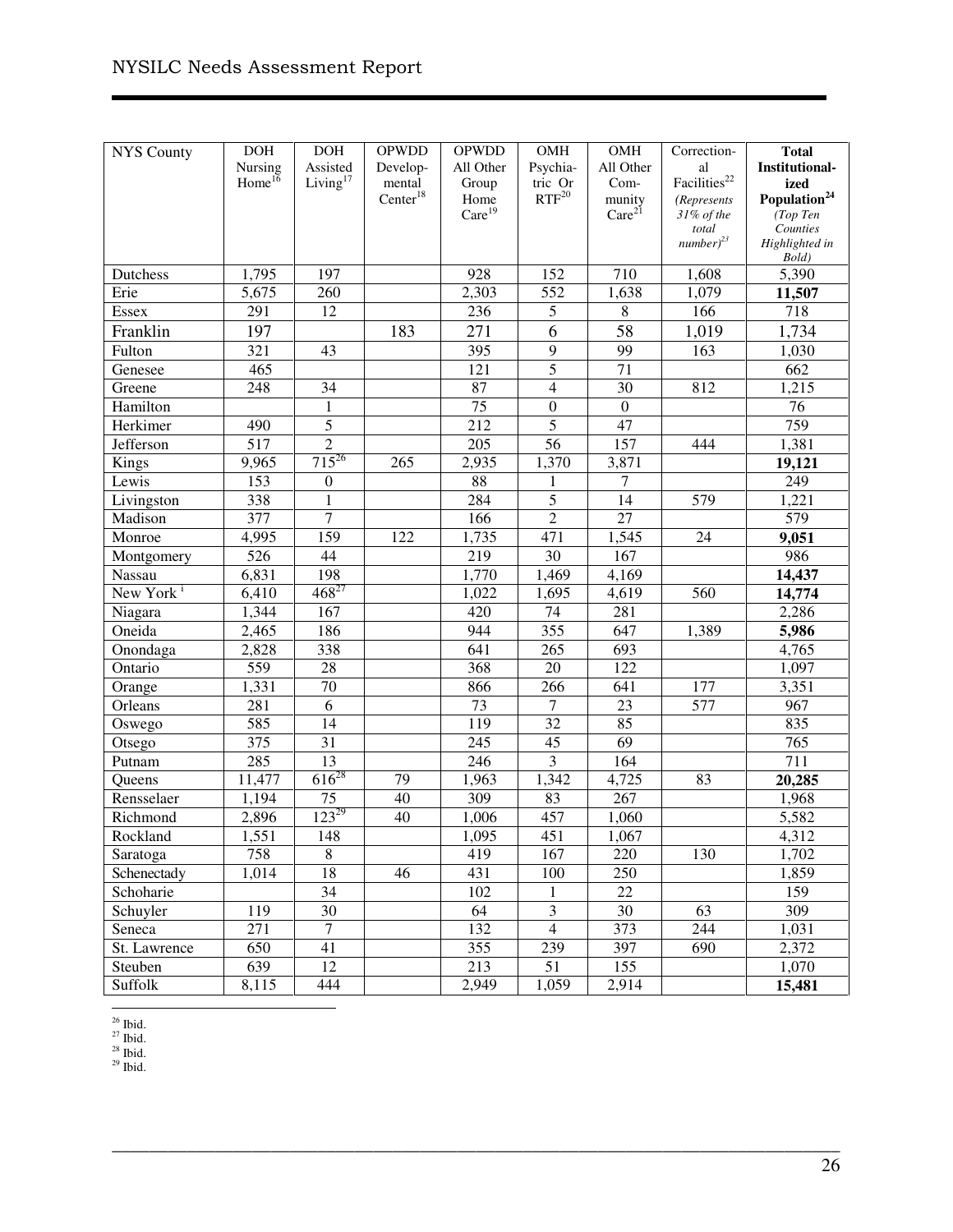| NYS County | DOH Nursing Home[16] | DOH Assisted Living[17] | OPWDD Developmental Center[18] | OPWDD All Other Group Home Care[19] | OMH Psychiatric Or RTF[20] | OMH All Other Community Care[21] | Correctional Facilities[22] *(Represents 31% of the total number)*[23] | **Total Institutionalized Population[24]** *(Top Ten Counties Highlighted in Bold)* |
|---|---|---|---|---|---|---|---|---|
| Dutchess | 1,795 | 197 | | 928 | 152 | 710 | 1,608 | 5,390 |
| Erie | 5,675 | 260 | | 2,303 | 552 | 1,638 | 1,079 | **11,507** |
| Essex | 291 | 12 | | 236 | 5 | 8 | 166 | 718 |
| Franklin | 197 | | 183 | 271 | 6 | 58 | 1,019 | 1,734 |
| Fulton | 321 | 43 | | 395 | 9 | 99 | 163 | 1,030 |
| Genesee | 465 | | | 121 | 5 | 71 | | 662 |
| Greene | 248 | 34 | | 87 | 4 | 30 | 812 | 1,215 |
| Hamilton | | 1 | | 75 | 0 | 0 | | 76 |
| Herkimer | 490 | 5 | | 212 | 5 | 47 | | 759 |
| Jefferson | 517 | 2 | | 205 | 56 | 157 | 444 | 1,381 |
| Kings | 9,965 | 715[26] | 265 | 2,935 | 1,370 | 3,871 | | **19,121** |
| Lewis | 153 | 0 | | 88 | 1 | 7 | | 249 |
| Livingston | 338 | 1 | | 284 | 5 | 14 | 579 | 1,221 |
| Madison | 377 | 7 | | 166 | 2 | 27 | | 579 |
| Monroe | 4,995 | 159 | 122 | 1,735 | 471 | 1,545 | 24 | **9,051** |
| Montgomery | 526 | 44 | | 219 | 30 | 167 | | 986 |
| Nassau | 6,831 | 198 | | 1,770 | 1,469 | 4,169 | | **14,437** |
| New York [1] | 6,410 | 468[27] | | 1,022 | 1,695 | 4,619 | 560 | **14,774** |
| Niagara | 1,344 | 167 | | 420 | 74 | 281 | | 2,286 |
| Oneida | 2,465 | 186 | | 944 | 355 | 647 | 1,389 | **5,986** |
| Onondaga | 2,828 | 338 | | 641 | 265 | 693 | | 4,765 |
| Ontario | 559 | 28 | | 368 | 20 | 122 | | 1,097 |
| Orange | 1,331 | 70 | | 866 | 266 | 641 | 177 | 3,351 |
| Orleans | 281 | 6 | | 73 | 7 | 23 | 577 | 967 |
| Oswego | 585 | 14 | | 119 | 32 | 85 | | 835 |
| Otsego | 375 | 31 | | 245 | 45 | 69 | | 765 |
| Putnam | 285 | 13 | | 246 | 3 | 164 | | 711 |
| Queens | 11,477 | 616[28] | 79 | 1,963 | 1,342 | 4,725 | 83 | **20,285** |
| Rensselaer | 1,194 | 75 | 40 | 309 | 83 | 267 | | 1,968 |
| Richmond | 2,896 | 123[29] | 40 | 1,006 | 457 | 1,060 | | 5,582 |
| Rockland | 1,551 | 148 | | 1,095 | 451 | 1,067 | | 4,312 |
| Saratoga | 758 | 8 | | 419 | 167 | 220 | 130 | 1,702 |
| Schenectady | 1,014 | 18 | 46 | 431 | 100 | 250 | | 1,859 |
| Schoharie | | 34 | | 102 | 1 | 22 | | 159 |
| Schuyler | 119 | 30 | | 64 | 3 | 30 | 63 | 309 |
| Seneca | 271 | 7 | | 132 | 4 | 373 | 244 | 1,031 |
| St. Lawrence | 650 | 41 | | 355 | 239 | 397 | 690 | 2,372 |
| Steuben | 639 | 12 | | 213 | 51 | 155 | | 1,070 |
| Suffolk | 8,115 | 444 | | 2,949 | 1,059 | 2,914 | | **15,481** |

[26] Ibid.
[27] Ibid.
[28] Ibid.
[29] Ibid.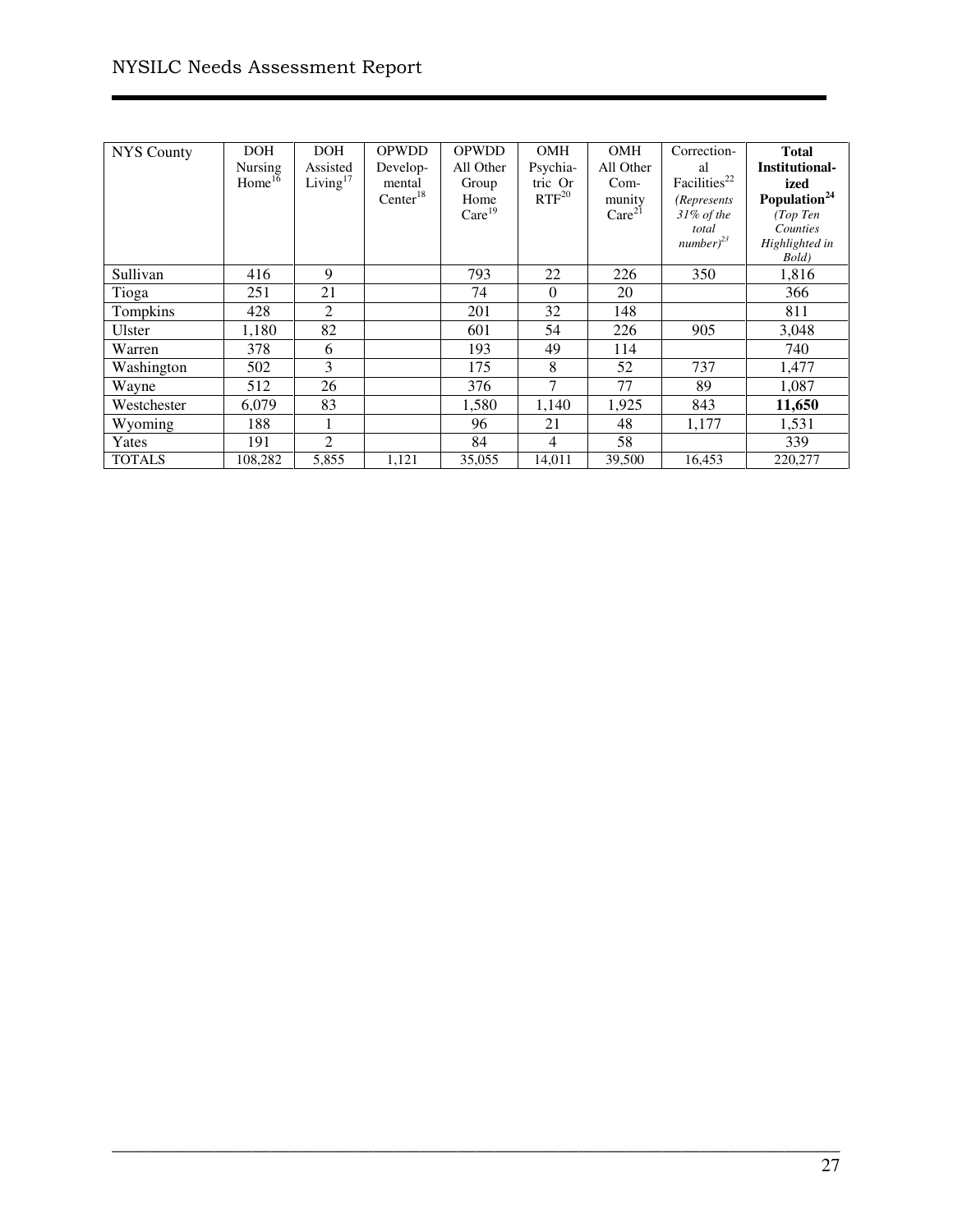| NYS County | DOH Nursing Home[16] | DOH Assisted Living[17] | OPWDD Developmental Center[18] | OPWDD All Other Group Home Care[19] | OMH Psychiatric Or RTF[20] | OMH All Other Community Care[21] | Correctional Facilities[22] *(Represents 31% of the total number)*[23] | **Total Institutionalized Population[24]** *(Top Ten Counties Highlighted in Bold)* |
|---|---|---|---|---|---|---|---|---|
| Sullivan | 416 | 9 | | 793 | 22 | 226 | 350 | 1,816 |
| Tioga | 251 | 21 | | 74 | 0 | 20 | | 366 |
| Tompkins | 428 | 2 | | 201 | 32 | 148 | | 811 |
| Ulster | 1,180 | 82 | | 601 | 54 | 226 | 905 | 3,048 |
| Warren | 378 | 6 | | 193 | 49 | 114 | | 740 |
| Washington | 502 | 3 | | 175 | 8 | 52 | 737 | 1,477 |
| Wayne | 512 | 26 | | 376 | 7 | 77 | 89 | 1,087 |
| Westchester | 6,079 | 83 | | 1,580 | 1,140 | 1,925 | 843 | **11,650** |
| Wyoming | 188 | 1 | | 96 | 21 | 48 | 1,177 | 1,531 |
| Yates | 191 | 2 | | 84 | 4 | 58 | | 339 |
| TOTALS | 108,282 | 5,855 | 1,121 | 35,055 | 14,011 | 39,500 | 16,453 | 220,277 |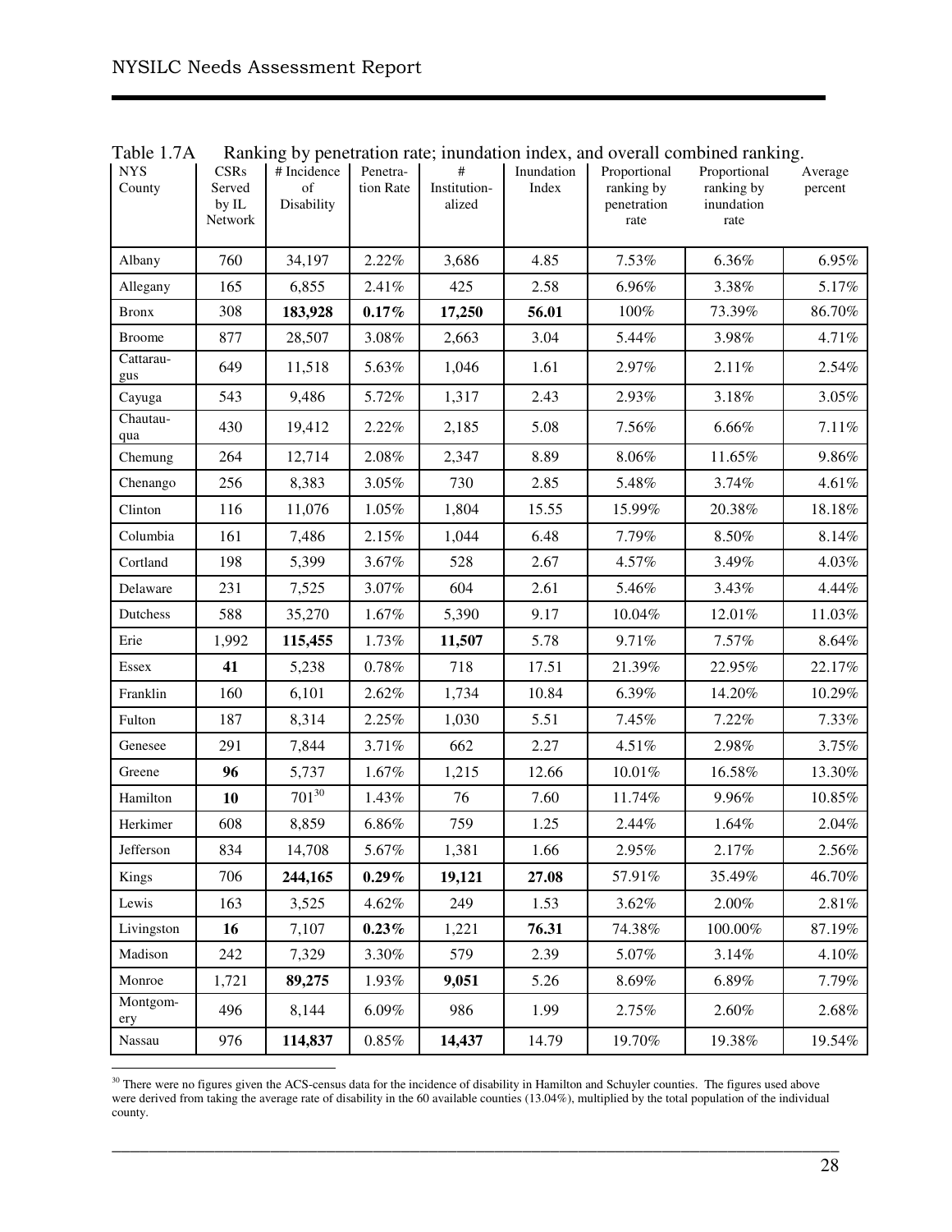Table 1.7A Ranking by penetration rate; inundation index, and overall combined ranking.

| NYS County | CSRs Served by IL Network | # Incidence of Disability | Penetration Rate | # Institutionalized | Inundation Index | Proportional ranking by penetration rate | Proportional ranking by inundation rate | Average percent |
|---|---|---|---|---|---|---|---|---|
| Albany | 760 | 34,197 | 2.22% | 3,686 | 4.85 | 7.53% | 6.36% | 6.95% |
| Allegany | 165 | 6,855 | 2.41% | 425 | 2.58 | 6.96% | 3.38% | 5.17% |
| Bronx | 308 | **183,928** | **0.17%** | **17,250** | **56.01** | 100% | 73.39% | 86.70% |
| Broome | 877 | 28,507 | 3.08% | 2,663 | 3.04 | 5.44% | 3.98% | 4.71% |
| Cattaraugus | 649 | 11,518 | 5.63% | 1,046 | 1.61 | 2.97% | 2.11% | 2.54% |
| Cayuga | 543 | 9,486 | 5.72% | 1,317 | 2.43 | 2.93% | 3.18% | 3.05% |
| Chautauqua | 430 | 19,412 | 2.22% | 2,185 | 5.08 | 7.56% | 6.66% | 7.11% |
| Chemung | 264 | 12,714 | 2.08% | 2,347 | 8.89 | 8.06% | 11.65% | 9.86% |
| Chenango | 256 | 8,383 | 3.05% | 730 | 2.85 | 5.48% | 3.74% | 4.61% |
| Clinton | 116 | 11,076 | 1.05% | 1,804 | 15.55 | 15.99% | 20.38% | 18.18% |
| Columbia | 161 | 7,486 | 2.15% | 1,044 | 6.48 | 7.79% | 8.50% | 8.14% |
| Cortland | 198 | 5,399 | 3.67% | 528 | 2.67 | 4.57% | 3.49% | 4.03% |
| Delaware | 231 | 7,525 | 3.07% | 604 | 2.61 | 5.46% | 3.43% | 4.44% |
| Dutchess | 588 | 35,270 | 1.67% | 5,390 | 9.17 | 10.04% | 12.01% | 11.03% |
| Erie | 1,992 | **115,455** | 1.73% | **11,507** | 5.78 | 9.71% | 7.57% | 8.64% |
| Essex | **41** | 5,238 | 0.78% | 718 | 17.51 | 21.39% | 22.95% | 22.17% |
| Franklin | 160 | 6,101 | 2.62% | 1,734 | 10.84 | 6.39% | 14.20% | 10.29% |
| Fulton | 187 | 8,314 | 2.25% | 1,030 | 5.51 | 7.45% | 7.22% | 7.33% |
| Genesee | 291 | 7,844 | 3.71% | 662 | 2.27 | 4.51% | 2.98% | 3.75% |
| Greene | **96** | 5,737 | 1.67% | 1,215 | 12.66 | 10.01% | 16.58% | 13.30% |
| Hamilton | **10** | 701[30] | 1.43% | 76 | 7.60 | 11.74% | 9.96% | 10.85% |
| Herkimer | 608 | 8,859 | 6.86% | 759 | 1.25 | 2.44% | 1.64% | 2.04% |
| Jefferson | 834 | 14,708 | 5.67% | 1,381 | 1.66 | 2.95% | 2.17% | 2.56% |
| Kings | 706 | **244,165** | **0.29%** | **19,121** | **27.08** | 57.91% | 35.49% | 46.70% |
| Lewis | 163 | 3,525 | 4.62% | 249 | 1.53 | 3.62% | 2.00% | 2.81% |
| Livingston | **16** | 7,107 | **0.23%** | 1,221 | **76.31** | 74.38% | 100.00% | 87.19% |
| Madison | 242 | 7,329 | 3.30% | 579 | 2.39 | 5.07% | 3.14% | 4.10% |
| Monroe | 1,721 | **89,275** | 1.93% | **9,051** | 5.26 | 8.69% | 6.89% | 7.79% |
| Montgomery | 496 | 8,144 | 6.09% | 986 | 1.99 | 2.75% | 2.60% | 2.68% |
| Nassau | 976 | **114,837** | 0.85% | **14,437** | 14.79 | 19.70% | 19.38% | 19.54% |

[30] There were no figures given the ACS-census data for the incidence of disability in Hamilton and Schuyler counties. The figures used above were derived from taking the average rate of disability in the 60 available counties (13.04%), multiplied by the total population of the individual county.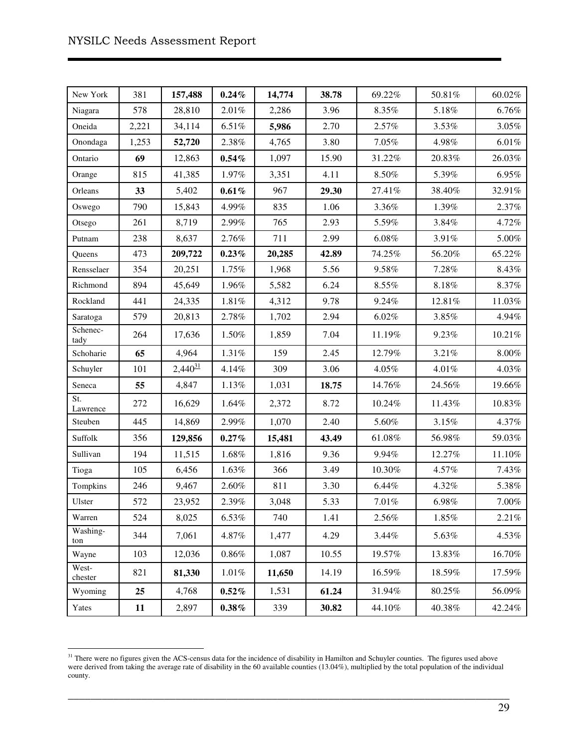| New York | 381 | **157,488** | **0.24%** | **14,774** | **38.78** | 69.22% | 50.81% | 60.02% |
|---|---|---|---|---|---|---|---|---|
| Niagara | 578 | 28,810 | 2.01% | 2,286 | 3.96 | 8.35% | 5.18% | 6.76% |
| Oneida | 2,221 | 34,114 | 6.51% | **5,986** | 2.70 | 2.57% | 3.53% | 3.05% |
| Onondaga | 1,253 | **52,720** | 2.38% | 4,765 | 3.80 | 7.05% | 4.98% | 6.01% |
| Ontario | **69** | 12,863 | **0.54%** | 1,097 | 15.90 | 31.22% | 20.83% | 26.03% |
| Orange | 815 | 41,385 | 1.97% | 3,351 | 4.11 | 8.50% | 5.39% | 6.95% |
| Orleans | **33** | 5,402 | **0.61%** | 967 | **29.30** | 27.41% | 38.40% | 32.91% |
| Oswego | 790 | 15,843 | 4.99% | 835 | 1.06 | 3.36% | 1.39% | 2.37% |
| Otsego | 261 | 8,719 | 2.99% | 765 | 2.93 | 5.59% | 3.84% | 4.72% |
| Putnam | 238 | 8,637 | 2.76% | 711 | 2.99 | 6.08% | 3.91% | 5.00% |
| Queens | 473 | **209,722** | **0.23%** | **20,285** | **42.89** | 74.25% | 56.20% | 65.22% |
| Rensselaer | 354 | 20,251 | 1.75% | 1,968 | 5.56 | 9.58% | 7.28% | 8.43% |
| Richmond | 894 | 45,649 | 1.96% | 5,582 | 6.24 | 8.55% | 8.18% | 8.37% |
| Rockland | 441 | 24,335 | 1.81% | 4,312 | 9.78 | 9.24% | 12.81% | 11.03% |
| Saratoga | 579 | 20,813 | 2.78% | 1,702 | 2.94 | 6.02% | 3.85% | 4.94% |
| Schenec-tady | 264 | 17,636 | 1.50% | 1,859 | 7.04 | 11.19% | 9.23% | 10.21% |
| Schoharie | **65** | 4,964 | 1.31% | 159 | 2.45 | 12.79% | 3.21% | 8.00% |
| Schuyler | 101 | 2,440[31] | 4.14% | 309 | 3.06 | 4.05% | 4.01% | 4.03% |
| Seneca | **55** | 4,847 | 1.13% | 1,031 | **18.75** | 14.76% | 24.56% | 19.66% |
| St. Lawrence | 272 | 16,629 | 1.64% | 2,372 | 8.72 | 10.24% | 11.43% | 10.83% |
| Steuben | 445 | 14,869 | 2.99% | 1,070 | 2.40 | 5.60% | 3.15% | 4.37% |
| Suffolk | 356 | **129,856** | **0.27%** | **15,481** | **43.49** | 61.08% | 56.98% | 59.03% |
| Sullivan | 194 | 11,515 | 1.68% | 1,816 | 9.36 | 9.94% | 12.27% | 11.10% |
| Tioga | 105 | 6,456 | 1.63% | 366 | 3.49 | 10.30% | 4.57% | 7.43% |
| Tompkins | 246 | 9,467 | 2.60% | 811 | 3.30 | 6.44% | 4.32% | 5.38% |
| Ulster | 572 | 23,952 | 2.39% | 3,048 | 5.33 | 7.01% | 6.98% | 7.00% |
| Warren | 524 | 8,025 | 6.53% | 740 | 1.41 | 2.56% | 1.85% | 2.21% |
| Washing-ton | 344 | 7,061 | 4.87% | 1,477 | 4.29 | 3.44% | 5.63% | 4.53% |
| Wayne | 103 | 12,036 | 0.86% | 1,087 | 10.55 | 19.57% | 13.83% | 16.70% |
| West-chester | 821 | **81,330** | 1.01% | **11,650** | 14.19 | 16.59% | 18.59% | 17.59% |
| Wyoming | **25** | 4,768 | **0.52%** | 1,531 | **61.24** | 31.94% | 80.25% | 56.09% |
| Yates | **11** | 2,897 | **0.38%** | 339 | **30.82** | 44.10% | 40.38% | 42.24% |

[31] There were no figures given the ACS-census data for the incidence of disability in Hamilton and Schuyler counties. The figures used above were derived from taking the average rate of disability in the 60 available counties (13.04%), multiplied by the total population of the individual county.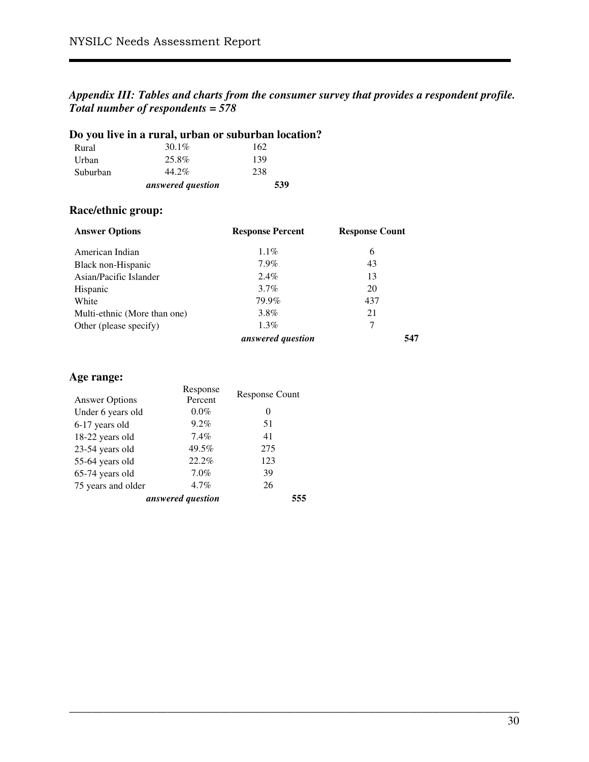***Appendix III: Tables and charts from the consumer survey that provides a respondent profile. Total number of respondents = 578***

### Do you live in a rural, urban or suburban location?

| | | |
|---|---|---|
| Rural | 30.1% | 162 |
| Urban | 25.8% | 139 |
| Suburban | 44.2% | 238 |
| | ***answered question*** | **539** |

### Race/ethnic group:

| Answer Options | Response Percent | Response Count |
|---|---|---|
| American Indian | 1.1% | 6 |
| Black non-Hispanic | 7.9% | 43 |
| Asian/Pacific Islander | 2.4% | 13 |
| Hispanic | 3.7% | 20 |
| White | 79.9% | 437 |
| Multi-ethnic (More than one) | 3.8% | 21 |
| Other (please specify) | 1.3% | 7 |
| | ***answered question*** | **547** |

### Age range:

| Answer Options | Response Percent | Response Count |
|---|---|---|
| Under 6 years old | 0.0% | 0 |
| 6-17 years old | 9.2% | 51 |
| 18-22 years old | 7.4% | 41 |
| 23-54 years old | 49.5% | 275 |
| 55-64 years old | 22.2% | 123 |
| 65-74 years old | 7.0% | 39 |
| 75 years and older | 4.7% | 26 |
| | ***answered question*** | **555** |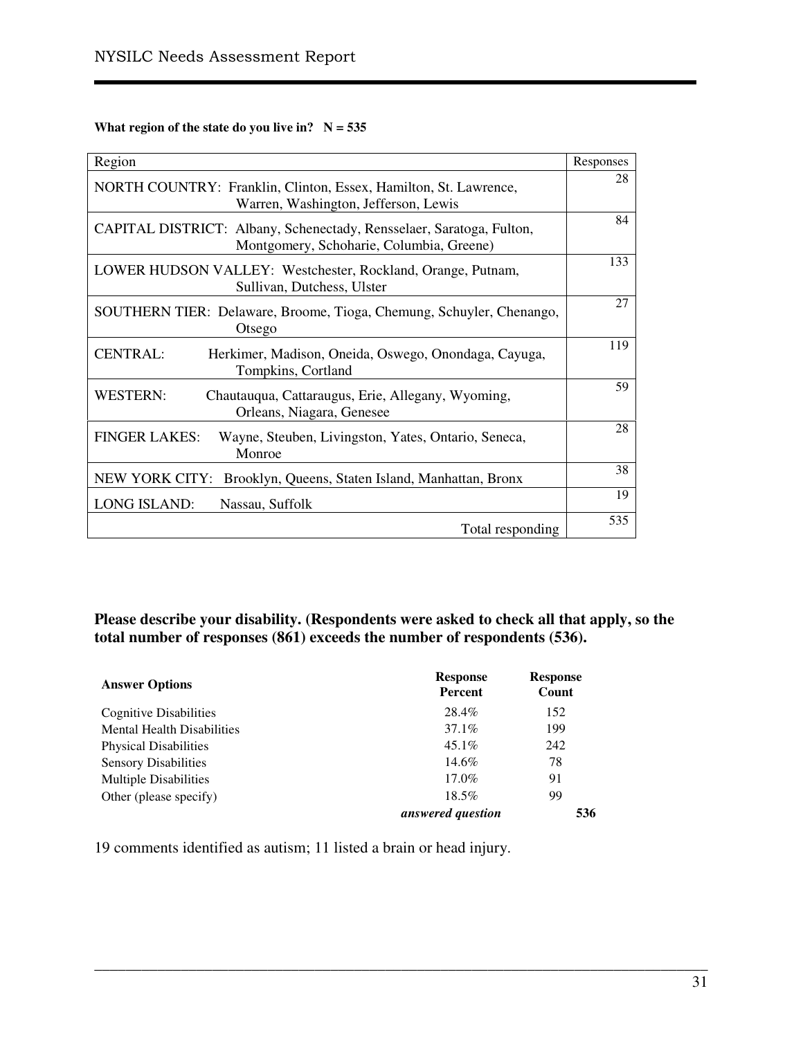**What region of the state do you live in? N = 535**

| Region | Responses |
| --- | --- |
| NORTH COUNTRY: Franklin, Clinton, Essex, Hamilton, St. Lawrence, Warren, Washington, Jefferson, Lewis | 28 |
| CAPITAL DISTRICT: Albany, Schenectady, Rensselaer, Saratoga, Fulton, Montgomery, Schoharie, Columbia, Greene) | 84 |
| LOWER HUDSON VALLEY: Westchester, Rockland, Orange, Putnam, Sullivan, Dutchess, Ulster | 133 |
| SOUTHERN TIER: Delaware, Broome, Tioga, Chemung, Schuyler, Chenango, Otsego | 27 |
| CENTRAL: Herkimer, Madison, Oneida, Oswego, Onondaga, Cayuga, Tompkins, Cortland | 119 |
| WESTERN: Chautauqua, Cattaraugus, Erie, Allegany, Wyoming, Orleans, Niagara, Genesee | 59 |
| FINGER LAKES: Wayne, Steuben, Livingston, Yates, Ontario, Seneca, Monroe | 28 |
| NEW YORK CITY: Brooklyn, Queens, Staten Island, Manhattan, Bronx | 38 |
| LONG ISLAND: Nassau, Suffolk | 19 |
| Total responding | 535 |

**Please describe your disability. (Respondents were asked to check all that apply, so the total number of responses (861) exceeds the number of respondents (536).**

| Answer Options | Response Percent | Response Count |
| --- | --- | --- |
| Cognitive Disabilities | 28.4% | 152 |
| Mental Health Disabilities | 37.1% | 199 |
| Physical Disabilities | 45.1% | 242 |
| Sensory Disabilities | 14.6% | 78 |
| Multiple Disabilities | 17.0% | 91 |
| Other (please specify) | 18.5% | 99 |
| | ***answered question*** | **536** |

19 comments identified as autism; 11 listed a brain or head injury.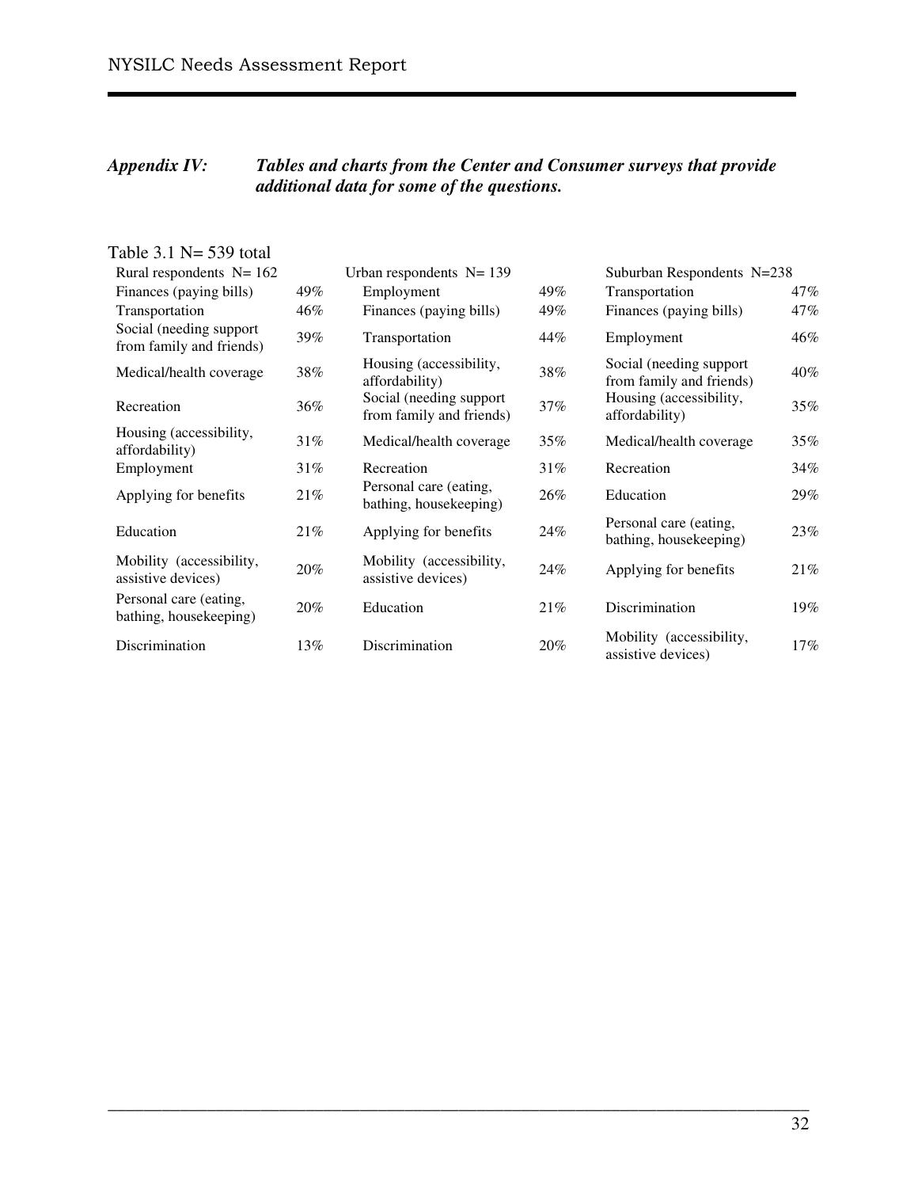***Appendix IV: Tables and charts from the Center and Consumer surveys that provide additional data for some of the questions.***

Table 3.1 N= 539 total

| Rural respondents N= 162 | | Urban respondents N= 139 | | Suburban Respondents N=238 | |
|---|---|---|---|---|---|
| Finances (paying bills) | 49% | Employment | 49% | Transportation | 47% |
| Transportation | 46% | Finances (paying bills) | 49% | Finances (paying bills) | 47% |
| Social (needing support from family and friends) | 39% | Transportation | 44% | Employment | 46% |
| Medical/health coverage | 38% | Housing (accessibility, affordability) | 38% | Social (needing support from family and friends) | 40% |
| Recreation | 36% | Social (needing support from family and friends) | 37% | Housing (accessibility, affordability) | 35% |
| Housing (accessibility, affordability) | 31% | Medical/health coverage | 35% | Medical/health coverage | 35% |
| Employment | 31% | Recreation | 31% | Recreation | 34% |
| Applying for benefits | 21% | Personal care (eating, bathing, housekeeping) | 26% | Education | 29% |
| Education | 21% | Applying for benefits | 24% | Personal care (eating, bathing, housekeeping) | 23% |
| Mobility (accessibility, assistive devices) | 20% | Mobility (accessibility, assistive devices) | 24% | Applying for benefits | 21% |
| Personal care (eating, bathing, housekeeping) | 20% | Education | 21% | Discrimination | 19% |
| Discrimination | 13% | Discrimination | 20% | Mobility (accessibility, assistive devices) | 17% |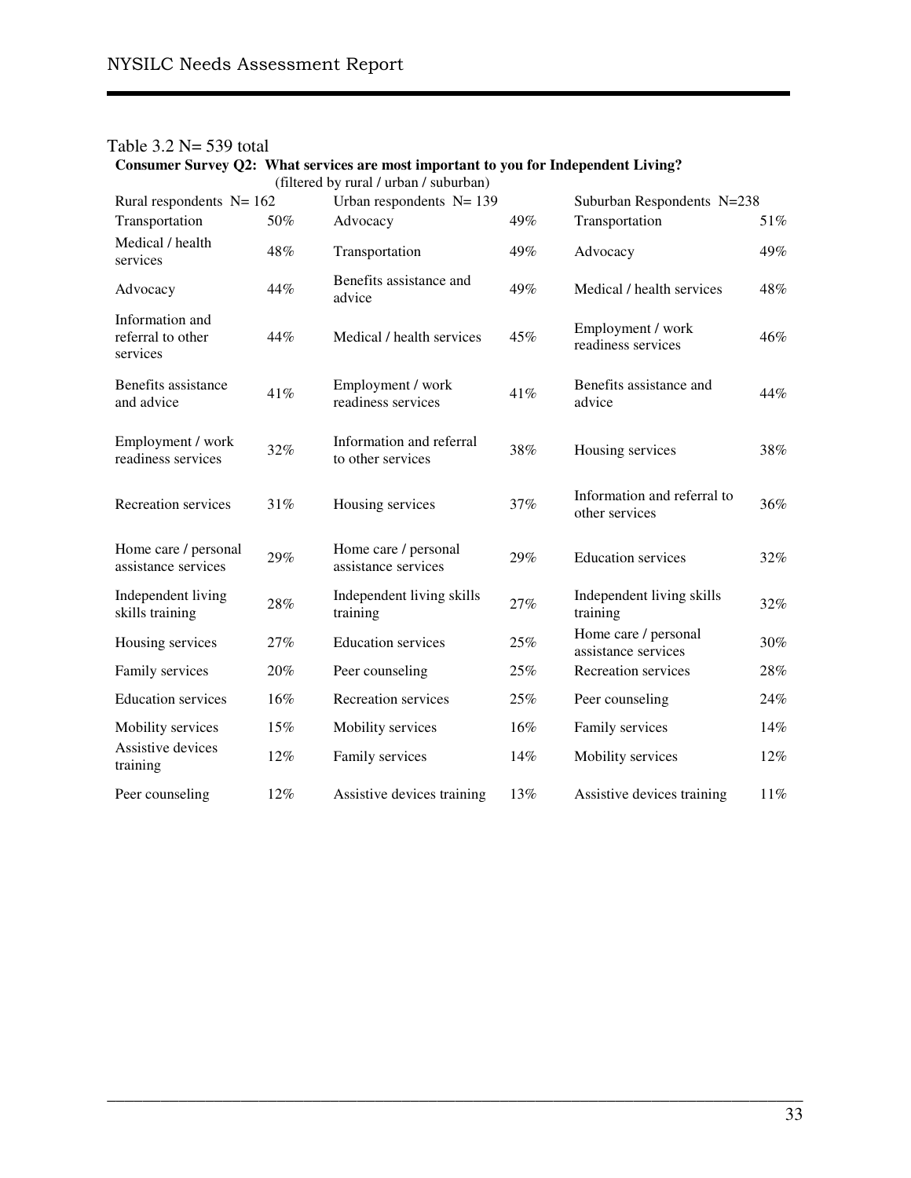Table 3.2 N= 539 total

**Consumer Survey Q2: What services are most important to you for Independent Living?**

(filtered by rural / urban / suburban)

| Rural respondents N= 162 | | Urban respondents N= 139 | | Suburban Respondents N=238 | |
|---|---|---|---|---|---|
| Transportation | 50% | Advocacy | 49% | Transportation | 51% |
| Medical / health services | 48% | Transportation | 49% | Advocacy | 49% |
| Advocacy | 44% | Benefits assistance and advice | 49% | Medical / health services | 48% |
| Information and referral to other services | 44% | Medical / health services | 45% | Employment / work readiness services | 46% |
| Benefits assistance and advice | 41% | Employment / work readiness services | 41% | Benefits assistance and advice | 44% |
| Employment / work readiness services | 32% | Information and referral to other services | 38% | Housing services | 38% |
| Recreation services | 31% | Housing services | 37% | Information and referral to other services | 36% |
| Home care / personal assistance services | 29% | Home care / personal assistance services | 29% | Education services | 32% |
| Independent living skills training | 28% | Independent living skills training | 27% | Independent living skills training | 32% |
| Housing services | 27% | Education services | 25% | Home care / personal assistance services | 30% |
| Family services | 20% | Peer counseling | 25% | Recreation services | 28% |
| Education services | 16% | Recreation services | 25% | Peer counseling | 24% |
| Mobility services | 15% | Mobility services | 16% | Family services | 14% |
| Assistive devices training | 12% | Family services | 14% | Mobility services | 12% |
| Peer counseling | 12% | Assistive devices training | 13% | Assistive devices training | 11% |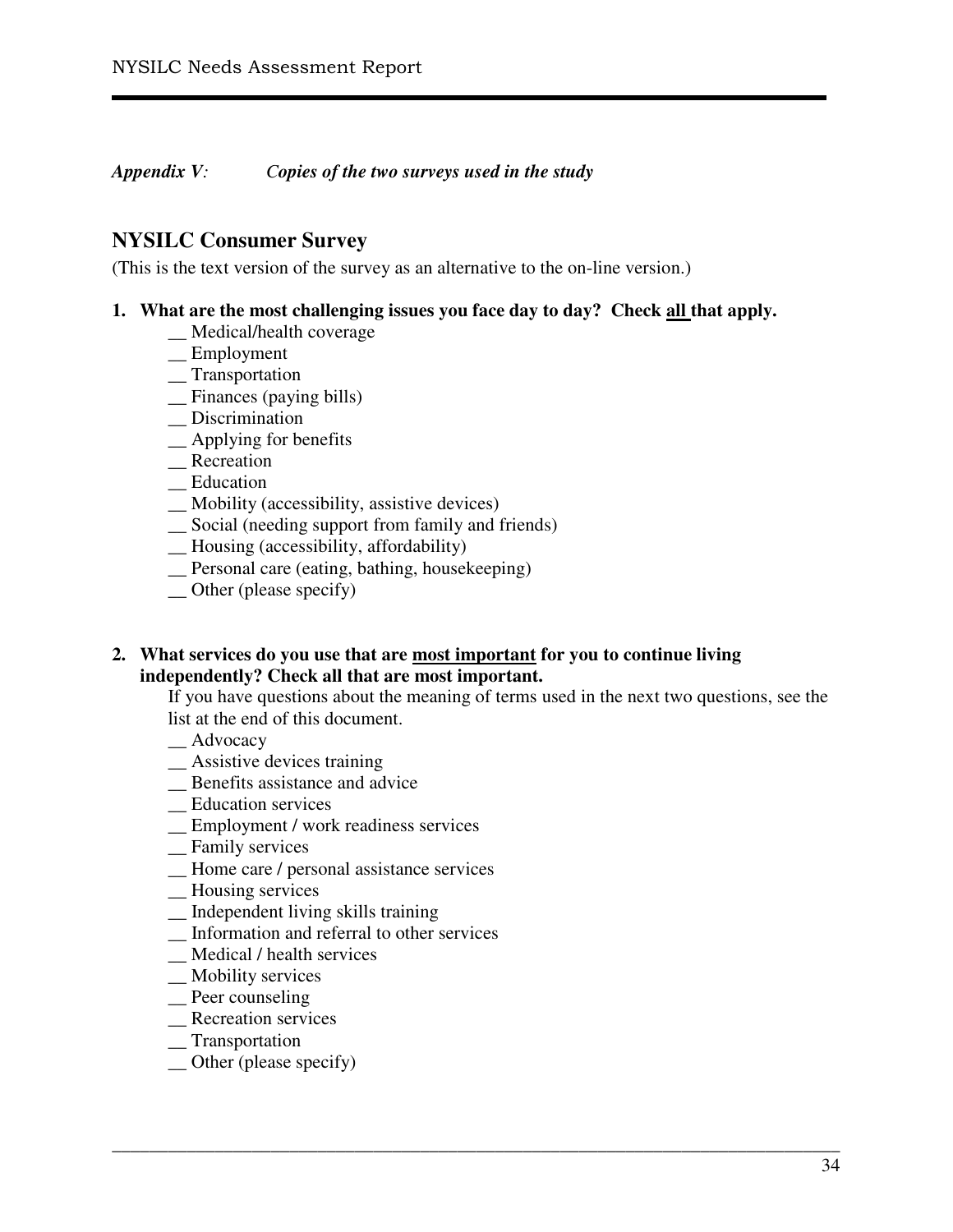*Appendix V: Copies of the two surveys used in the study*

## NYSILC Consumer Survey

(This is the text version of the survey as an alternative to the on-line version.)

**1. What are the most challenging issues you face day to day? Check all that apply.**

__ Medical/health coverage
__ Employment
__ Transportation
__ Finances (paying bills)
__ Discrimination
__ Applying for benefits
__ Recreation
__ Education
__ Mobility (accessibility, assistive devices)
__ Social (needing support from family and friends)
__ Housing (accessibility, affordability)
__ Personal care (eating, bathing, housekeeping)
__ Other (please specify)

**2. What services do you use that are most important for you to continue living independently? Check all that are most important.**

If you have questions about the meaning of terms used in the next two questions, see the list at the end of this document.

__ Advocacy
__ Assistive devices training
__ Benefits assistance and advice
__ Education services
__ Employment / work readiness services
__ Family services
__ Home care / personal assistance services
__ Housing services
__ Independent living skills training
__ Information and referral to other services
__ Medical / health services
__ Mobility services
__ Peer counseling
__ Recreation services
__ Transportation
__ Other (please specify)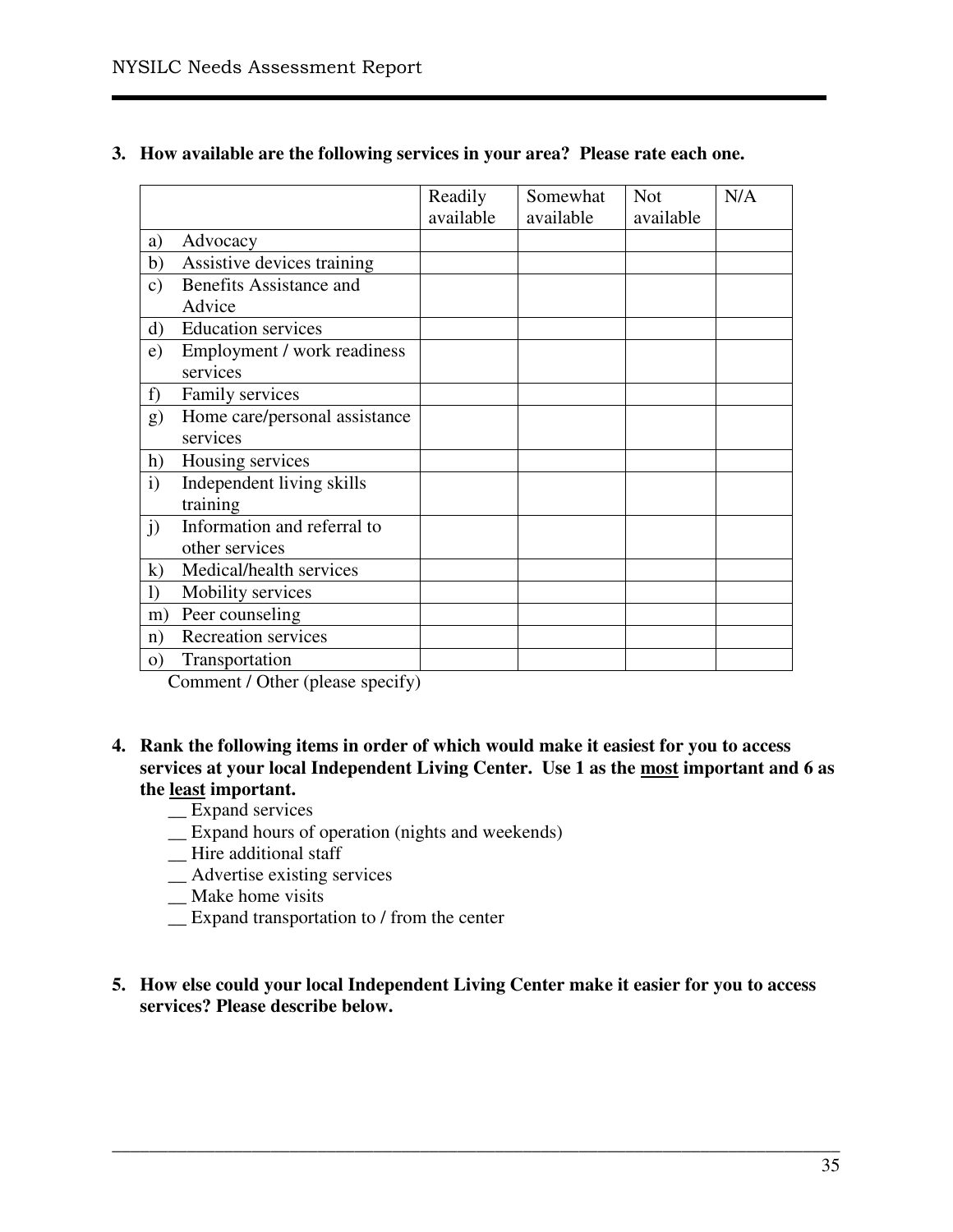**3. How available are the following services in your area? Please rate each one.**

| | Readily available | Somewhat available | Not available | N/A |
|---|---|---|---|---|
| a) Advocacy | | | | |
| b) Assistive devices training | | | | |
| c) Benefits Assistance and Advice | | | | |
| d) Education services | | | | |
| e) Employment / work readiness services | | | | |
| f) Family services | | | | |
| g) Home care/personal assistance services | | | | |
| h) Housing services | | | | |
| i) Independent living skills training | | | | |
| j) Information and referral to other services | | | | |
| k) Medical/health services | | | | |
| l) Mobility services | | | | |
| m) Peer counseling | | | | |
| n) Recreation services | | | | |
| o) Transportation | | | | |

Comment / Other (please specify)

**4. Rank the following items in order of which would make it easiest for you to access services at your local Independent Living Center. Use 1 as the <u>most</u> important and 6 as the <u>least</u> important.**

__ Expand services
__ Expand hours of operation (nights and weekends)
__ Hire additional staff
__ Advertise existing services
__ Make home visits
__ Expand transportation to / from the center

**5. How else could your local Independent Living Center make it easier for you to access services? Please describe below.**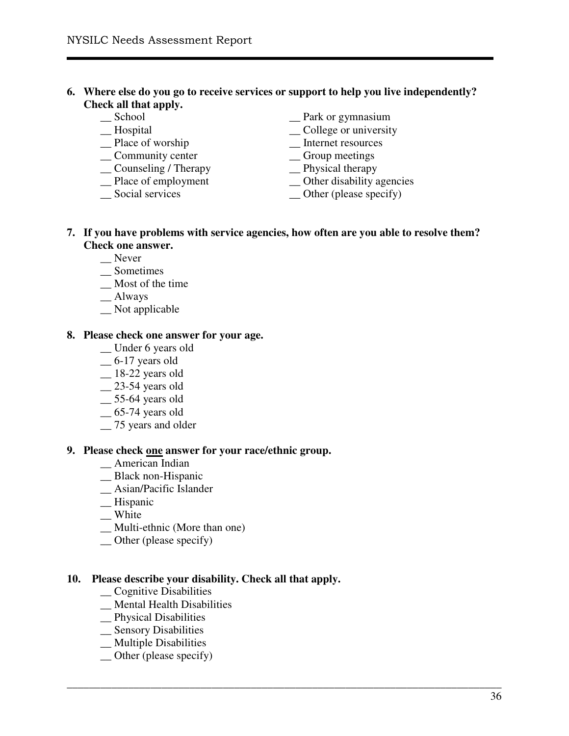**6. Where else do you go to receive services or support to help you live independently? Check all that apply.**

__ School
__ Hospital
__ Place of worship
__ Community center
__ Counseling / Therapy
__ Place of employment
__ Social services
__ Park or gymnasium
__ College or university
__ Internet resources
__ Group meetings
__ Physical therapy
__ Other disability agencies
__ Other (please specify)

**7. If you have problems with service agencies, how often are you able to resolve them? Check one answer.**

__ Never
__ Sometimes
__ Most of the time
__ Always
__ Not applicable

**8. Please check one answer for your age.**

__ Under 6 years old
__ 6-17 years old
__ 18-22 years old
__ 23-54 years old
__ 55-64 years old
__ 65-74 years old
__ 75 years and older

**9. Please check <u>one</u> answer for your race/ethnic group.**

__ American Indian
__ Black non-Hispanic
__ Asian/Pacific Islander
__ Hispanic
__ White
__ Multi-ethnic (More than one)
__ Other (please specify)

**10. Please describe your disability. Check all that apply.**

__ Cognitive Disabilities
__ Mental Health Disabilities
__ Physical Disabilities
__ Sensory Disabilities
__ Multiple Disabilities
__ Other (please specify)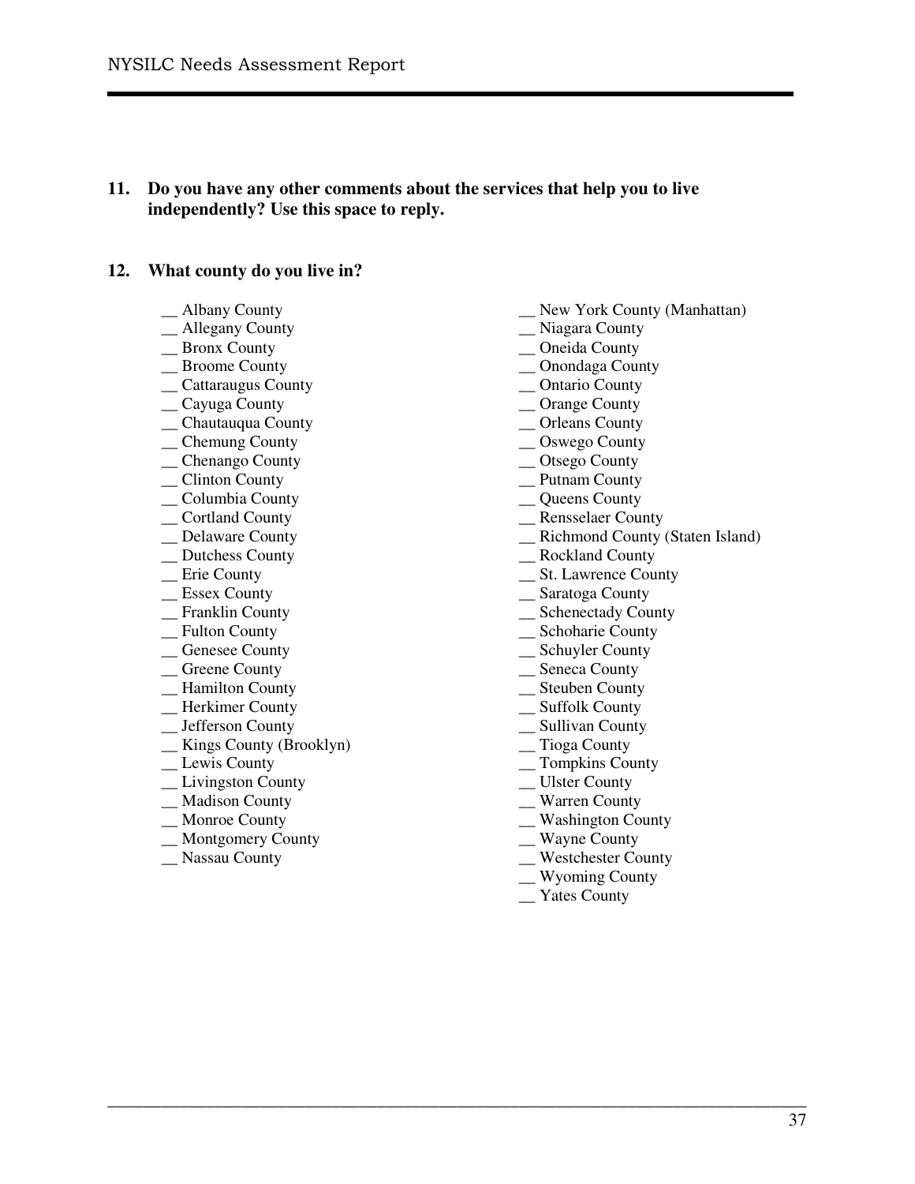**11. Do you have any other comments about the services that help you to live independently? Use this space to reply.**

**12. What county do you live in?**

__ Albany County
__ Allegany County
__ Bronx County
__ Broome County
__ Cattaraugus County
__ Cayuga County
__ Chautauqua County
__ Chemung County
__ Chenango County
__ Clinton County
__ Columbia County
__ Cortland County
__ Delaware County
__ Dutchess County
__ Erie County
__ Essex County
__ Franklin County
__ Fulton County
__ Genesee County
__ Greene County
__ Hamilton County
__ Herkimer County
__ Jefferson County
__ Kings County (Brooklyn)
__ Lewis County
__ Livingston County
__ Madison County
__ Monroe County
__ Montgomery County
__ Nassau County
__ New York County (Manhattan)
__ Niagara County
__ Oneida County
__ Onondaga County
__ Ontario County
__ Orange County
__ Orleans County
__ Oswego County
__ Otsego County
__ Putnam County
__ Queens County
__ Rensselaer County
__ Richmond County (Staten Island)
__ Rockland County
__ St. Lawrence County
__ Saratoga County
__ Schenectady County
__ Schoharie County
__ Schuyler County
__ Seneca County
__ Steuben County
__ Suffolk County
__ Sullivan County
__ Tioga County
__ Tompkins County
__ Ulster County
__ Warren County
__ Washington County
__ Wayne County
__ Westchester County
__ Wyoming County
__ Yates County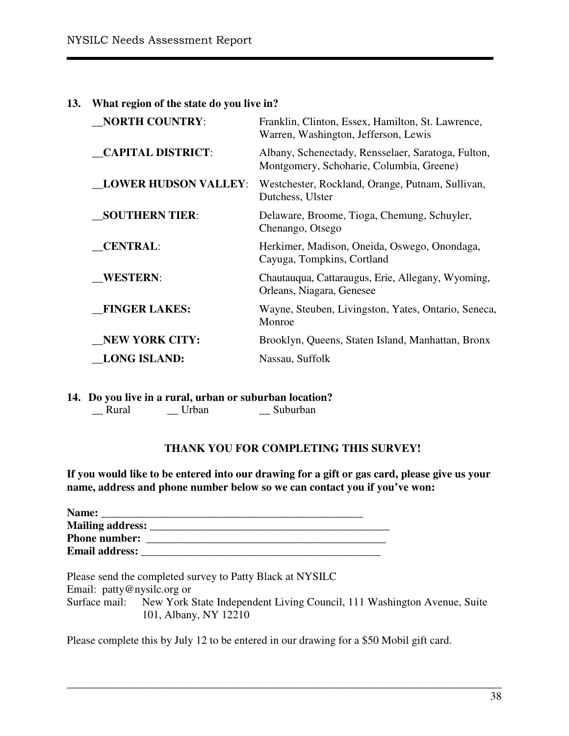**13. What region of the state do you live in?**

| | |
|---|---|
| __**NORTH COUNTRY**: | Franklin, Clinton, Essex, Hamilton, St. Lawrence, Warren, Washington, Jefferson, Lewis |
| __**CAPITAL DISTRICT**: | Albany, Schenectady, Rensselaer, Saratoga, Fulton, Montgomery, Schoharie, Columbia, Greene) |
| __**LOWER HUDSON VALLEY**: | Westchester, Rockland, Orange, Putnam, Sullivan, Dutchess, Ulster |
| __**SOUTHERN TIER**: | Delaware, Broome, Tioga, Chemung, Schuyler, Chenango, Otsego |
| __**CENTRAL**: | Herkimer, Madison, Oneida, Oswego, Onondaga, Cayuga, Tompkins, Cortland |
| __**WESTERN**: | Chautauqua, Cattaraugus, Erie, Allegany, Wyoming, Orleans, Niagara, Genesee |
| __**FINGER LAKES:** | Wayne, Steuben, Livingston, Yates, Ontario, Seneca, Monroe |
| __**NEW YORK CITY:** | Brooklyn, Queens, Staten Island, Manhattan, Bronx |
| __**LONG ISLAND:** | Nassau, Suffolk |

**14. Do you live in a rural, urban or suburban location?**

__ Rural __ Urban __ Suburban

**THANK YOU FOR COMPLETING THIS SURVEY!**

**If you would like to be entered into our drawing for a gift or gas card, please give us your name, address and phone number below so we can contact you if you've won:**

**Name:** _______________________________________________
**Mailing address:** ________________________________________
**Phone number:** ________________________________________
**Email address:** ________________________________________

Please send the completed survey to Patty Black at NYSILC
Email: patty@nysilc.org or
Surface mail: New York State Independent Living Council, 111 Washington Avenue, Suite 101, Albany, NY 12210

Please complete this by July 12 to be entered in our drawing for a $50 Mobil gift card.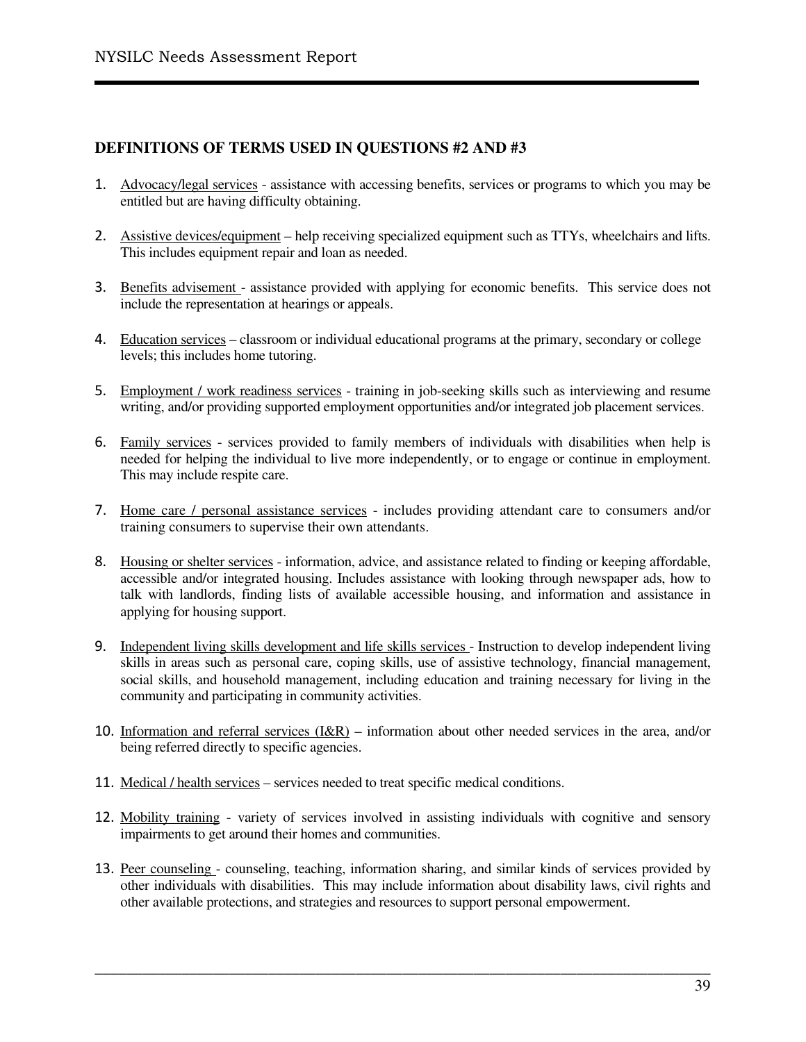## DEFINITIONS OF TERMS USED IN QUESTIONS #2 AND #3

1. Advocacy/legal services - assistance with accessing benefits, services or programs to which you may be entitled but are having difficulty obtaining.

2. Assistive devices/equipment – help receiving specialized equipment such as TTYs, wheelchairs and lifts. This includes equipment repair and loan as needed.

3. Benefits advisement - assistance provided with applying for economic benefits. This service does not include the representation at hearings or appeals.

4. Education services – classroom or individual educational programs at the primary, secondary or college levels; this includes home tutoring.

5. Employment / work readiness services - training in job-seeking skills such as interviewing and resume writing, and/or providing supported employment opportunities and/or integrated job placement services.

6. Family services - services provided to family members of individuals with disabilities when help is needed for helping the individual to live more independently, or to engage or continue in employment. This may include respite care.

7. Home care / personal assistance services - includes providing attendant care to consumers and/or training consumers to supervise their own attendants.

8. Housing or shelter services - information, advice, and assistance related to finding or keeping affordable, accessible and/or integrated housing. Includes assistance with looking through newspaper ads, how to talk with landlords, finding lists of available accessible housing, and information and assistance in applying for housing support.

9. Independent living skills development and life skills services - Instruction to develop independent living skills in areas such as personal care, coping skills, use of assistive technology, financial management, social skills, and household management, including education and training necessary for living in the community and participating in community activities.

10. Information and referral services (I&R) – information about other needed services in the area, and/or being referred directly to specific agencies.

11. Medical / health services – services needed to treat specific medical conditions.

12. Mobility training - variety of services involved in assisting individuals with cognitive and sensory impairments to get around their homes and communities.

13. Peer counseling - counseling, teaching, information sharing, and similar kinds of services provided by other individuals with disabilities. This may include information about disability laws, civil rights and other available protections, and strategies and resources to support personal empowerment.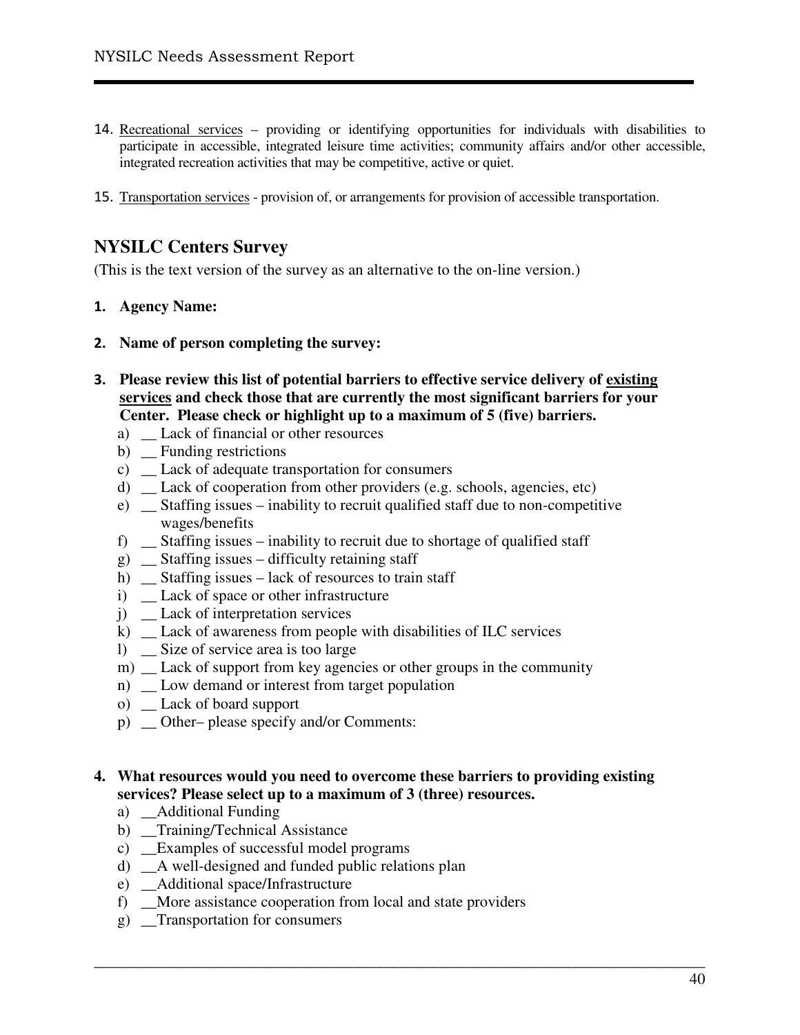14. Recreational services – providing or identifying opportunities for individuals with disabilities to participate in accessible, integrated leisure time activities; community affairs and/or other accessible, integrated recreation activities that may be competitive, active or quiet.

15. Transportation services - provision of, or arrangements for provision of accessible transportation.

## NYSILC Centers Survey

(This is the text version of the survey as an alternative to the on-line version.)

1. **Agency Name:**

2. **Name of person completing the survey:**

3. **Please review this list of potential barriers to effective service delivery of existing services and check those that are currently the most significant barriers for your Center. Please check or highlight up to a maximum of 5 (five) barriers.**
   a) __ Lack of financial or other resources
   b) __ Funding restrictions
   c) __ Lack of adequate transportation for consumers
   d) __ Lack of cooperation from other providers (e.g. schools, agencies, etc)
   e) __ Staffing issues – inability to recruit qualified staff due to non-competitive wages/benefits
   f) __ Staffing issues – inability to recruit due to shortage of qualified staff
   g) __ Staffing issues – difficulty retaining staff
   h) __ Staffing issues – lack of resources to train staff
   i) __ Lack of space or other infrastructure
   j) __ Lack of interpretation services
   k) __ Lack of awareness from people with disabilities of ILC services
   l) __ Size of service area is too large
   m) __ Lack of support from key agencies or other groups in the community
   n) __ Low demand or interest from target population
   o) __ Lack of board support
   p) __ Other– please specify and/or Comments:

4. **What resources would you need to overcome these barriers to providing existing services? Please select up to a maximum of 3 (three) resources.**
   a) __Additional Funding
   b) __Training/Technical Assistance
   c) __Examples of successful model programs
   d) __A well-designed and funded public relations plan
   e) __Additional space/Infrastructure
   f) __More assistance cooperation from local and state providers
   g) __Transportation for consumers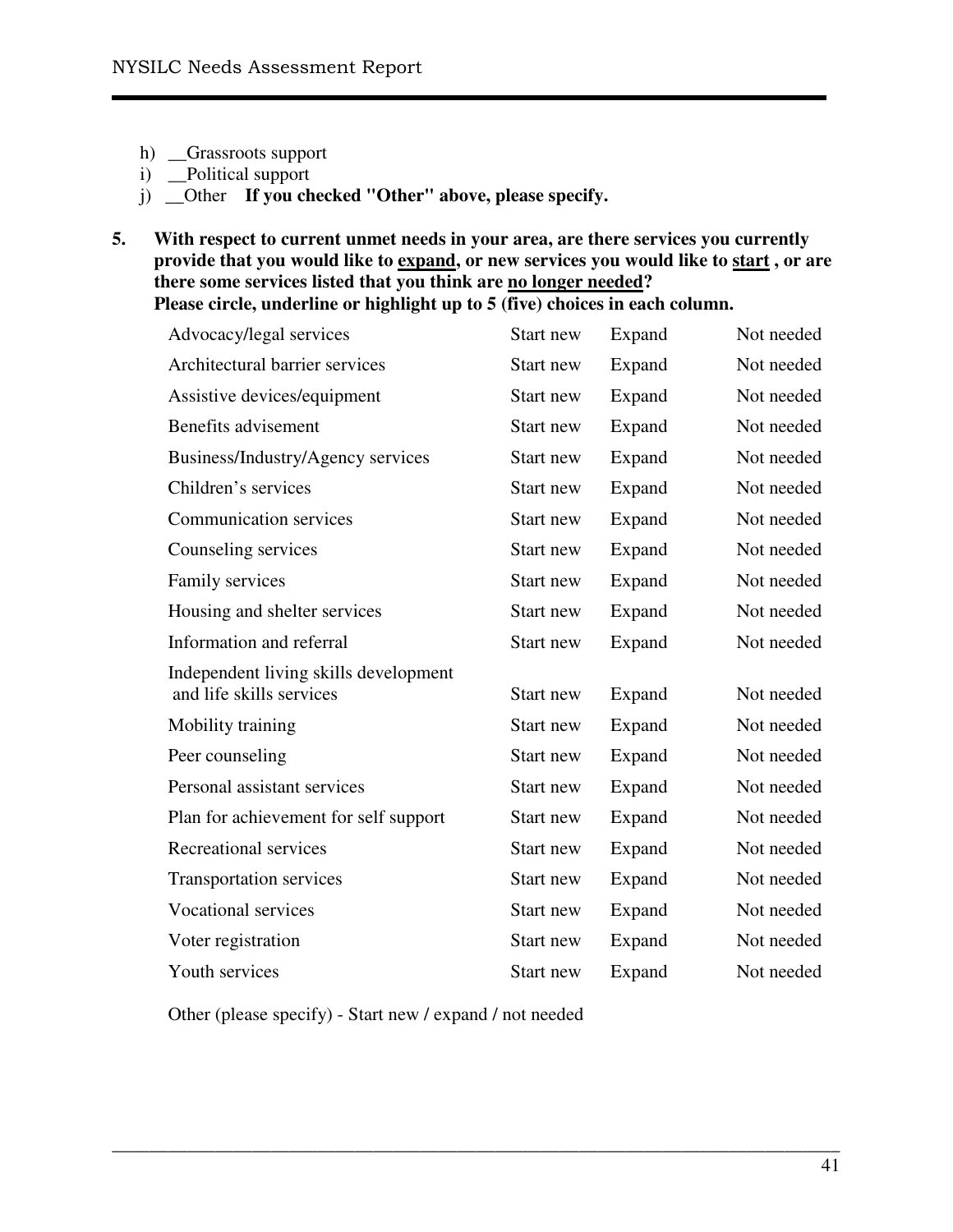h) __Grassroots support
i) __Political support
j) __Other **If you checked "Other" above, please specify.**

**5. With respect to current unmet needs in your area, are there services you currently provide that you would like to <u>expand</u>, or new services you would like to <u>start</u> , or are there some services listed that you think are <u>no longer needed</u>?**
**Please circle, underline or highlight up to 5 (five) choices in each column.**

| | | | |
|---|---|---|---|
| Advocacy/legal services | Start new | Expand | Not needed |
| Architectural barrier services | Start new | Expand | Not needed |
| Assistive devices/equipment | Start new | Expand | Not needed |
| Benefits advisement | Start new | Expand | Not needed |
| Business/Industry/Agency services | Start new | Expand | Not needed |
| Children's services | Start new | Expand | Not needed |
| Communication services | Start new | Expand | Not needed |
| Counseling services | Start new | Expand | Not needed |
| Family services | Start new | Expand | Not needed |
| Housing and shelter services | Start new | Expand | Not needed |
| Information and referral | Start new | Expand | Not needed |
| Independent living skills development and life skills services | Start new | Expand | Not needed |
| Mobility training | Start new | Expand | Not needed |
| Peer counseling | Start new | Expand | Not needed |
| Personal assistant services | Start new | Expand | Not needed |
| Plan for achievement for self support | Start new | Expand | Not needed |
| Recreational services | Start new | Expand | Not needed |
| Transportation services | Start new | Expand | Not needed |
| Vocational services | Start new | Expand | Not needed |
| Voter registration | Start new | Expand | Not needed |
| Youth services | Start new | Expand | Not needed |

Other (please specify) - Start new / expand / not needed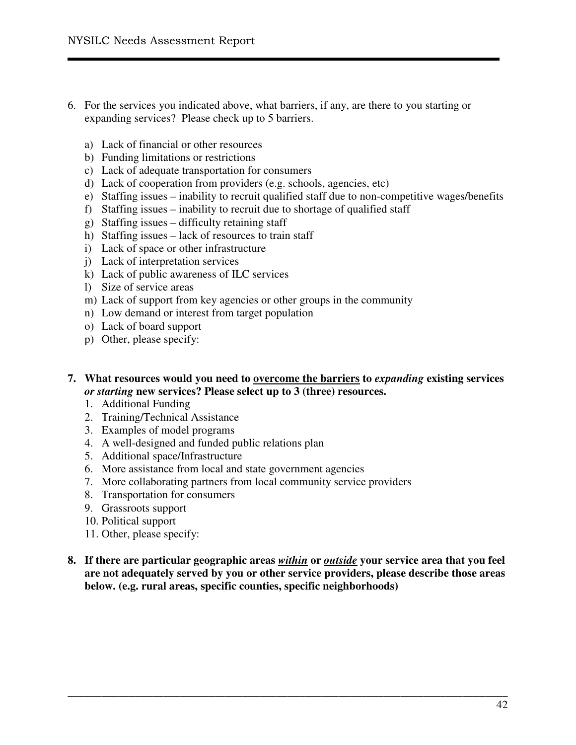6. For the services you indicated above, what barriers, if any, are there to you starting or expanding services? Please check up to 5 barriers.

   a) Lack of financial or other resources
   b) Funding limitations or restrictions
   c) Lack of adequate transportation for consumers
   d) Lack of cooperation from providers (e.g. schools, agencies, etc)
   e) Staffing issues – inability to recruit qualified staff due to non-competitive wages/benefits
   f) Staffing issues – inability to recruit due to shortage of qualified staff
   g) Staffing issues – difficulty retaining staff
   h) Staffing issues – lack of resources to train staff
   i) Lack of space or other infrastructure
   j) Lack of interpretation services
   k) Lack of public awareness of ILC services
   l) Size of service areas
   m) Lack of support from key agencies or other groups in the community
   n) Low demand or interest from target population
   o) Lack of board support
   p) Other, please specify:

**7. What resources would you need to <u>overcome the barriers</u> to *expanding* existing services *or starting* new services? Please select up to 3 (three) resources.**

   1. Additional Funding
   2. Training/Technical Assistance
   3. Examples of model programs
   4. A well-designed and funded public relations plan
   5. Additional space/Infrastructure
   6. More assistance from local and state government agencies
   7. More collaborating partners from local community service providers
   8. Transportation for consumers
   9. Grassroots support
   10. Political support
   11. Other, please specify:

**8. If there are particular geographic areas <u>*within*</u> or <u>*outside*</u> your service area that you feel are not adequately served by you or other service providers, please describe those areas below. (e.g. rural areas, specific counties, specific neighborhoods)**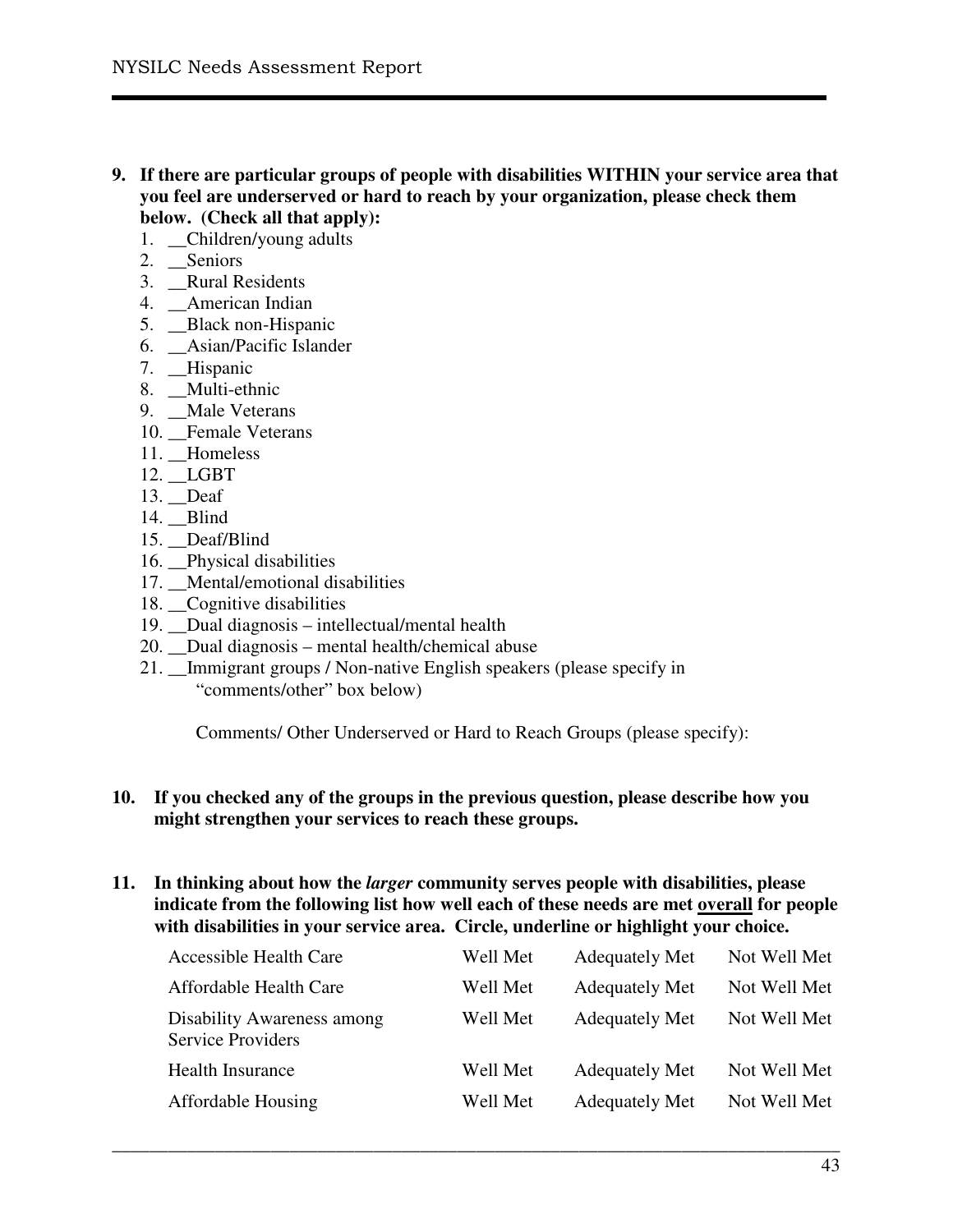**9. If there are particular groups of people with disabilities WITHIN your service area that you feel are underserved or hard to reach by your organization, please check them below. (Check all that apply):**

1. __Children/young adults
2. __Seniors
3. __Rural Residents
4. __American Indian
5. __Black non-Hispanic
6. __Asian/Pacific Islander
7. __Hispanic
8. __Multi-ethnic
9. __Male Veterans
10. __Female Veterans
11. __Homeless
12. __LGBT
13. __Deaf
14. __Blind
15. __Deaf/Blind
16. __Physical disabilities
17. __Mental/emotional disabilities
18. __Cognitive disabilities
19. __Dual diagnosis – intellectual/mental health
20. __Dual diagnosis – mental health/chemical abuse
21. __Immigrant groups / Non-native English speakers (please specify in "comments/other" box below)

Comments/ Other Underserved or Hard to Reach Groups (please specify):

**10. If you checked any of the groups in the previous question, please describe how you might strengthen your services to reach these groups.**

**11. In thinking about how the *larger* community serves people with disabilities, please indicate from the following list how well each of these needs are met <u>overall</u> for people with disabilities in your service area. Circle, underline or highlight your choice.**

| | | | |
|---|---|---|---|
| Accessible Health Care | Well Met | Adequately Met | Not Well Met |
| Affordable Health Care | Well Met | Adequately Met | Not Well Met |
| Disability Awareness among Service Providers | Well Met | Adequately Met | Not Well Met |
| Health Insurance | Well Met | Adequately Met | Not Well Met |
| Affordable Housing | Well Met | Adequately Met | Not Well Met |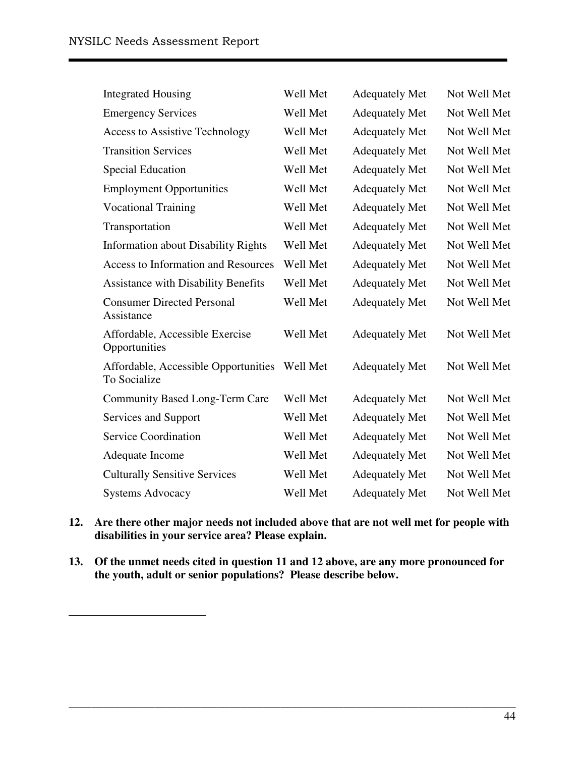| | | | |
|---|---|---|---|
| Integrated Housing | Well Met | Adequately Met | Not Well Met |
| Emergency Services | Well Met | Adequately Met | Not Well Met |
| Access to Assistive Technology | Well Met | Adequately Met | Not Well Met |
| Transition Services | Well Met | Adequately Met | Not Well Met |
| Special Education | Well Met | Adequately Met | Not Well Met |
| Employment Opportunities | Well Met | Adequately Met | Not Well Met |
| Vocational Training | Well Met | Adequately Met | Not Well Met |
| Transportation | Well Met | Adequately Met | Not Well Met |
| Information about Disability Rights | Well Met | Adequately Met | Not Well Met |
| Access to Information and Resources | Well Met | Adequately Met | Not Well Met |
| Assistance with Disability Benefits | Well Met | Adequately Met | Not Well Met |
| Consumer Directed Personal Assistance | Well Met | Adequately Met | Not Well Met |
| Affordable, Accessible Exercise Opportunities | Well Met | Adequately Met | Not Well Met |
| Affordable, Accessible Opportunities To Socialize | Well Met | Adequately Met | Not Well Met |
| Community Based Long-Term Care | Well Met | Adequately Met | Not Well Met |
| Services and Support | Well Met | Adequately Met | Not Well Met |
| Service Coordination | Well Met | Adequately Met | Not Well Met |
| Adequate Income | Well Met | Adequately Met | Not Well Met |
| Culturally Sensitive Services | Well Met | Adequately Met | Not Well Met |
| Systems Advocacy | Well Met | Adequately Met | Not Well Met |

**12. Are there other major needs not included above that are not well met for people with disabilities in your service area? Please explain.**

**13. Of the unmet needs cited in question 11 and 12 above, are any more pronounced for the youth, adult or senior populations? Please describe below.**